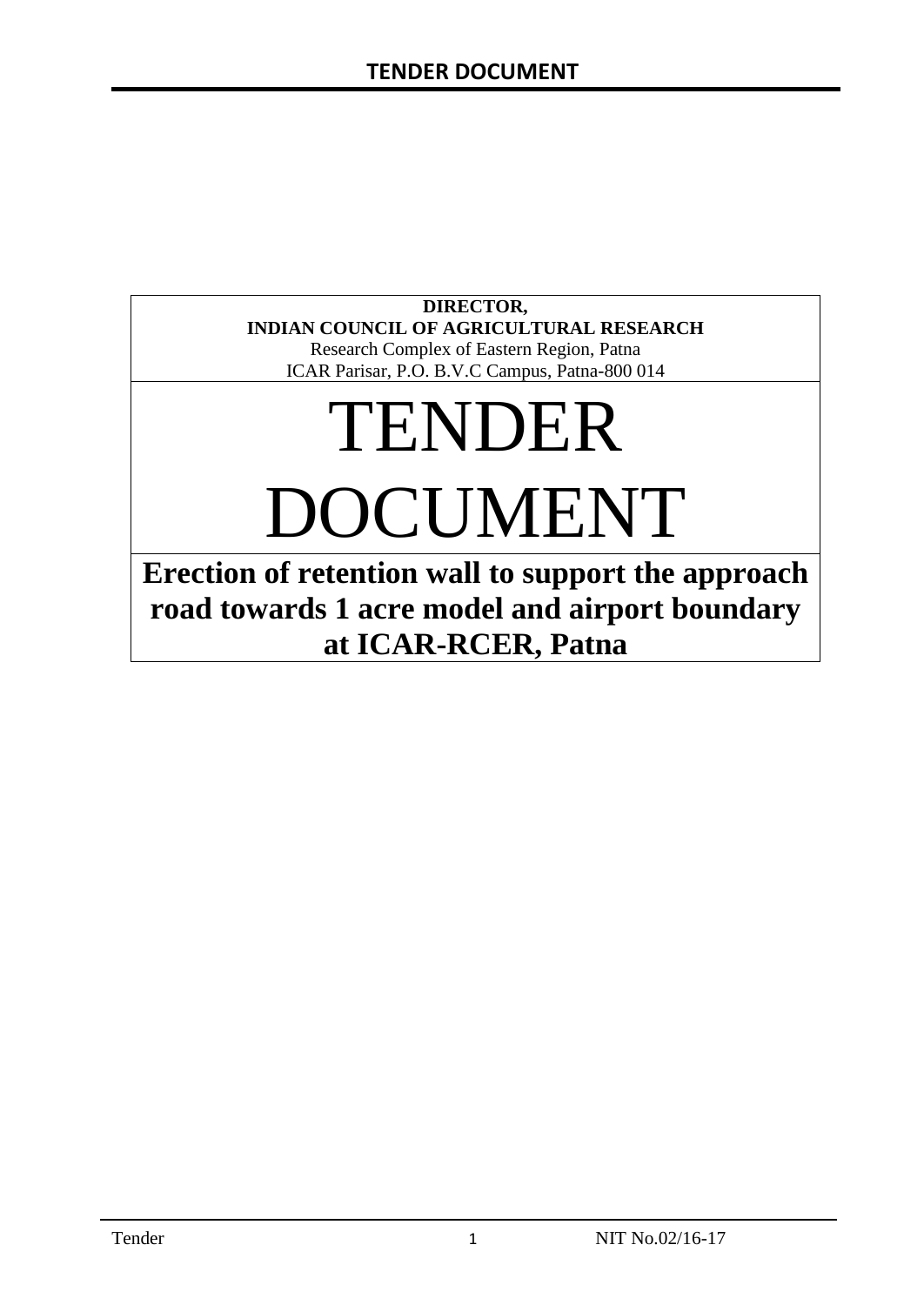**DIRECTOR,**
**INDIAN COUNCIL OF AGRICULTURAL RESEARCH**
Research Complex of Eastern Region, Patna
ICAR Parisar, P.O. B.V.C Campus, Patna-800 014

# TENDER DOCUMENT

## Erection of retention wall to support the approach road towards 1 acre model and airport boundary at ICAR-RCER, Patna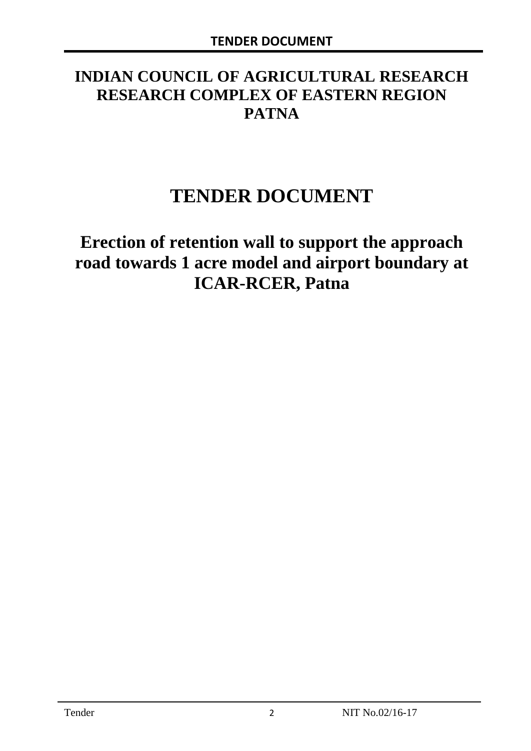# INDIAN COUNCIL OF AGRICULTURAL RESEARCH RESEARCH COMPLEX OF EASTERN REGION PATNA

# TENDER DOCUMENT

## Erection of retention wall to support the approach road towards 1 acre model and airport boundary at ICAR-RCER, Patna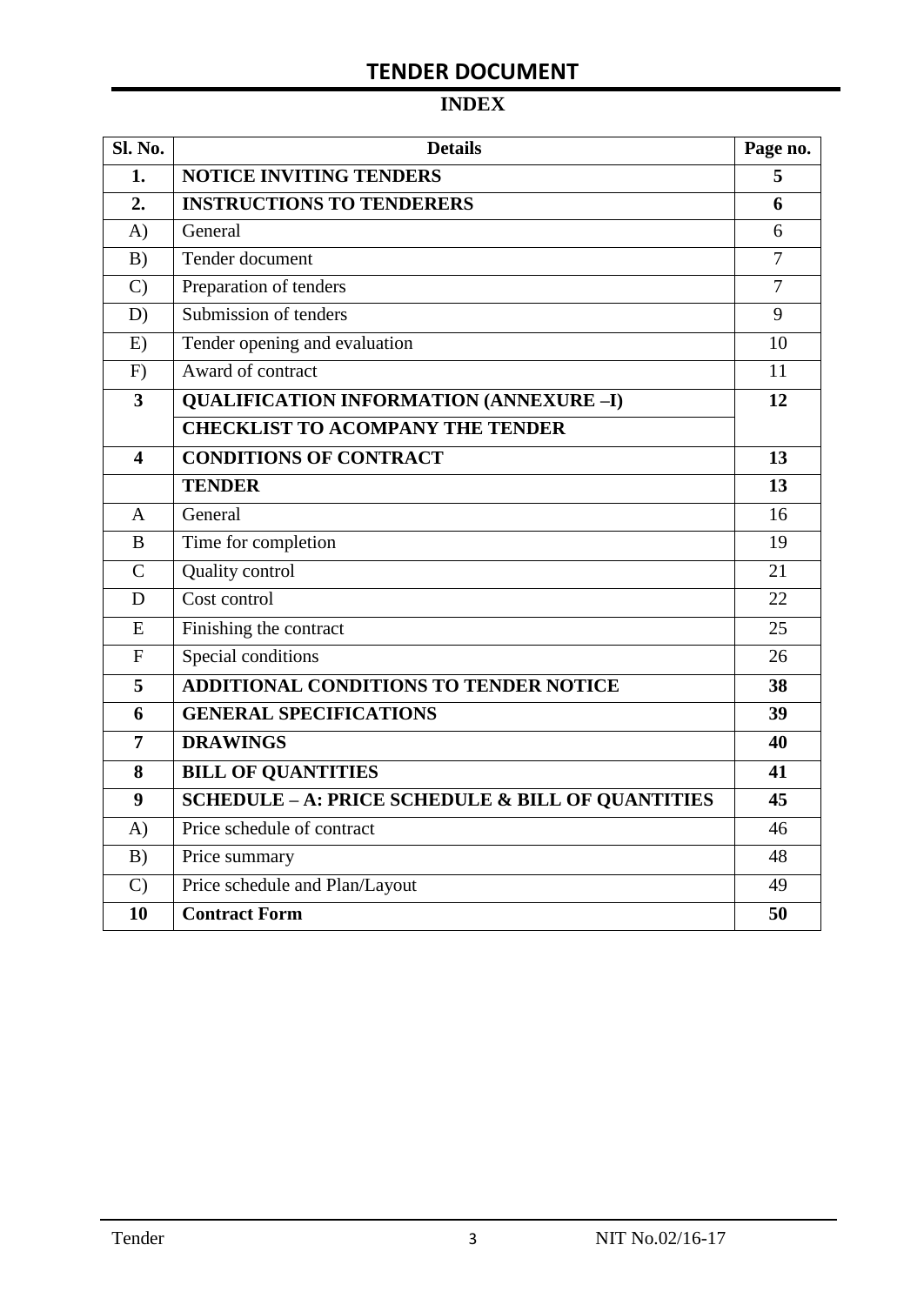# TENDER DOCUMENT

## INDEX

| Sl. No. | Details | Page no. |
|---|---|---|
| **1.** | **NOTICE INVITING TENDERS** | **5** |
| **2.** | **INSTRUCTIONS TO TENDERERS** | **6** |
| A) | General | 6 |
| B) | Tender document | 7 |
| C) | Preparation of tenders | 7 |
| D) | Submission of tenders | 9 |
| E) | Tender opening and evaluation | 10 |
| F) | Award of contract | 11 |
| **3** | **QUALIFICATION INFORMATION (ANNEXURE –I)** | **12** |
| | **CHECKLIST TO ACOMPANY THE TENDER** | |
| **4** | **CONDITIONS OF CONTRACT** | **13** |
| | **TENDER** | **13** |
| A | General | 16 |
| B | Time for completion | 19 |
| C | Quality control | 21 |
| D | Cost control | 22 |
| E | Finishing the contract | 25 |
| F | Special conditions | 26 |
| **5** | **ADDITIONAL CONDITIONS TO TENDER NOTICE** | **38** |
| **6** | **GENERAL SPECIFICATIONS** | **39** |
| **7** | **DRAWINGS** | **40** |
| **8** | **BILL OF QUANTITIES** | **41** |
| **9** | **SCHEDULE – A: PRICE SCHEDULE & BILL OF QUANTITIES** | **45** |
| A) | Price schedule of contract | 46 |
| B) | Price summary | 48 |
| C) | Price schedule and Plan/Layout | 49 |
| **10** | **Contract Form** | **50** |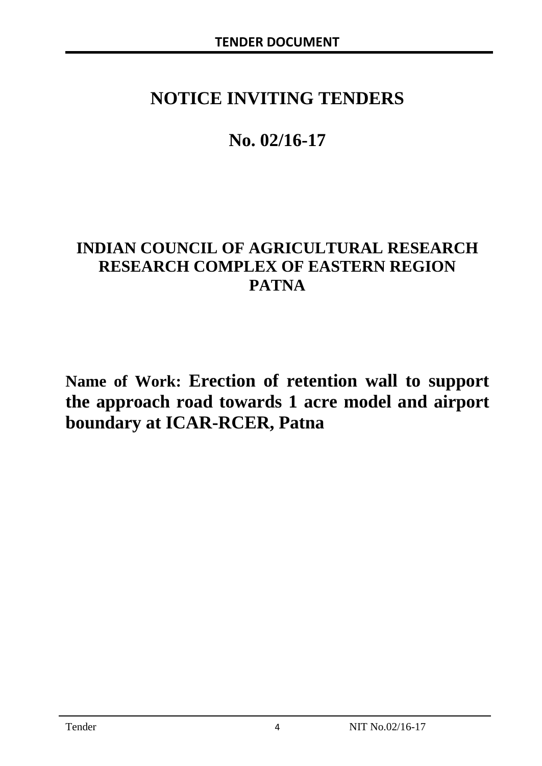# NOTICE INVITING TENDERS

## No. 02/16-17

## INDIAN COUNCIL OF AGRICULTURAL RESEARCH RESEARCH COMPLEX OF EASTERN REGION PATNA

**Name of Work: Erection of retention wall to support the approach road towards 1 acre model and airport boundary at ICAR-RCER, Patna**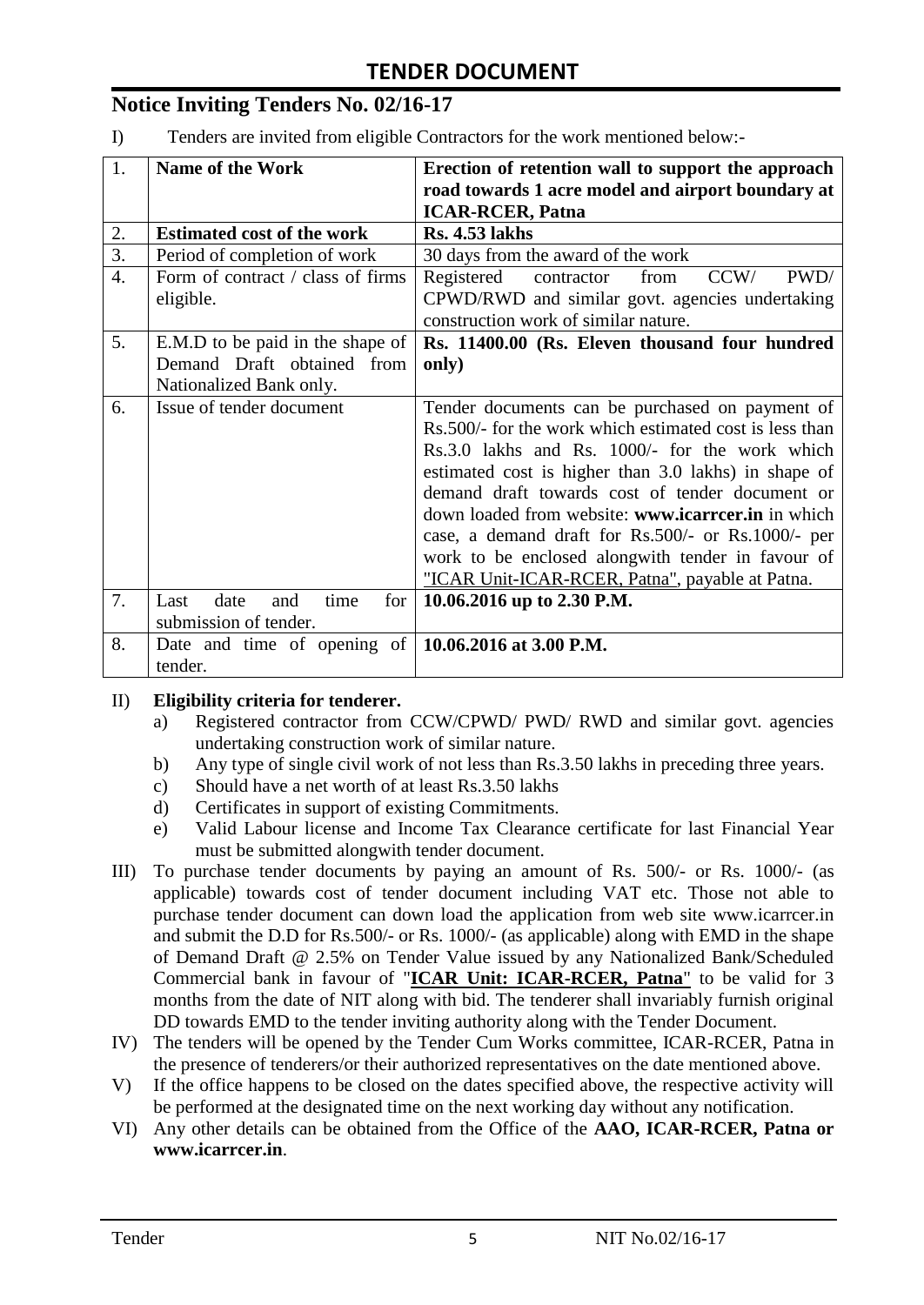# TENDER DOCUMENT

## Notice Inviting Tenders No. 02/16-17

I) Tenders are invited from eligible Contractors for the work mentioned below:-

| 1. | **Name of the Work** | **Erection of retention wall to support the approach road towards 1 acre model and airport boundary at ICAR-RCER, Patna** |
|---|---|---|
| 2. | **Estimated cost of the work** | **Rs. 4.53 lakhs** |
| 3. | Period of completion of work | 30 days from the award of the work |
| 4. | Form of contract / class of firms eligible. | Registered contractor from CCW/ PWD/ CPWD/RWD and similar govt. agencies undertaking construction work of similar nature. |
| 5. | E.M.D to be paid in the shape of Demand Draft obtained from Nationalized Bank only. | **Rs. 11400.00 (Rs. Eleven thousand four hundred only)** |
| 6. | Issue of tender document | Tender documents can be purchased on payment of Rs.500/- for the work which estimated cost is less than Rs.3.0 lakhs and Rs. 1000/- for the work which estimated cost is higher than 3.0 lakhs) in shape of demand draft towards cost of tender document or down loaded from website: **www.icarrcer.in** in which case, a demand draft for Rs.500/- or Rs.1000/- per work to be enclosed alongwith tender in favour of "ICAR Unit-ICAR-RCER, Patna", payable at Patna. |
| 7. | Last date and time for submission of tender. | **10.06.2016 up to 2.30 P.M.** |
| 8. | Date and time of opening of tender. | **10.06.2016 at 3.00 P.M.** |

II) **Eligibility criteria for tenderer.**

a) Registered contractor from CCW/CPWD/ PWD/ RWD and similar govt. agencies undertaking construction work of similar nature.
b) Any type of single civil work of not less than Rs.3.50 lakhs in preceding three years.
c) Should have a net worth of at least Rs.3.50 lakhs
d) Certificates in support of existing Commitments.
e) Valid Labour license and Income Tax Clearance certificate for last Financial Year must be submitted alongwith tender document.

III) To purchase tender documents by paying an amount of Rs. 500/- or Rs. 1000/- (as applicable) towards cost of tender document including VAT etc. Those not able to purchase tender document can down load the application from web site www.icarrcer.in and submit the D.D for Rs.500/- or Rs. 1000/- (as applicable) along with EMD in the shape of Demand Draft @ 2.5% on Tender Value issued by any Nationalized Bank/Scheduled Commercial bank in favour of "**ICAR Unit: ICAR-RCER, Patna**" to be valid for 3 months from the date of NIT along with bid. The tenderer shall invariably furnish original DD towards EMD to the tender inviting authority along with the Tender Document.

IV) The tenders will be opened by the Tender Cum Works committee, ICAR-RCER, Patna in the presence of tenderers/or their authorized representatives on the date mentioned above.

V) If the office happens to be closed on the dates specified above, the respective activity will be performed at the designated time on the next working day without any notification.

VI) Any other details can be obtained from the Office of the **AAO, ICAR-RCER, Patna or www.icarrcer.in**.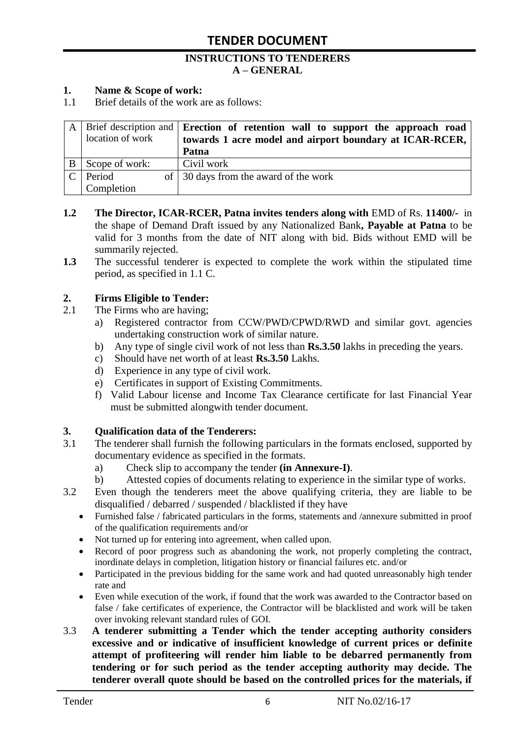# TENDER DOCUMENT

## INSTRUCTIONS TO TENDERERS
## A – GENERAL

**1. Name & Scope of work:**

1.1 Brief details of the work are as follows:

| | | |
|---|---|---|
| A | Brief description and location of work | **Erection of retention wall to support the approach road towards 1 acre model and airport boundary at ICAR-RCER, Patna** |
| B | Scope of work: | Civil work |
| C | Period of Completion | 30 days from the award of the work |

**1.2** **The Director, ICAR-RCER, Patna invites tenders along with** EMD of Rs. **11400/-** in the shape of Demand Draft issued by any Nationalized Bank**, Payable at Patna** to be valid for 3 months from the date of NIT along with bid. Bids without EMD will be summarily rejected.

**1.3** The successful tenderer is expected to complete the work within the stipulated time period, as specified in 1.1 C.

**2. Firms Eligible to Tender:**

2.1 The Firms who are having;

a) Registered contractor from CCW/PWD/CPWD/RWD and similar govt. agencies undertaking construction work of similar nature.
b) Any type of single civil work of not less than **Rs.3.50** lakhs in preceding the years.
c) Should have net worth of at least **Rs.3.50** Lakhs.
d) Experience in any type of civil work.
e) Certificates in support of Existing Commitments.
f) Valid Labour license and Income Tax Clearance certificate for last Financial Year must be submitted alongwith tender document.

**3. Qualification data of the Tenderers:**

3.1 The tenderer shall furnish the following particulars in the formats enclosed, supported by documentary evidence as specified in the formats.

a) Check slip to accompany the tender **(in Annexure-I)**.
b) Attested copies of documents relating to experience in the similar type of works.

3.2 Even though the tenderers meet the above qualifying criteria, they are liable to be disqualified / debarred / suspended / blacklisted if they have

- Furnished false / fabricated particulars in the forms, statements and /annexure submitted in proof of the qualification requirements and/or
- Not turned up for entering into agreement, when called upon.
- Record of poor progress such as abandoning the work, not properly completing the contract, inordinate delays in completion, litigation history or financial failures etc. and/or
- Participated in the previous bidding for the same work and had quoted unreasonably high tender rate and
- Even while execution of the work, if found that the work was awarded to the Contractor based on false / fake certificates of experience, the Contractor will be blacklisted and work will be taken over invoking relevant standard rules of GOI.

3.3 **A tenderer submitting a Tender which the tender accepting authority considers excessive and or indicative of insufficient knowledge of current prices or definite attempt of profiteering will render him liable to be debarred permanently from tendering or for such period as the tender accepting authority may decide. The tenderer overall quote should be based on the controlled prices for the materials, if**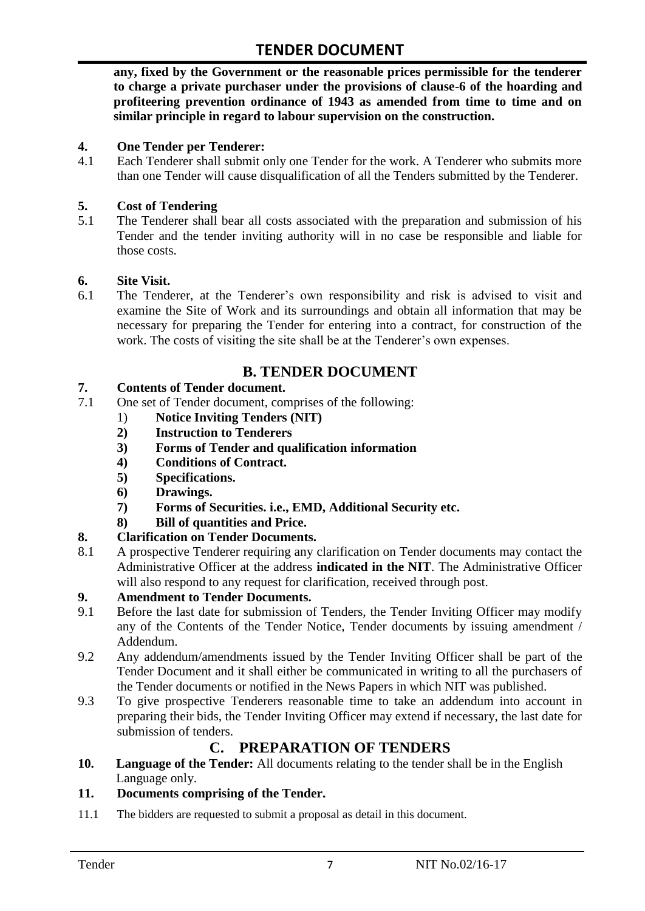**any, fixed by the Government or the reasonable prices permissible for the tenderer to charge a private purchaser under the provisions of clause-6 of the hoarding and profiteering prevention ordinance of 1943 as amended from time to time and on similar principle in regard to labour supervision on the construction.**

**4. One Tender per Tenderer:**

4.1 Each Tenderer shall submit only one Tender for the work. A Tenderer who submits more than one Tender will cause disqualification of all the Tenders submitted by the Tenderer.

**5. Cost of Tendering**

5.1 The Tenderer shall bear all costs associated with the preparation and submission of his Tender and the tender inviting authority will in no case be responsible and liable for those costs.

**6. Site Visit.**

6.1 The Tenderer, at the Tenderer's own responsibility and risk is advised to visit and examine the Site of Work and its surroundings and obtain all information that may be necessary for preparing the Tender for entering into a contract, for construction of the work. The costs of visiting the site shall be at the Tenderer's own expenses.

## B. TENDER DOCUMENT

**7. Contents of Tender document.**

7.1 One set of Tender document, comprises of the following:

1) **Notice Inviting Tenders (NIT)**
2) **Instruction to Tenderers**
3) **Forms of Tender and qualification information**
4) **Conditions of Contract.**
5) **Specifications.**
6) **Drawings.**
7) **Forms of Securities. i.e., EMD, Additional Security etc.**
8) **Bill of quantities and Price.**

**8. Clarification on Tender Documents.**

8.1 A prospective Tenderer requiring any clarification on Tender documents may contact the Administrative Officer at the address **indicated in the NIT**. The Administrative Officer will also respond to any request for clarification, received through post.

**9. Amendment to Tender Documents.**

9.1 Before the last date for submission of Tenders, the Tender Inviting Officer may modify any of the Contents of the Tender Notice, Tender documents by issuing amendment / Addendum.

9.2 Any addendum/amendments issued by the Tender Inviting Officer shall be part of the Tender Document and it shall either be communicated in writing to all the purchasers of the Tender documents or notified in the News Papers in which NIT was published.

9.3 To give prospective Tenderers reasonable time to take an addendum into account in preparing their bids, the Tender Inviting Officer may extend if necessary, the last date for submission of tenders.

## C. PREPARATION OF TENDERS

**10. Language of the Tender:** All documents relating to the tender shall be in the English Language only.

**11. Documents comprising of the Tender.**

11.1 The bidders are requested to submit a proposal as detail in this document.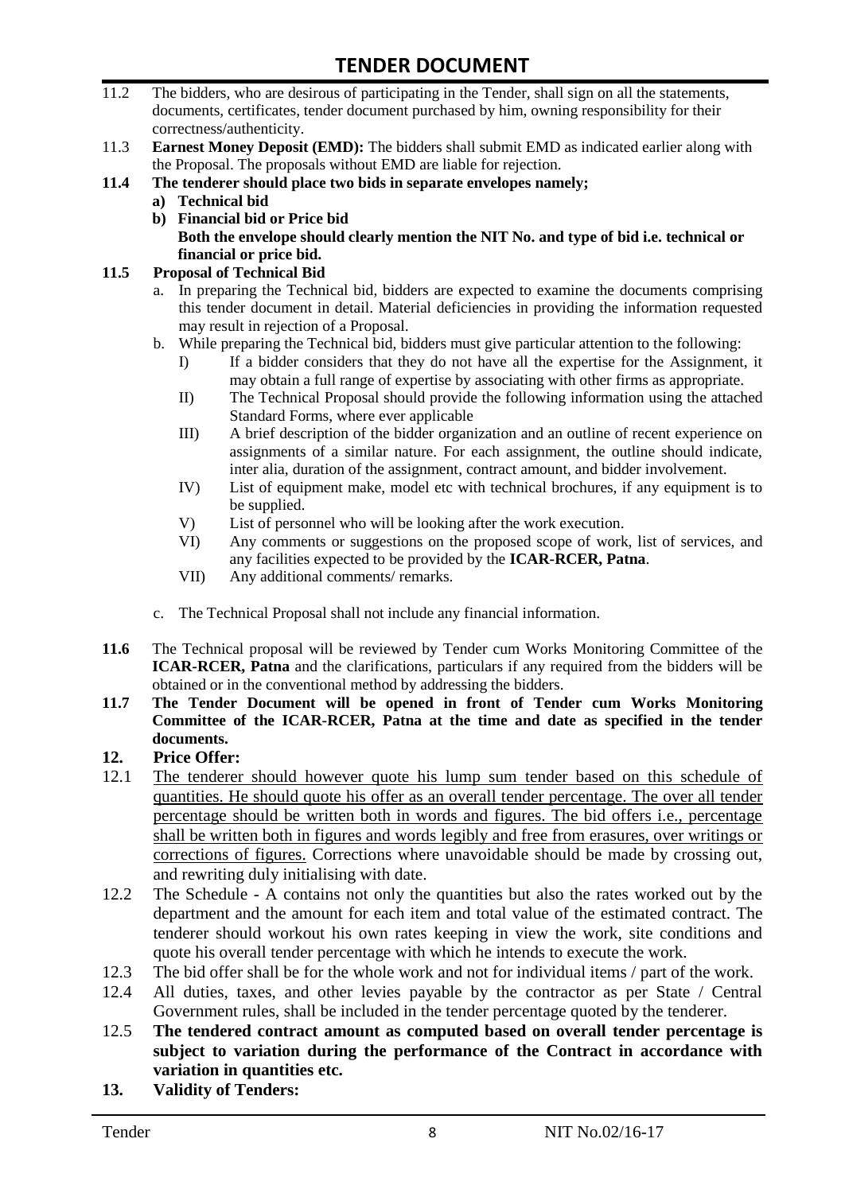11.2 The bidders, who are desirous of participating in the Tender, shall sign on all the statements, documents, certificates, tender document purchased by him, owning responsibility for their correctness/authenticity.

11.3 **Earnest Money Deposit (EMD):** The bidders shall submit EMD as indicated earlier along with the Proposal. The proposals without EMD are liable for rejection.

**11.4 The tenderer should place two bids in separate envelopes namely;**

**a) Technical bid**

**b) Financial bid or Price bid**

**Both the envelope should clearly mention the NIT No. and type of bid i.e. technical or financial or price bid.**

**11.5 Proposal of Technical Bid**

a. In preparing the Technical bid, bidders are expected to examine the documents comprising this tender document in detail. Material deficiencies in providing the information requested may result in rejection of a Proposal.

b. While preparing the Technical bid, bidders must give particular attention to the following:

I) If a bidder considers that they do not have all the expertise for the Assignment, it may obtain a full range of expertise by associating with other firms as appropriate.

II) The Technical Proposal should provide the following information using the attached Standard Forms, where ever applicable

III) A brief description of the bidder organization and an outline of recent experience on assignments of a similar nature. For each assignment, the outline should indicate, inter alia, duration of the assignment, contract amount, and bidder involvement.

IV) List of equipment make, model etc with technical brochures, if any equipment is to be supplied.

V) List of personnel who will be looking after the work execution.

VI) Any comments or suggestions on the proposed scope of work, list of services, and any facilities expected to be provided by the **ICAR-RCER, Patna**.

VII) Any additional comments/ remarks.

c. The Technical Proposal shall not include any financial information.

**11.6** The Technical proposal will be reviewed by Tender cum Works Monitoring Committee of the **ICAR-RCER, Patna** and the clarifications, particulars if any required from the bidders will be obtained or in the conventional method by addressing the bidders.

**11.7 The Tender Document will be opened in front of Tender cum Works Monitoring Committee of the ICAR-RCER, Patna at the time and date as specified in the tender documents.**

## 12. Price Offer:

12.1 The tenderer should however quote his lump sum tender based on this schedule of quantities. He should quote his offer as an overall tender percentage. The over all tender percentage should be written both in words and figures. The bid offers i.e., percentage shall be written both in figures and words legibly and free from erasures, over writings or corrections of figures. Corrections where unavoidable should be made by crossing out, and rewriting duly initialising with date.

12.2 The Schedule - A contains not only the quantities but also the rates worked out by the department and the amount for each item and total value of the estimated contract. The tenderer should workout his own rates keeping in view the work, site conditions and quote his overall tender percentage with which he intends to execute the work.

12.3 The bid offer shall be for the whole work and not for individual items / part of the work.

12.4 All duties, taxes, and other levies payable by the contractor as per State / Central Government rules, shall be included in the tender percentage quoted by the tenderer.

12.5 **The tendered contract amount as computed based on overall tender percentage is subject to variation during the performance of the Contract in accordance with variation in quantities etc.**

## 13. Validity of Tenders: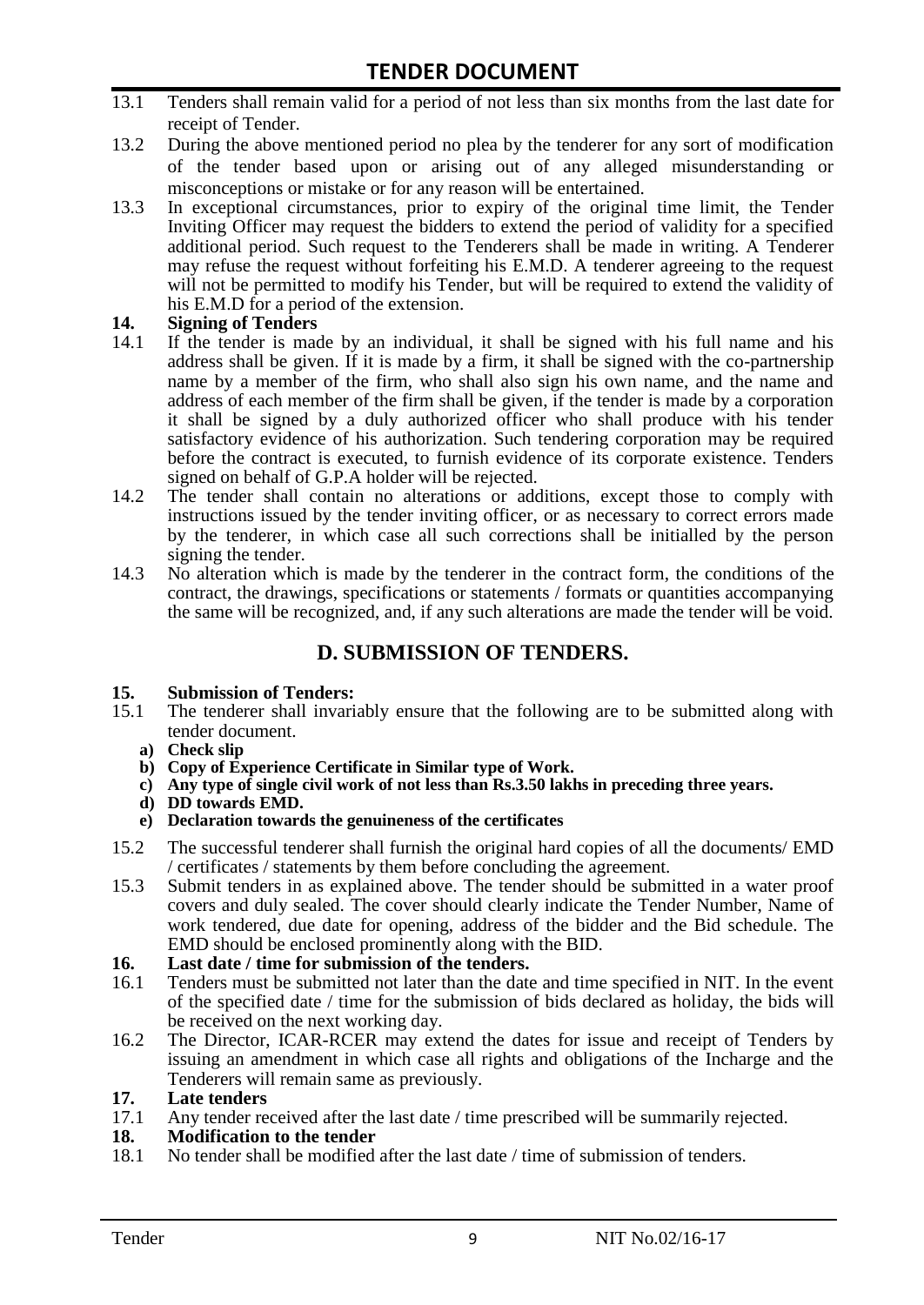13.1 Tenders shall remain valid for a period of not less than six months from the last date for receipt of Tender.

13.2 During the above mentioned period no plea by the tenderer for any sort of modification of the tender based upon or arising out of any alleged misunderstanding or misconceptions or mistake or for any reason will be entertained.

13.3 In exceptional circumstances, prior to expiry of the original time limit, the Tender Inviting Officer may request the bidders to extend the period of validity for a specified additional period. Such request to the Tenderers shall be made in writing. A Tenderer may refuse the request without forfeiting his E.M.D. A tenderer agreeing to the request will not be permitted to modify his Tender, but will be required to extend the validity of his E.M.D for a period of the extension.

**14. Signing of Tenders**

14.1 If the tender is made by an individual, it shall be signed with his full name and his address shall be given. If it is made by a firm, it shall be signed with the co-partnership name by a member of the firm, who shall also sign his own name, and the name and address of each member of the firm shall be given, if the tender is made by a corporation it shall be signed by a duly authorized officer who shall produce with his tender satisfactory evidence of his authorization. Such tendering corporation may be required before the contract is executed, to furnish evidence of its corporate existence. Tenders signed on behalf of G.P.A holder will be rejected.

14.2 The tender shall contain no alterations or additions, except those to comply with instructions issued by the tender inviting officer, or as necessary to correct errors made by the tenderer, in which case all such corrections shall be initialled by the person signing the tender.

14.3 No alteration which is made by the tenderer in the contract form, the conditions of the contract, the drawings, specifications or statements / formats or quantities accompanying the same will be recognized, and, if any such alterations are made the tender will be void.

## D. SUBMISSION OF TENDERS.

**15. Submission of Tenders:**

15.1 The tenderer shall invariably ensure that the following are to be submitted along with tender document.

   **a) Check slip**
   **b) Copy of Experience Certificate in Similar type of Work.**
   **c) Any type of single civil work of not less than Rs.3.50 lakhs in preceding three years.**
   **d) DD towards EMD.**
   **e) Declaration towards the genuineness of the certificates**

15.2 The successful tenderer shall furnish the original hard copies of all the documents/ EMD / certificates / statements by them before concluding the agreement.

15.3 Submit tenders in as explained above. The tender should be submitted in a water proof covers and duly sealed. The cover should clearly indicate the Tender Number, Name of work tendered, due date for opening, address of the bidder and the Bid schedule. The EMD should be enclosed prominently along with the BID.

**16. Last date / time for submission of the tenders.**

16.1 Tenders must be submitted not later than the date and time specified in NIT. In the event of the specified date / time for the submission of bids declared as holiday, the bids will be received on the next working day.

16.2 The Director, ICAR-RCER may extend the dates for issue and receipt of Tenders by issuing an amendment in which case all rights and obligations of the Incharge and the Tenderers will remain same as previously.

**17. Late tenders**

17.1 Any tender received after the last date / time prescribed will be summarily rejected.

**18. Modification to the tender**

18.1 No tender shall be modified after the last date / time of submission of tenders.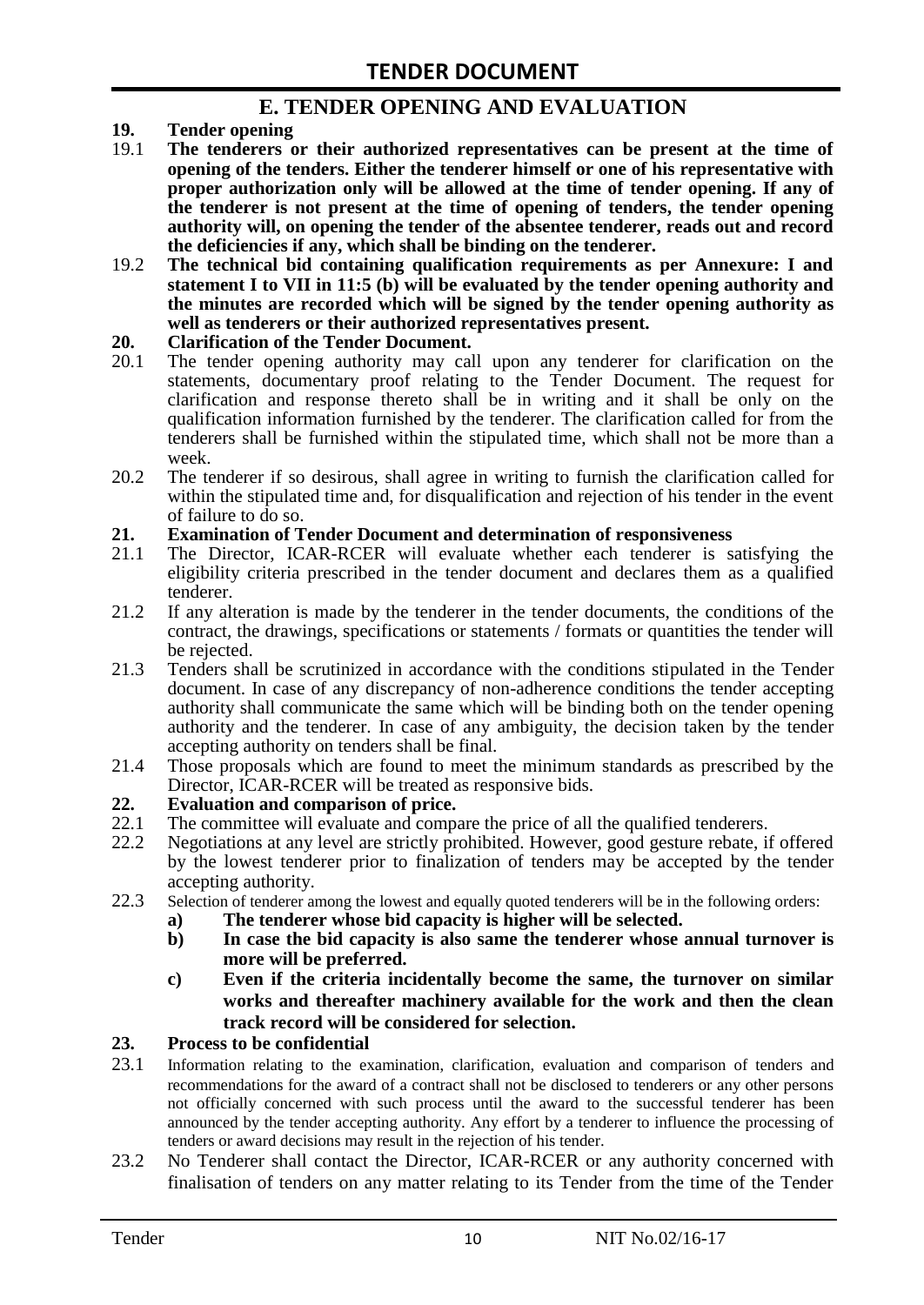## E. TENDER OPENING AND EVALUATION

**19. Tender opening**

19.1 **The tenderers or their authorized representatives can be present at the time of opening of the tenders. Either the tenderer himself or one of his representative with proper authorization only will be allowed at the time of tender opening. If any of the tenderer is not present at the time of opening of tenders, the tender opening authority will, on opening the tender of the absentee tenderer, reads out and record the deficiencies if any, which shall be binding on the tenderer.**

19.2 **The technical bid containing qualification requirements as per Annexure: I and statement I to VII in 11:5 (b) will be evaluated by the tender opening authority and the minutes are recorded which will be signed by the tender opening authority as well as tenderers or their authorized representatives present.**

**20. Clarification of the Tender Document.**

20.1 The tender opening authority may call upon any tenderer for clarification on the statements, documentary proof relating to the Tender Document. The request for clarification and response thereto shall be in writing and it shall be only on the qualification information furnished by the tenderer. The clarification called for from the tenderers shall be furnished within the stipulated time, which shall not be more than a week.

20.2 The tenderer if so desirous, shall agree in writing to furnish the clarification called for within the stipulated time and, for disqualification and rejection of his tender in the event of failure to do so.

**21. Examination of Tender Document and determination of responsiveness**

21.1 The Director, ICAR-RCER will evaluate whether each tenderer is satisfying the eligibility criteria prescribed in the tender document and declares them as a qualified tenderer.

21.2 If any alteration is made by the tenderer in the tender documents, the conditions of the contract, the drawings, specifications or statements / formats or quantities the tender will be rejected.

21.3 Tenders shall be scrutinized in accordance with the conditions stipulated in the Tender document. In case of any discrepancy of non-adherence conditions the tender accepting authority shall communicate the same which will be binding both on the tender opening authority and the tenderer. In case of any ambiguity, the decision taken by the tender accepting authority on tenders shall be final.

21.4 Those proposals which are found to meet the minimum standards as prescribed by the Director, ICAR-RCER will be treated as responsive bids.

**22. Evaluation and comparison of price.**

22.1 The committee will evaluate and compare the price of all the qualified tenderers.

22.2 Negotiations at any level are strictly prohibited. However, good gesture rebate, if offered by the lowest tenderer prior to finalization of tenders may be accepted by the tender accepting authority.

22.3 Selection of tenderer among the lowest and equally quoted tenderers will be in the following orders:

- **a) The tenderer whose bid capacity is higher will be selected.**
- **b) In case the bid capacity is also same the tenderer whose annual turnover is more will be preferred.**
- **c) Even if the criteria incidentally become the same, the turnover on similar works and thereafter machinery available for the work and then the clean track record will be considered for selection.**

**23. Process to be confidential**

23.1 Information relating to the examination, clarification, evaluation and comparison of tenders and recommendations for the award of a contract shall not be disclosed to tenderers or any other persons not officially concerned with such process until the award to the successful tenderer has been announced by the tender accepting authority. Any effort by a tenderer to influence the processing of tenders or award decisions may result in the rejection of his tender.

23.2 No Tenderer shall contact the Director, ICAR-RCER or any authority concerned with finalisation of tenders on any matter relating to its Tender from the time of the Tender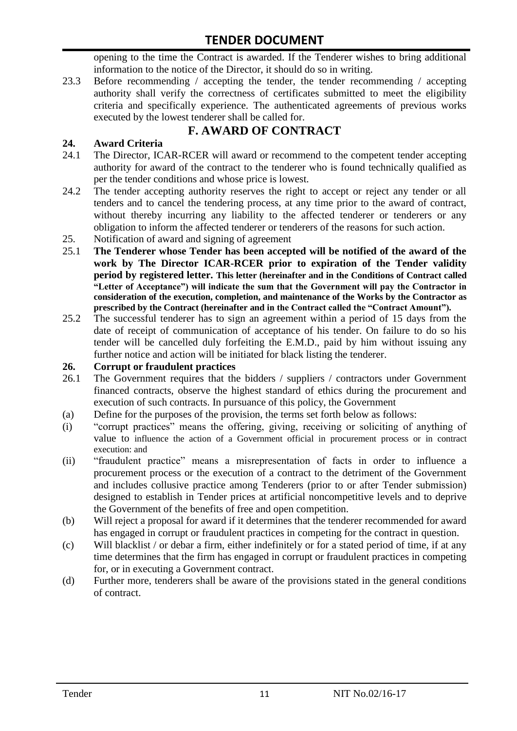opening to the time the Contract is awarded. If the Tenderer wishes to bring additional information to the notice of the Director, it should do so in writing.

23.3 Before recommending / accepting the tender, the tender recommending / accepting authority shall verify the correctness of certificates submitted to meet the eligibility criteria and specifically experience. The authenticated agreements of previous works executed by the lowest tenderer shall be called for.

## F. AWARD OF CONTRACT

**24. Award Criteria**

24.1 The Director, ICAR-RCER will award or recommend to the competent tender accepting authority for award of the contract to the tenderer who is found technically qualified as per the tender conditions and whose price is lowest.

24.2 The tender accepting authority reserves the right to accept or reject any tender or all tenders and to cancel the tendering process, at any time prior to the award of contract, without thereby incurring any liability to the affected tenderer or tenderers or any obligation to inform the affected tenderer or tenderers of the reasons for such action.

25. Notification of award and signing of agreement

25.1 **The Tenderer whose Tender has been accepted will be notified of the award of the work by The Director ICAR-RCER prior to expiration of the Tender validity period by registered letter. This letter (hereinafter and in the Conditions of Contract called "Letter of Acceptance") will indicate the sum that the Government will pay the Contractor in consideration of the execution, completion, and maintenance of the Works by the Contractor as prescribed by the Contract (hereinafter and in the Contract called the "Contract Amount").**

25.2 The successful tenderer has to sign an agreement within a period of 15 days from the date of receipt of communication of acceptance of his tender. On failure to do so his tender will be cancelled duly forfeiting the E.M.D., paid by him without issuing any further notice and action will be initiated for black listing the tenderer.

**26. Corrupt or fraudulent practices**

26.1 The Government requires that the bidders / suppliers / contractors under Government financed contracts, observe the highest standard of ethics during the procurement and execution of such contracts. In pursuance of this policy, the Government

(a) Define for the purposes of the provision, the terms set forth below as follows:

(i) "corrupt practices" means the offering, giving, receiving or soliciting of anything of value to influence the action of a Government official in procurement process or in contract execution: and

(ii) "fraudulent practice" means a misrepresentation of facts in order to influence a procurement process or the execution of a contract to the detriment of the Government and includes collusive practice among Tenderers (prior to or after Tender submission) designed to establish in Tender prices at artificial noncompetitive levels and to deprive the Government of the benefits of free and open competition.

(b) Will reject a proposal for award if it determines that the tenderer recommended for award has engaged in corrupt or fraudulent practices in competing for the contract in question.

(c) Will blacklist / or debar a firm, either indefinitely or for a stated period of time, if at any time determines that the firm has engaged in corrupt or fraudulent practices in competing for, or in executing a Government contract.

(d) Further more, tenderers shall be aware of the provisions stated in the general conditions of contract.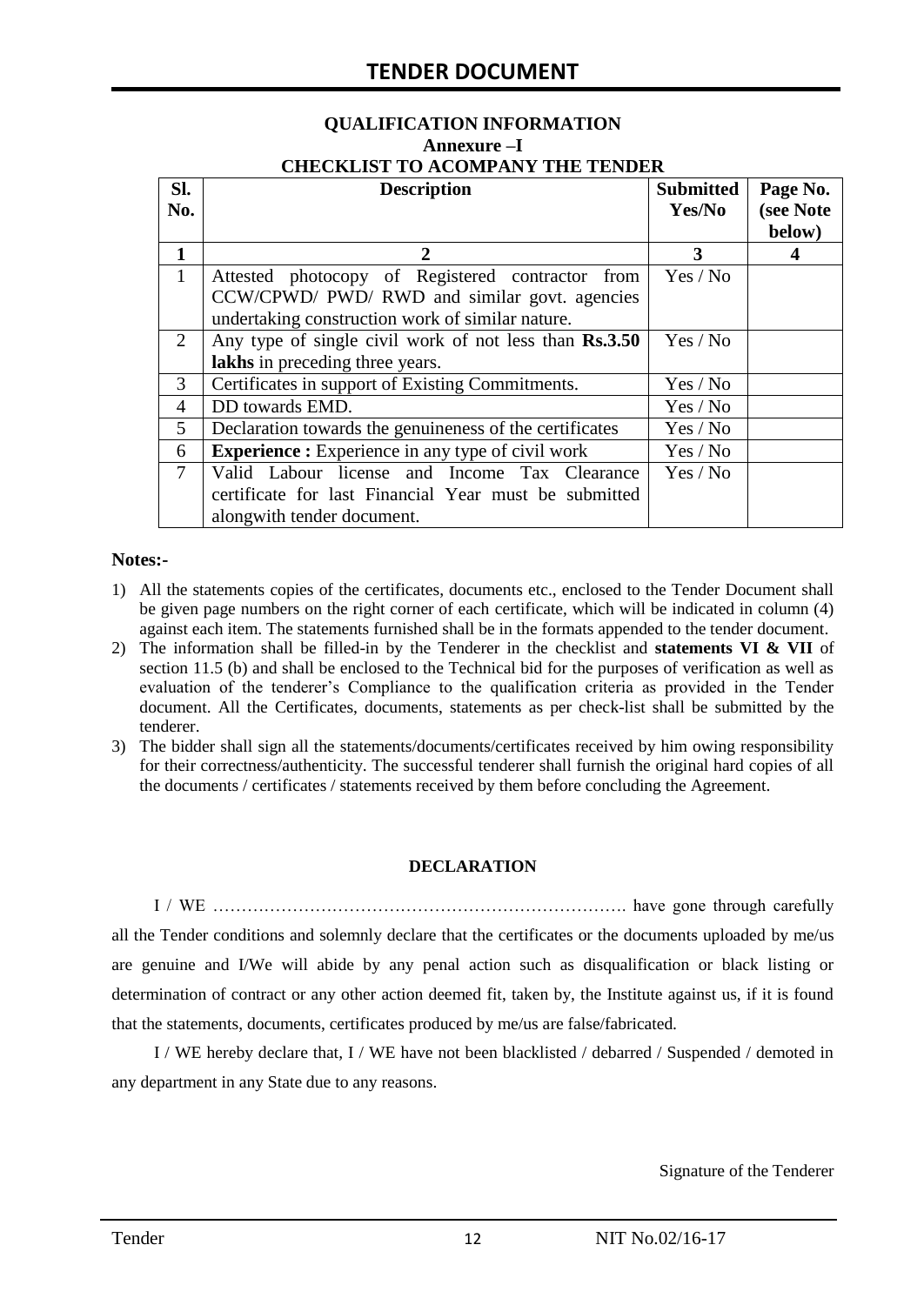## QUALIFICATION INFORMATION

### Annexure –I

### CHECKLIST TO ACOMPANY THE TENDER

| Sl. No. | Description | Submitted Yes/No | Page No. (see Note below) |
|---|---|---|---|
| **1** | **2** | **3** | **4** |
| 1 | Attested photocopy of Registered contractor from CCW/CPWD/ PWD/ RWD and similar govt. agencies undertaking construction work of similar nature. | Yes / No | |
| 2 | Any type of single civil work of not less than **Rs.3.50 lakhs** in preceding three years. | Yes / No | |
| 3 | Certificates in support of Existing Commitments. | Yes / No | |
| 4 | DD towards EMD. | Yes / No | |
| 5 | Declaration towards the genuineness of the certificates | Yes / No | |
| 6 | **Experience :** Experience in any type of civil work | Yes / No | |
| 7 | Valid Labour license and Income Tax Clearance certificate for last Financial Year must be submitted alongwith tender document. | Yes / No | |

**Notes:-**

1) All the statements copies of the certificates, documents etc., enclosed to the Tender Document shall be given page numbers on the right corner of each certificate, which will be indicated in column (4) against each item. The statements furnished shall be in the formats appended to the tender document.
2) The information shall be filled-in by the Tenderer in the checklist and **statements VI & VII** of section 11.5 (b) and shall be enclosed to the Technical bid for the purposes of verification as well as evaluation of the tenderer's Compliance to the qualification criteria as provided in the Tender document. All the Certificates, documents, statements as per check-list shall be submitted by the tenderer.
3) The bidder shall sign all the statements/documents/certificates received by him owing responsibility for their correctness/authenticity. The successful tenderer shall furnish the original hard copies of all the documents / certificates / statements received by them before concluding the Agreement.

**DECLARATION**

I / WE ………………………………………………………………. have gone through carefully all the Tender conditions and solemnly declare that the certificates or the documents uploaded by me/us are genuine and I/We will abide by any penal action such as disqualification or black listing or determination of contract or any other action deemed fit, taken by, the Institute against us, if it is found that the statements, documents, certificates produced by me/us are false/fabricated.

I / WE hereby declare that, I / WE have not been blacklisted / debarred / Suspended / demoted in any department in any State due to any reasons.

Signature of the Tenderer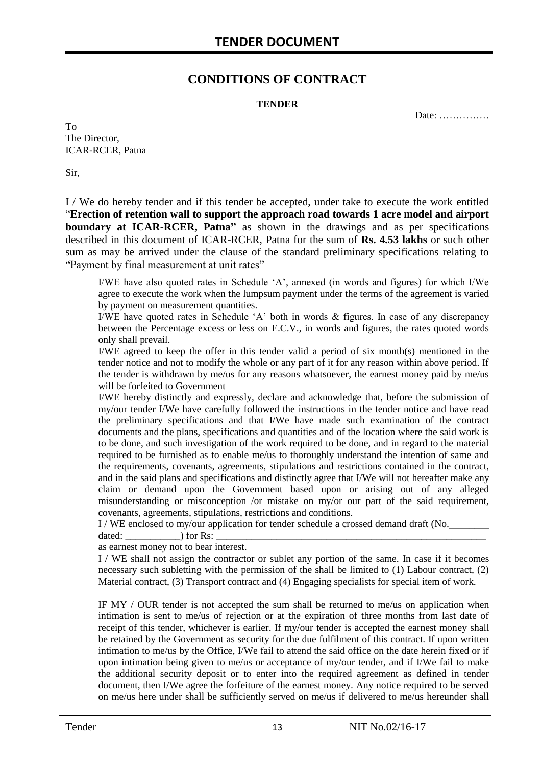## CONDITIONS OF CONTRACT

**TENDER**

Date: ……………

To
The Director,
ICAR-RCER, Patna

Sir,

I / We do hereby tender and if this tender be accepted, under take to execute the work entitled "**Erection of retention wall to support the approach road towards 1 acre model and airport boundary at ICAR-RCER, Patna"** as shown in the drawings and as per specifications described in this document of ICAR-RCER, Patna for the sum of **Rs. 4.53 lakhs** or such other sum as may be arrived under the clause of the standard preliminary specifications relating to "Payment by final measurement at unit rates"

I/WE have also quoted rates in Schedule 'A', annexed (in words and figures) for which I/We agree to execute the work when the lumpsum payment under the terms of the agreement is varied by payment on measurement quantities.

I/WE have quoted rates in Schedule 'A' both in words & figures. In case of any discrepancy between the Percentage excess or less on E.C.V., in words and figures, the rates quoted words only shall prevail.

I/WE agreed to keep the offer in this tender valid a period of six month(s) mentioned in the tender notice and not to modify the whole or any part of it for any reason within above period. If the tender is withdrawn by me/us for any reasons whatsoever, the earnest money paid by me/us will be forfeited to Government

I/WE hereby distinctly and expressly, declare and acknowledge that, before the submission of my/our tender I/We have carefully followed the instructions in the tender notice and have read the preliminary specifications and that I/We have made such examination of the contract documents and the plans, specifications and quantities and of the location where the said work is to be done, and such investigation of the work required to be done, and in regard to the material required to be furnished as to enable me/us to thoroughly understand the intention of same and the requirements, covenants, agreements, stipulations and restrictions contained in the contract, and in the said plans and specifications and distinctly agree that I/We will not hereafter make any claim or demand upon the Government based upon or arising out of any alleged misunderstanding or misconception /or mistake on my/or our part of the said requirement, covenants, agreements, stipulations, restrictions and conditions.

I / WE enclosed to my/our application for tender schedule a crossed demand draft (No.________ dated: ___________) for Rs: ________________________________________________________ as earnest money not to bear interest.

I / WE shall not assign the contractor or sublet any portion of the same. In case if it becomes necessary such subletting with the permission of the shall be limited to (1) Labour contract, (2) Material contract, (3) Transport contract and (4) Engaging specialists for special item of work.

IF MY / OUR tender is not accepted the sum shall be returned to me/us on application when intimation is sent to me/us of rejection or at the expiration of three months from last date of receipt of this tender, whichever is earlier. If my/our tender is accepted the earnest money shall be retained by the Government as security for the due fulfilment of this contract. If upon written intimation to me/us by the Office, I/We fail to attend the said office on the date herein fixed or if upon intimation being given to me/us or acceptance of my/our tender, and if I/We fail to make the additional security deposit or to enter into the required agreement as defined in tender document, then I/We agree the forfeiture of the earnest money. Any notice required to be served on me/us here under shall be sufficiently served on me/us if delivered to me/us hereunder shall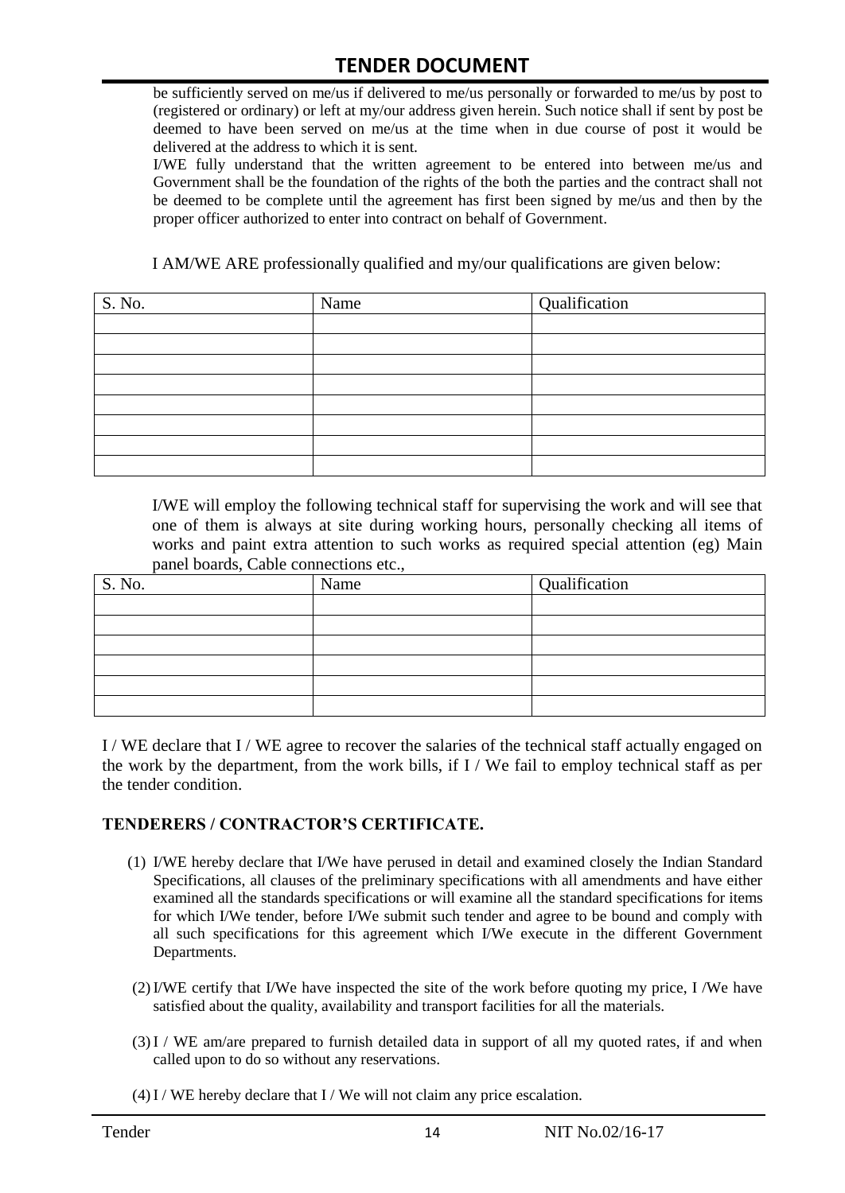be sufficiently served on me/us if delivered to me/us personally or forwarded to me/us by post to (registered or ordinary) or left at my/our address given herein. Such notice shall if sent by post be deemed to have been served on me/us at the time when in due course of post it would be delivered at the address to which it is sent.

I/WE fully understand that the written agreement to be entered into between me/us and Government shall be the foundation of the rights of the both the parties and the contract shall not be deemed to be complete until the agreement has first been signed by me/us and then by the proper officer authorized to enter into contract on behalf of Government.

I AM/WE ARE professionally qualified and my/our qualifications are given below:

| S. No. | Name | Qualification |
|---|---|---|
| | | |
| | | |
| | | |
| | | |
| | | |
| | | |
| | | |
| | | |

I/WE will employ the following technical staff for supervising the work and will see that one of them is always at site during working hours, personally checking all items of works and paint extra attention to such works as required special attention (eg) Main panel boards, Cable connections etc.,

| S. No. | Name | Qualification |
|---|---|---|
| | | |
| | | |
| | | |
| | | |
| | | |
| | | |

I / WE declare that I / WE agree to recover the salaries of the technical staff actually engaged on the work by the department, from the work bills, if I / We fail to employ technical staff as per the tender condition.

**TENDERERS / CONTRACTOR'S CERTIFICATE.**

(1) I/WE hereby declare that I/We have perused in detail and examined closely the Indian Standard Specifications, all clauses of the preliminary specifications with all amendments and have either examined all the standards specifications or will examine all the standard specifications for items for which I/We tender, before I/We submit such tender and agree to be bound and comply with all such specifications for this agreement which I/We execute in the different Government Departments.

(2) I/WE certify that I/We have inspected the site of the work before quoting my price, I /We have satisfied about the quality, availability and transport facilities for all the materials.

(3) I / WE am/are prepared to furnish detailed data in support of all my quoted rates, if and when called upon to do so without any reservations.

(4) I / WE hereby declare that I / We will not claim any price escalation.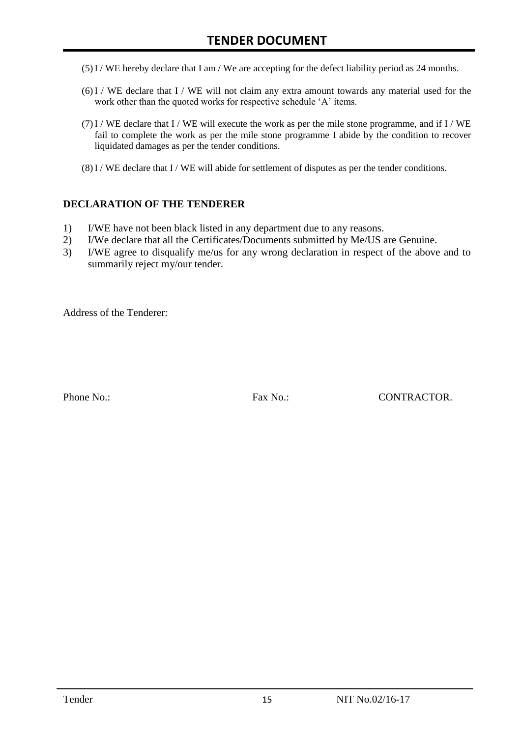(5) I / WE hereby declare that I am / We are accepting for the defect liability period as 24 months.

(6) I / WE declare that I / WE will not claim any extra amount towards any material used for the work other than the quoted works for respective schedule 'A' items.

(7) I / WE declare that I / WE will execute the work as per the mile stone programme, and if I / WE fail to complete the work as per the mile stone programme I abide by the condition to recover liquidated damages as per the tender conditions.

(8) I / WE declare that I / WE will abide for settlement of disputes as per the tender conditions.

**DECLARATION OF THE TENDERER**

1) I/WE have not been black listed in any department due to any reasons.
2) I/We declare that all the Certificates/Documents submitted by Me/US are Genuine.
3) I/WE agree to disqualify me/us for any wrong declaration in respect of the above and to summarily reject my/our tender.

Address of the Tenderer:

Phone No.: Fax No.: CONTRACTOR.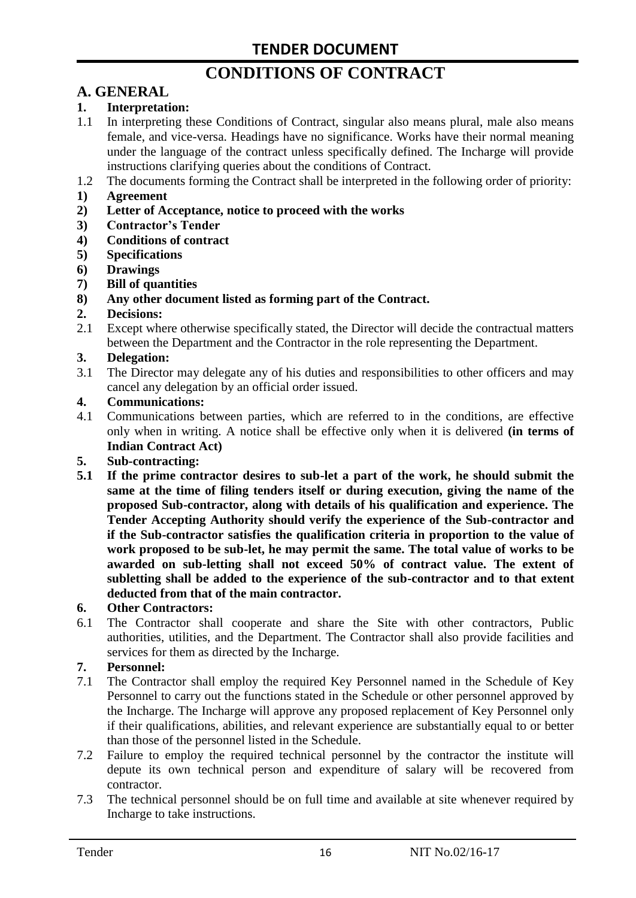# CONDITIONS OF CONTRACT

## A. GENERAL

**1. Interpretation:**

1.1 In interpreting these Conditions of Contract, singular also means plural, male also means female, and vice-versa. Headings have no significance. Works have their normal meaning under the language of the contract unless specifically defined. The Incharge will provide instructions clarifying queries about the conditions of Contract.

1.2 The documents forming the Contract shall be interpreted in the following order of priority:

**1) Agreement**

**2) Letter of Acceptance, notice to proceed with the works**

**3) Contractor's Tender**

**4) Conditions of contract**

**5) Specifications**

**6) Drawings**

**7) Bill of quantities**

**8) Any other document listed as forming part of the Contract.**

**2. Decisions:**

2.1 Except where otherwise specifically stated, the Director will decide the contractual matters between the Department and the Contractor in the role representing the Department.

**3. Delegation:**

3.1 The Director may delegate any of his duties and responsibilities to other officers and may cancel any delegation by an official order issued.

**4. Communications:**

4.1 Communications between parties, which are referred to in the conditions, are effective only when in writing. A notice shall be effective only when it is delivered **(in terms of Indian Contract Act)**

**5. Sub-contracting:**

**5.1 If the prime contractor desires to sub-let a part of the work, he should submit the same at the time of filing tenders itself or during execution, giving the name of the proposed Sub-contractor, along with details of his qualification and experience. The Tender Accepting Authority should verify the experience of the Sub-contractor and if the Sub-contractor satisfies the qualification criteria in proportion to the value of work proposed to be sub-let, he may permit the same. The total value of works to be awarded on sub-letting shall not exceed 50% of contract value. The extent of subletting shall be added to the experience of the sub-contractor and to that extent deducted from that of the main contractor.**

**6. Other Contractors:**

6.1 The Contractor shall cooperate and share the Site with other contractors, Public authorities, utilities, and the Department. The Contractor shall also provide facilities and services for them as directed by the Incharge.

**7. Personnel:**

7.1 The Contractor shall employ the required Key Personnel named in the Schedule of Key Personnel to carry out the functions stated in the Schedule or other personnel approved by the Incharge. The Incharge will approve any proposed replacement of Key Personnel only if their qualifications, abilities, and relevant experience are substantially equal to or better than those of the personnel listed in the Schedule.

7.2 Failure to employ the required technical personnel by the contractor the institute will depute its own technical person and expenditure of salary will be recovered from contractor.

7.3 The technical personnel should be on full time and available at site whenever required by Incharge to take instructions.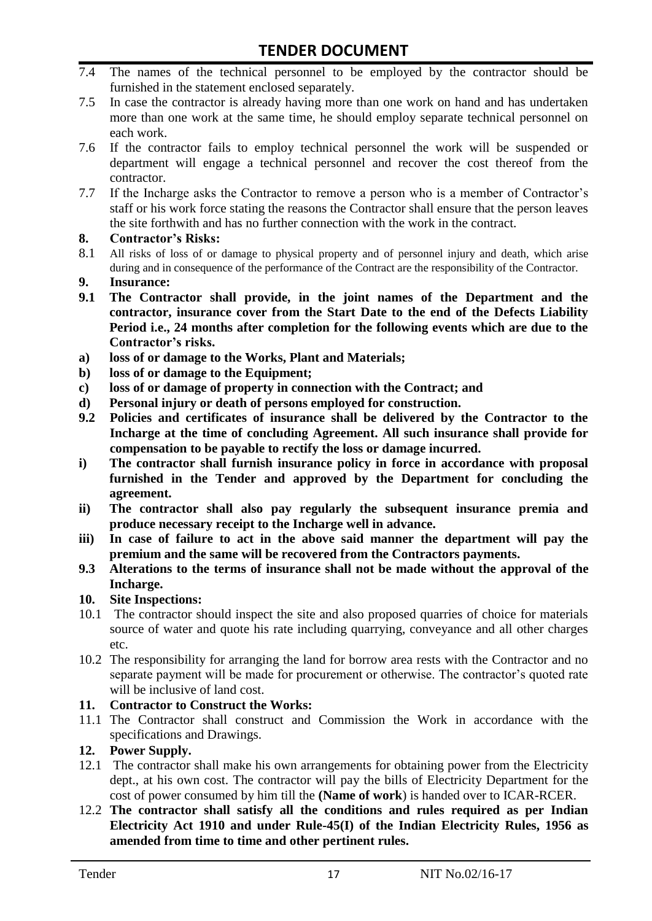7.4 The names of the technical personnel to be employed by the contractor should be furnished in the statement enclosed separately.

7.5 In case the contractor is already having more than one work on hand and has undertaken more than one work at the same time, he should employ separate technical personnel on each work.

7.6 If the contractor fails to employ technical personnel the work will be suspended or department will engage a technical personnel and recover the cost thereof from the contractor.

7.7 If the Incharge asks the Contractor to remove a person who is a member of Contractor's staff or his work force stating the reasons the Contractor shall ensure that the person leaves the site forthwith and has no further connection with the work in the contract.

**8. Contractor's Risks:**

8.1 All risks of loss of or damage to physical property and of personnel injury and death, which arise during and in consequence of the performance of the Contract are the responsibility of the Contractor.

**9. Insurance:**

**9.1 The Contractor shall provide, in the joint names of the Department and the contractor, insurance cover from the Start Date to the end of the Defects Liability Period i.e., 24 months after completion for the following events which are due to the Contractor's risks.**

**a) loss of or damage to the Works, Plant and Materials;**

**b) loss of or damage to the Equipment;**

**c) loss of or damage of property in connection with the Contract; and**

**d) Personal injury or death of persons employed for construction.**

**9.2 Policies and certificates of insurance shall be delivered by the Contractor to the Incharge at the time of concluding Agreement. All such insurance shall provide for compensation to be payable to rectify the loss or damage incurred.**

**i) The contractor shall furnish insurance policy in force in accordance with proposal furnished in the Tender and approved by the Department for concluding the agreement.**

**ii) The contractor shall also pay regularly the subsequent insurance premia and produce necessary receipt to the Incharge well in advance.**

**iii) In case of failure to act in the above said manner the department will pay the premium and the same will be recovered from the Contractors payments.**

**9.3 Alterations to the terms of insurance shall not be made without the approval of the Incharge.**

**10. Site Inspections:**

10.1 The contractor should inspect the site and also proposed quarries of choice for materials source of water and quote his rate including quarrying, conveyance and all other charges etc.

10.2 The responsibility for arranging the land for borrow area rests with the Contractor and no separate payment will be made for procurement or otherwise. The contractor's quoted rate will be inclusive of land cost.

**11. Contractor to Construct the Works:**

11.1 The Contractor shall construct and Commission the Work in accordance with the specifications and Drawings.

**12. Power Supply.**

12.1 The contractor shall make his own arrangements for obtaining power from the Electricity dept., at his own cost. The contractor will pay the bills of Electricity Department for the cost of power consumed by him till the **(Name of work**) is handed over to ICAR-RCER.

12.2 **The contractor shall satisfy all the conditions and rules required as per Indian Electricity Act 1910 and under Rule-45(I) of the Indian Electricity Rules, 1956 as amended from time to time and other pertinent rules.**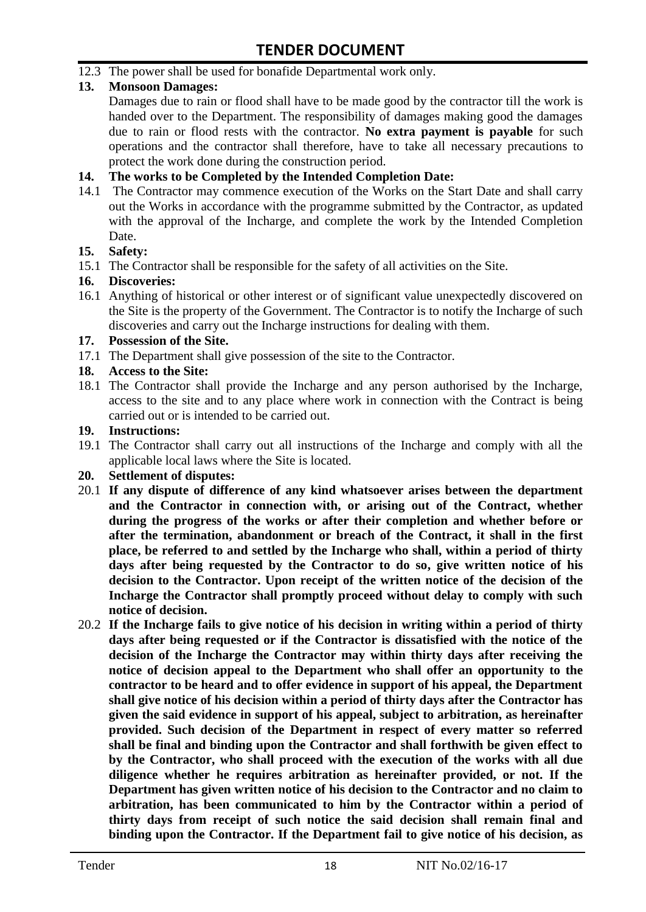12.3 The power shall be used for bonafide Departmental work only.

**13. Monsoon Damages:**

Damages due to rain or flood shall have to be made good by the contractor till the work is handed over to the Department. The responsibility of damages making good the damages due to rain or flood rests with the contractor. **No extra payment is payable** for such operations and the contractor shall therefore, have to take all necessary precautions to protect the work done during the construction period.

**14. The works to be Completed by the Intended Completion Date:**

14.1 The Contractor may commence execution of the Works on the Start Date and shall carry out the Works in accordance with the programme submitted by the Contractor, as updated with the approval of the Incharge, and complete the work by the Intended Completion Date.

**15. Safety:**

15.1 The Contractor shall be responsible for the safety of all activities on the Site.

**16. Discoveries:**

16.1 Anything of historical or other interest or of significant value unexpectedly discovered on the Site is the property of the Government. The Contractor is to notify the Incharge of such discoveries and carry out the Incharge instructions for dealing with them.

**17. Possession of the Site.**

17.1 The Department shall give possession of the site to the Contractor.

**18. Access to the Site:**

18.1 The Contractor shall provide the Incharge and any person authorised by the Incharge, access to the site and to any place where work in connection with the Contract is being carried out or is intended to be carried out.

**19. Instructions:**

19.1 The Contractor shall carry out all instructions of the Incharge and comply with all the applicable local laws where the Site is located.

**20. Settlement of disputes:**

20.1 **If any dispute of difference of any kind whatsoever arises between the department and the Contractor in connection with, or arising out of the Contract, whether during the progress of the works or after their completion and whether before or after the termination, abandonment or breach of the Contract, it shall in the first place, be referred to and settled by the Incharge who shall, within a period of thirty days after being requested by the Contractor to do so, give written notice of his decision to the Contractor. Upon receipt of the written notice of the decision of the Incharge the Contractor shall promptly proceed without delay to comply with such notice of decision.**

20.2 **If the Incharge fails to give notice of his decision in writing within a period of thirty days after being requested or if the Contractor is dissatisfied with the notice of the decision of the Incharge the Contractor may within thirty days after receiving the notice of decision appeal to the Department who shall offer an opportunity to the contractor to be heard and to offer evidence in support of his appeal, the Department shall give notice of his decision within a period of thirty days after the Contractor has given the said evidence in support of his appeal, subject to arbitration, as hereinafter provided. Such decision of the Department in respect of every matter so referred shall be final and binding upon the Contractor and shall forthwith be given effect to by the Contractor, who shall proceed with the execution of the works with all due diligence whether he requires arbitration as hereinafter provided, or not. If the Department has given written notice of his decision to the Contractor and no claim to arbitration, has been communicated to him by the Contractor within a period of thirty days from receipt of such notice the said decision shall remain final and binding upon the Contractor. If the Department fail to give notice of his decision, as**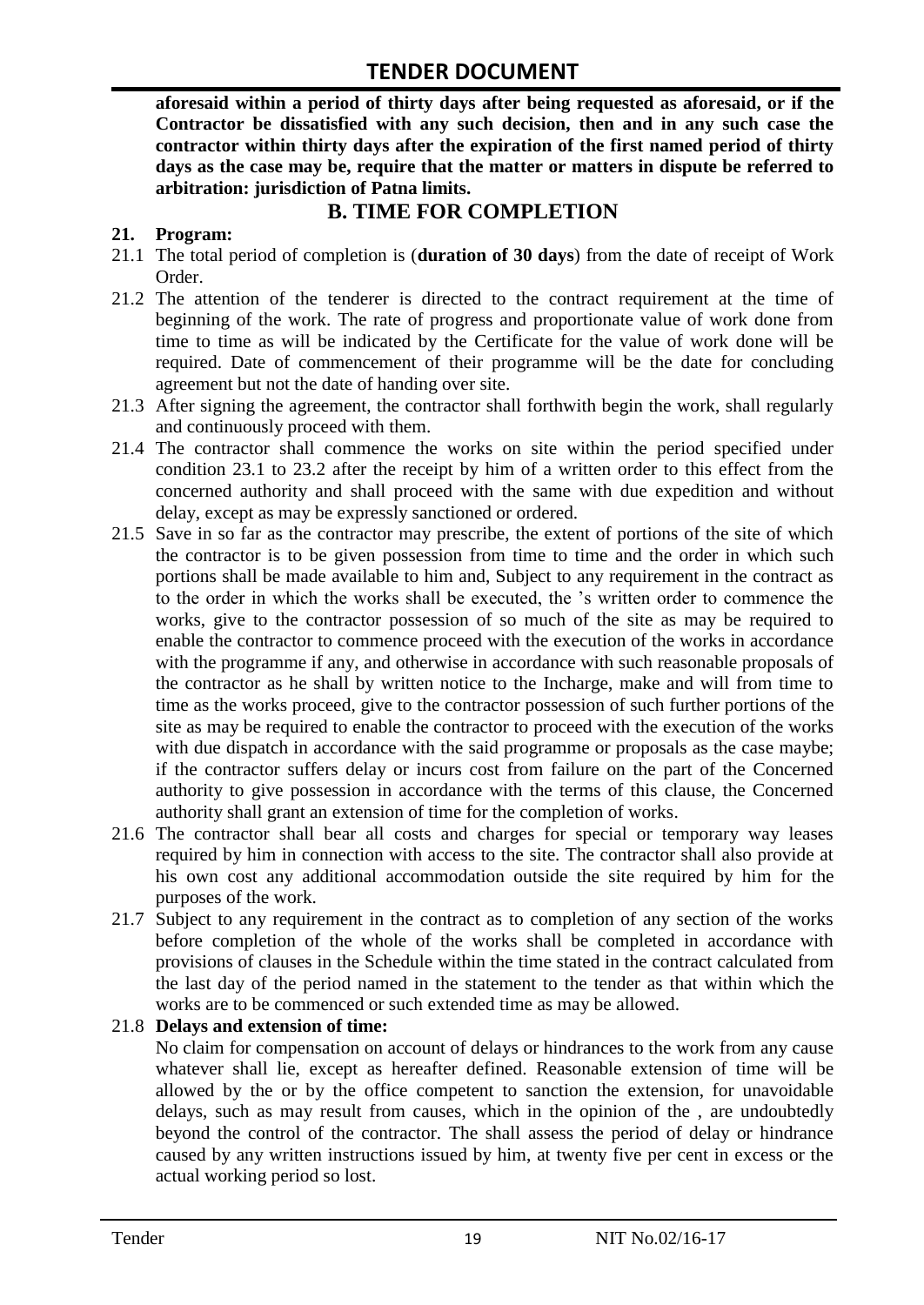**aforesaid within a period of thirty days after being requested as aforesaid, or if the Contractor be dissatisfied with any such decision, then and in any such case the contractor within thirty days after the expiration of the first named period of thirty days as the case may be, require that the matter or matters in dispute be referred to arbitration: jurisdiction of Patna limits.**

## B. TIME FOR COMPLETION

**21. Program:**

21.1 The total period of completion is (**duration of 30 days**) from the date of receipt of Work Order.

21.2 The attention of the tenderer is directed to the contract requirement at the time of beginning of the work. The rate of progress and proportionate value of work done from time to time as will be indicated by the Certificate for the value of work done will be required. Date of commencement of their programme will be the date for concluding agreement but not the date of handing over site.

21.3 After signing the agreement, the contractor shall forthwith begin the work, shall regularly and continuously proceed with them.

21.4 The contractor shall commence the works on site within the period specified under condition 23.1 to 23.2 after the receipt by him of a written order to this effect from the concerned authority and shall proceed with the same with due expedition and without delay, except as may be expressly sanctioned or ordered.

21.5 Save in so far as the contractor may prescribe, the extent of portions of the site of which the contractor is to be given possession from time to time and the order in which such portions shall be made available to him and, Subject to any requirement in the contract as to the order in which the works shall be executed, the 's written order to commence the works, give to the contractor possession of so much of the site as may be required to enable the contractor to commence proceed with the execution of the works in accordance with the programme if any, and otherwise in accordance with such reasonable proposals of the contractor as he shall by written notice to the Incharge, make and will from time to time as the works proceed, give to the contractor possession of such further portions of the site as may be required to enable the contractor to proceed with the execution of the works with due dispatch in accordance with the said programme or proposals as the case maybe; if the contractor suffers delay or incurs cost from failure on the part of the Concerned authority to give possession in accordance with the terms of this clause, the Concerned authority shall grant an extension of time for the completion of works.

21.6 The contractor shall bear all costs and charges for special or temporary way leases required by him in connection with access to the site. The contractor shall also provide at his own cost any additional accommodation outside the site required by him for the purposes of the work.

21.7 Subject to any requirement in the contract as to completion of any section of the works before completion of the whole of the works shall be completed in accordance with provisions of clauses in the Schedule within the time stated in the contract calculated from the last day of the period named in the statement to the tender as that within which the works are to be commenced or such extended time as may be allowed.

21.8 **Delays and extension of time:**

No claim for compensation on account of delays or hindrances to the work from any cause whatever shall lie, except as hereafter defined. Reasonable extension of time will be allowed by the or by the office competent to sanction the extension, for unavoidable delays, such as may result from causes, which in the opinion of the , are undoubtedly beyond the control of the contractor. The shall assess the period of delay or hindrance caused by any written instructions issued by him, at twenty five per cent in excess or the actual working period so lost.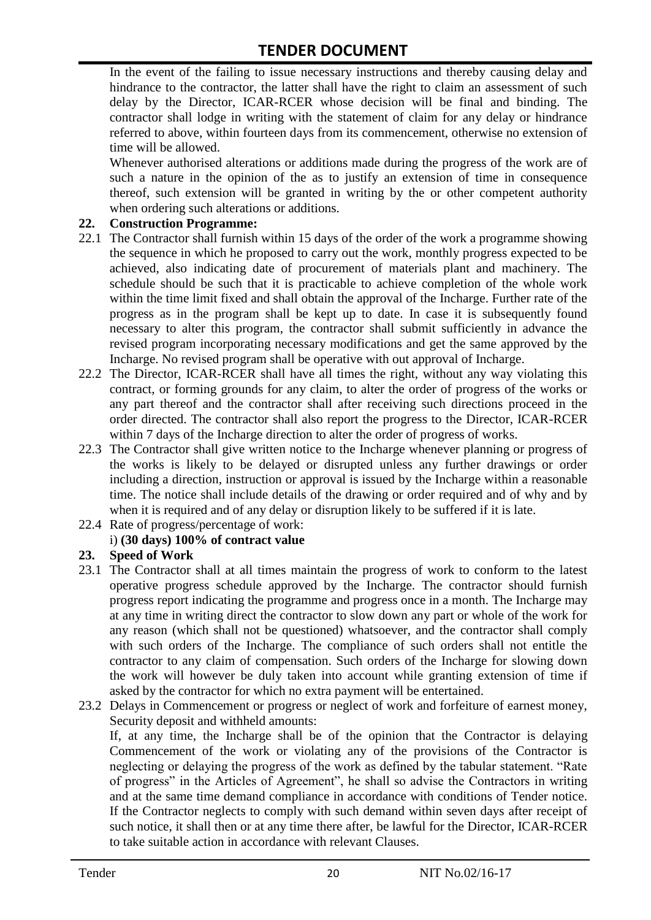In the event of the failing to issue necessary instructions and thereby causing delay and hindrance to the contractor, the latter shall have the right to claim an assessment of such delay by the Director, ICAR-RCER whose decision will be final and binding. The contractor shall lodge in writing with the statement of claim for any delay or hindrance referred to above, within fourteen days from its commencement, otherwise no extension of time will be allowed.

Whenever authorised alterations or additions made during the progress of the work are of such a nature in the opinion of the as to justify an extension of time in consequence thereof, such extension will be granted in writing by the or other competent authority when ordering such alterations or additions.

**22. Construction Programme:**

22.1 The Contractor shall furnish within 15 days of the order of the work a programme showing the sequence in which he proposed to carry out the work, monthly progress expected to be achieved, also indicating date of procurement of materials plant and machinery. The schedule should be such that it is practicable to achieve completion of the whole work within the time limit fixed and shall obtain the approval of the Incharge. Further rate of the progress as in the program shall be kept up to date. In case it is subsequently found necessary to alter this program, the contractor shall submit sufficiently in advance the revised program incorporating necessary modifications and get the same approved by the Incharge. No revised program shall be operative with out approval of Incharge.

22.2 The Director, ICAR-RCER shall have all times the right, without any way violating this contract, or forming grounds for any claim, to alter the order of progress of the works or any part thereof and the contractor shall after receiving such directions proceed in the order directed. The contractor shall also report the progress to the Director, ICAR-RCER within 7 days of the Incharge direction to alter the order of progress of works.

22.3 The Contractor shall give written notice to the Incharge whenever planning or progress of the works is likely to be delayed or disrupted unless any further drawings or order including a direction, instruction or approval is issued by the Incharge within a reasonable time. The notice shall include details of the drawing or order required and of why and by when it is required and of any delay or disruption likely to be suffered if it is late.

22.4 Rate of progress/percentage of work:

i) **(30 days) 100% of contract value**

**23. Speed of Work**

23.1 The Contractor shall at all times maintain the progress of work to conform to the latest operative progress schedule approved by the Incharge. The contractor should furnish progress report indicating the programme and progress once in a month. The Incharge may at any time in writing direct the contractor to slow down any part or whole of the work for any reason (which shall not be questioned) whatsoever, and the contractor shall comply with such orders of the Incharge. The compliance of such orders shall not entitle the contractor to any claim of compensation. Such orders of the Incharge for slowing down the work will however be duly taken into account while granting extension of time if asked by the contractor for which no extra payment will be entertained.

23.2 Delays in Commencement or progress or neglect of work and forfeiture of earnest money, Security deposit and withheld amounts:

If, at any time, the Incharge shall be of the opinion that the Contractor is delaying Commencement of the work or violating any of the provisions of the Contractor is neglecting or delaying the progress of the work as defined by the tabular statement. "Rate of progress" in the Articles of Agreement", he shall so advise the Contractors in writing and at the same time demand compliance in accordance with conditions of Tender notice. If the Contractor neglects to comply with such demand within seven days after receipt of such notice, it shall then or at any time there after, be lawful for the Director, ICAR-RCER to take suitable action in accordance with relevant Clauses.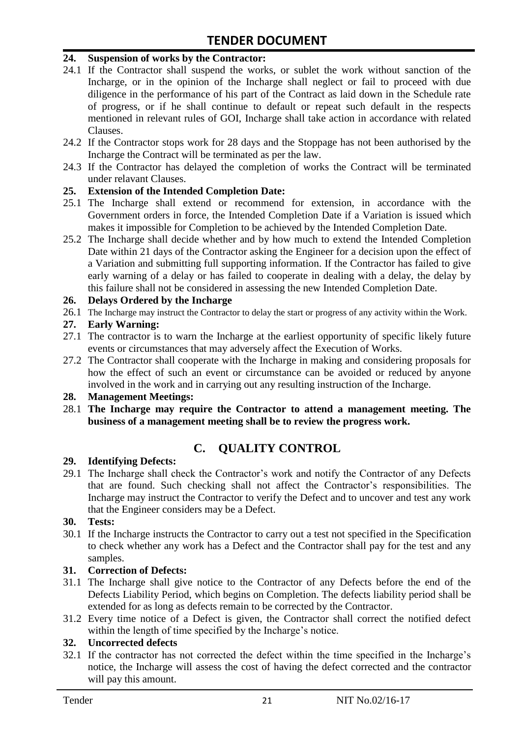**24. Suspension of works by the Contractor:**

24.1 If the Contractor shall suspend the works, or sublet the work without sanction of the Incharge, or in the opinion of the Incharge shall neglect or fail to proceed with due diligence in the performance of his part of the Contract as laid down in the Schedule rate of progress, or if he shall continue to default or repeat such default in the respects mentioned in relevant rules of GOI, Incharge shall take action in accordance with related Clauses.

24.2 If the Contractor stops work for 28 days and the Stoppage has not been authorised by the Incharge the Contract will be terminated as per the law.

24.3 If the Contractor has delayed the completion of works the Contract will be terminated under relavant Clauses.

**25. Extension of the Intended Completion Date:**

25.1 The Incharge shall extend or recommend for extension, in accordance with the Government orders in force, the Intended Completion Date if a Variation is issued which makes it impossible for Completion to be achieved by the Intended Completion Date.

25.2 The Incharge shall decide whether and by how much to extend the Intended Completion Date within 21 days of the Contractor asking the Engineer for a decision upon the effect of a Variation and submitting full supporting information. If the Contractor has failed to give early warning of a delay or has failed to cooperate in dealing with a delay, the delay by this failure shall not be considered in assessing the new Intended Completion Date.

**26. Delays Ordered by the Incharge**

26.1 The Incharge may instruct the Contractor to delay the start or progress of any activity within the Work.

**27. Early Warning:**

27.1 The contractor is to warn the Incharge at the earliest opportunity of specific likely future events or circumstances that may adversely affect the Execution of Works.

27.2 The Contractor shall cooperate with the Incharge in making and considering proposals for how the effect of such an event or circumstance can be avoided or reduced by anyone involved in the work and in carrying out any resulting instruction of the Incharge.

**28. Management Meetings:**

28.1 **The Incharge may require the Contractor to attend a management meeting. The business of a management meeting shall be to review the progress work.**

## C. QUALITY CONTROL

**29. Identifying Defects:**

29.1 The Incharge shall check the Contractor's work and notify the Contractor of any Defects that are found. Such checking shall not affect the Contractor's responsibilities. The Incharge may instruct the Contractor to verify the Defect and to uncover and test any work that the Engineer considers may be a Defect.

**30. Tests:**

30.1 If the Incharge instructs the Contractor to carry out a test not specified in the Specification to check whether any work has a Defect and the Contractor shall pay for the test and any samples.

**31. Correction of Defects:**

31.1 The Incharge shall give notice to the Contractor of any Defects before the end of the Defects Liability Period, which begins on Completion. The defects liability period shall be extended for as long as defects remain to be corrected by the Contractor.

31.2 Every time notice of a Defect is given, the Contractor shall correct the notified defect within the length of time specified by the Incharge's notice.

**32. Uncorrected defects**

32.1 If the contractor has not corrected the defect within the time specified in the Incharge's notice, the Incharge will assess the cost of having the defect corrected and the contractor will pay this amount.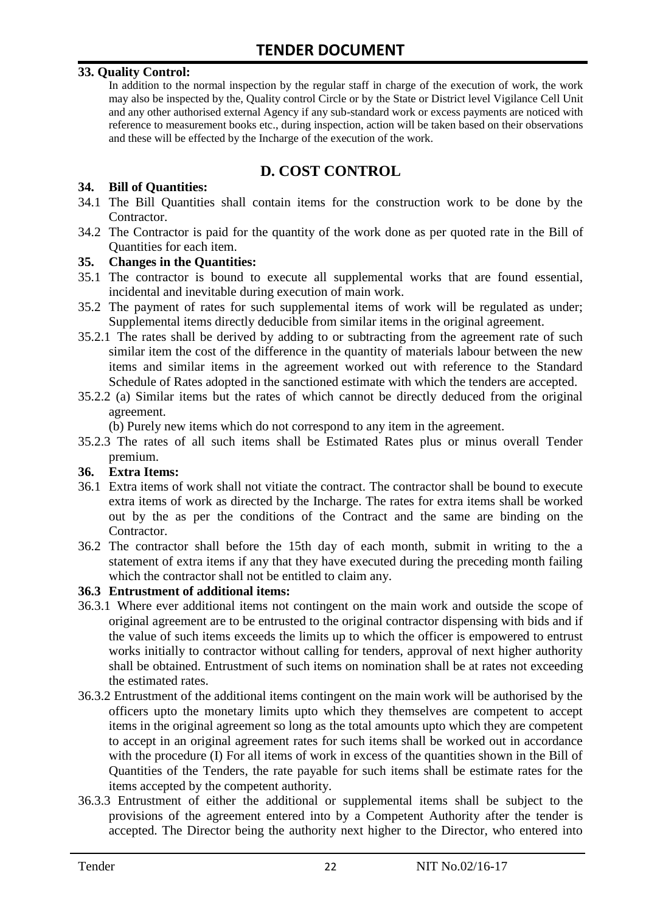**33. Quality Control:**

In addition to the normal inspection by the regular staff in charge of the execution of work, the work may also be inspected by the, Quality control Circle or by the State or District level Vigilance Cell Unit and any other authorised external Agency if any sub-standard work or excess payments are noticed with reference to measurement books etc., during inspection, action will be taken based on their observations and these will be effected by the Incharge of the execution of the work.

## D. COST CONTROL

**34. Bill of Quantities:**

34.1 The Bill Quantities shall contain items for the construction work to be done by the Contractor.

34.2 The Contractor is paid for the quantity of the work done as per quoted rate in the Bill of Quantities for each item.

**35. Changes in the Quantities:**

35.1 The contractor is bound to execute all supplemental works that are found essential, incidental and inevitable during execution of main work.

35.2 The payment of rates for such supplemental items of work will be regulated as under; Supplemental items directly deducible from similar items in the original agreement.

35.2.1 The rates shall be derived by adding to or subtracting from the agreement rate of such similar item the cost of the difference in the quantity of materials labour between the new items and similar items in the agreement worked out with reference to the Standard Schedule of Rates adopted in the sanctioned estimate with which the tenders are accepted.

35.2.2 (a) Similar items but the rates of which cannot be directly deduced from the original agreement.

(b) Purely new items which do not correspond to any item in the agreement.

35.2.3 The rates of all such items shall be Estimated Rates plus or minus overall Tender premium.

**36. Extra Items:**

36.1 Extra items of work shall not vitiate the contract. The contractor shall be bound to execute extra items of work as directed by the Incharge. The rates for extra items shall be worked out by the as per the conditions of the Contract and the same are binding on the Contractor.

36.2 The contractor shall before the 15th day of each month, submit in writing to the a statement of extra items if any that they have executed during the preceding month failing which the contractor shall not be entitled to claim any.

**36.3 Entrustment of additional items:**

36.3.1 Where ever additional items not contingent on the main work and outside the scope of original agreement are to be entrusted to the original contractor dispensing with bids and if the value of such items exceeds the limits up to which the officer is empowered to entrust works initially to contractor without calling for tenders, approval of next higher authority shall be obtained. Entrustment of such items on nomination shall be at rates not exceeding the estimated rates.

36.3.2 Entrustment of the additional items contingent on the main work will be authorised by the officers upto the monetary limits upto which they themselves are competent to accept items in the original agreement so long as the total amounts upto which they are competent to accept in an original agreement rates for such items shall be worked out in accordance with the procedure (I) For all items of work in excess of the quantities shown in the Bill of Quantities of the Tenders, the rate payable for such items shall be estimate rates for the items accepted by the competent authority.

36.3.3 Entrustment of either the additional or supplemental items shall be subject to the provisions of the agreement entered into by a Competent Authority after the tender is accepted. The Director being the authority next higher to the Director, who entered into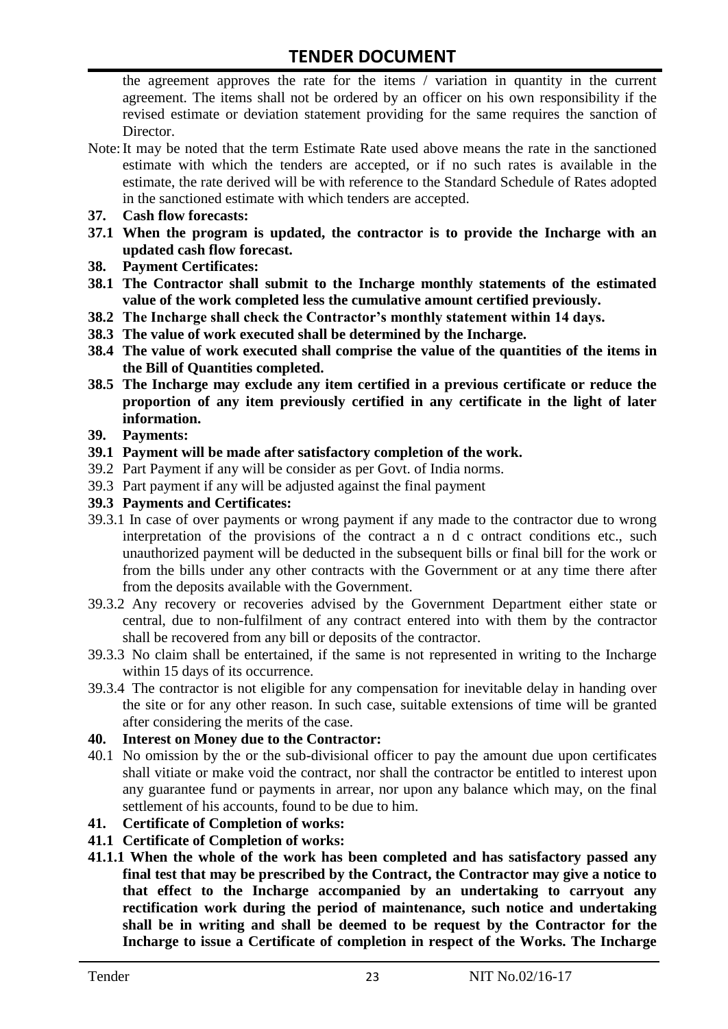the agreement approves the rate for the items / variation in quantity in the current agreement. The items shall not be ordered by an officer on his own responsibility if the revised estimate or deviation statement providing for the same requires the sanction of Director.

Note: It may be noted that the term Estimate Rate used above means the rate in the sanctioned estimate with which the tenders are accepted, or if no such rates is available in the estimate, the rate derived will be with reference to the Standard Schedule of Rates adopted in the sanctioned estimate with which tenders are accepted.

**37. Cash flow forecasts:**

**37.1 When the program is updated, the contractor is to provide the Incharge with an updated cash flow forecast.**

**38. Payment Certificates:**

**38.1 The Contractor shall submit to the Incharge monthly statements of the estimated value of the work completed less the cumulative amount certified previously.**

**38.2 The Incharge shall check the Contractor's monthly statement within 14 days.**

**38.3 The value of work executed shall be determined by the Incharge.**

**38.4 The value of work executed shall comprise the value of the quantities of the items in the Bill of Quantities completed.**

**38.5 The Incharge may exclude any item certified in a previous certificate or reduce the proportion of any item previously certified in any certificate in the light of later information.**

**39. Payments:**

**39.1 Payment will be made after satisfactory completion of the work.**

39.2 Part Payment if any will be consider as per Govt. of India norms.

39.3 Part payment if any will be adjusted against the final payment

**39.3 Payments and Certificates:**

39.3.1 In case of over payments or wrong payment if any made to the contractor due to wrong interpretation of the provisions of the contract a n d c ontract conditions etc., such unauthorized payment will be deducted in the subsequent bills or final bill for the work or from the bills under any other contracts with the Government or at any time there after from the deposits available with the Government.

39.3.2 Any recovery or recoveries advised by the Government Department either state or central, due to non-fulfilment of any contract entered into with them by the contractor shall be recovered from any bill or deposits of the contractor.

39.3.3 No claim shall be entertained, if the same is not represented in writing to the Incharge within 15 days of its occurrence.

39.3.4 The contractor is not eligible for any compensation for inevitable delay in handing over the site or for any other reason. In such case, suitable extensions of time will be granted after considering the merits of the case.

**40. Interest on Money due to the Contractor:**

40.1 No omission by the or the sub-divisional officer to pay the amount due upon certificates shall vitiate or make void the contract, nor shall the contractor be entitled to interest upon any guarantee fund or payments in arrear, nor upon any balance which may, on the final settlement of his accounts, found to be due to him.

**41. Certificate of Completion of works:**

**41.1 Certificate of Completion of works:**

**41.1.1 When the whole of the work has been completed and has satisfactory passed any final test that may be prescribed by the Contract, the Contractor may give a notice to that effect to the Incharge accompanied by an undertaking to carryout any rectification work during the period of maintenance, such notice and undertaking shall be in writing and shall be deemed to be request by the Contractor for the Incharge to issue a Certificate of completion in respect of the Works. The Incharge**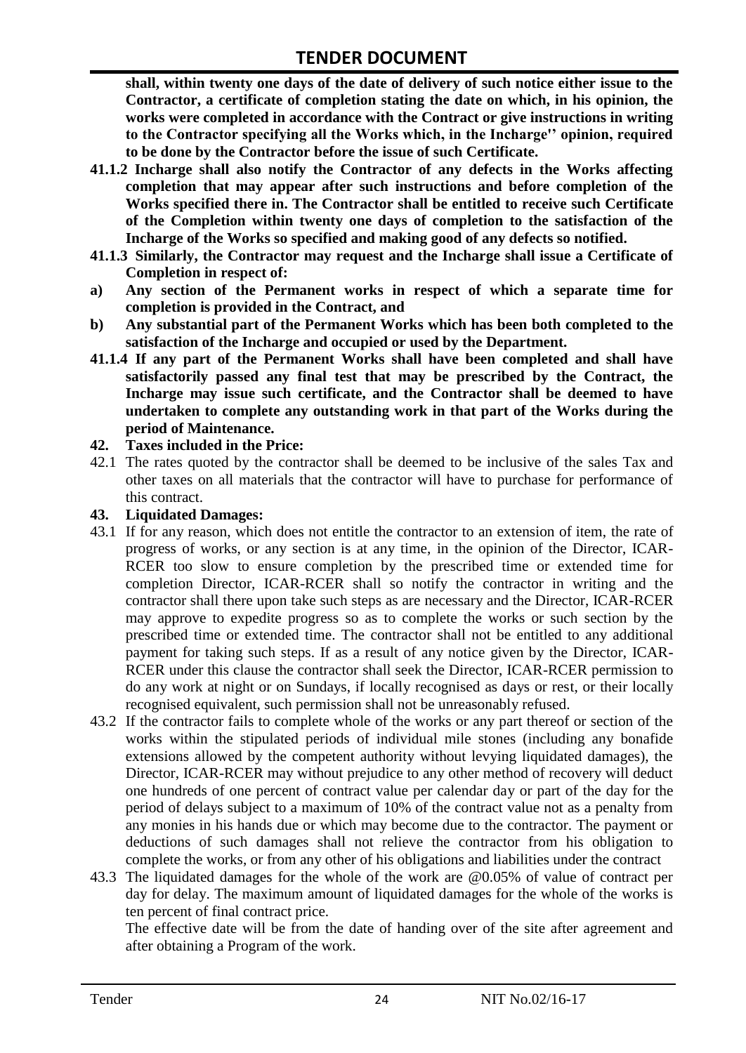**shall, within twenty one days of the date of delivery of such notice either issue to the Contractor, a certificate of completion stating the date on which, in his opinion, the works were completed in accordance with the Contract or give instructions in writing to the Contractor specifying all the Works which, in the Incharge'' opinion, required to be done by the Contractor before the issue of such Certificate.**

**41.1.2 Incharge shall also notify the Contractor of any defects in the Works affecting completion that may appear after such instructions and before completion of the Works specified there in. The Contractor shall be entitled to receive such Certificate of the Completion within twenty one days of completion to the satisfaction of the Incharge of the Works so specified and making good of any defects so notified.**

**41.1.3 Similarly, the Contractor may request and the Incharge shall issue a Certificate of Completion in respect of:**

**a) Any section of the Permanent works in respect of which a separate time for completion is provided in the Contract, and**

**b) Any substantial part of the Permanent Works which has been both completed to the satisfaction of the Incharge and occupied or used by the Department.**

**41.1.4 If any part of the Permanent Works shall have been completed and shall have satisfactorily passed any final test that may be prescribed by the Contract, the Incharge may issue such certificate, and the Contractor shall be deemed to have undertaken to complete any outstanding work in that part of the Works during the period of Maintenance.**

**42. Taxes included in the Price:**

42.1 The rates quoted by the contractor shall be deemed to be inclusive of the sales Tax and other taxes on all materials that the contractor will have to purchase for performance of this contract.

**43. Liquidated Damages:**

43.1 If for any reason, which does not entitle the contractor to an extension of item, the rate of progress of works, or any section is at any time, in the opinion of the Director, ICAR-RCER too slow to ensure completion by the prescribed time or extended time for completion Director, ICAR-RCER shall so notify the contractor in writing and the contractor shall there upon take such steps as are necessary and the Director, ICAR-RCER may approve to expedite progress so as to complete the works or such section by the prescribed time or extended time. The contractor shall not be entitled to any additional payment for taking such steps. If as a result of any notice given by the Director, ICAR-RCER under this clause the contractor shall seek the Director, ICAR-RCER permission to do any work at night or on Sundays, if locally recognised as days or rest, or their locally recognised equivalent, such permission shall not be unreasonably refused.

43.2 If the contractor fails to complete whole of the works or any part thereof or section of the works within the stipulated periods of individual mile stones (including any bonafide extensions allowed by the competent authority without levying liquidated damages), the Director, ICAR-RCER may without prejudice to any other method of recovery will deduct one hundreds of one percent of contract value per calendar day or part of the day for the period of delays subject to a maximum of 10% of the contract value not as a penalty from any monies in his hands due or which may become due to the contractor. The payment or deductions of such damages shall not relieve the contractor from his obligation to complete the works, or from any other of his obligations and liabilities under the contract

43.3 The liquidated damages for the whole of the work are @0.05% of value of contract per day for delay. The maximum amount of liquidated damages for the whole of the works is ten percent of final contract price.

The effective date will be from the date of handing over of the site after agreement and after obtaining a Program of the work.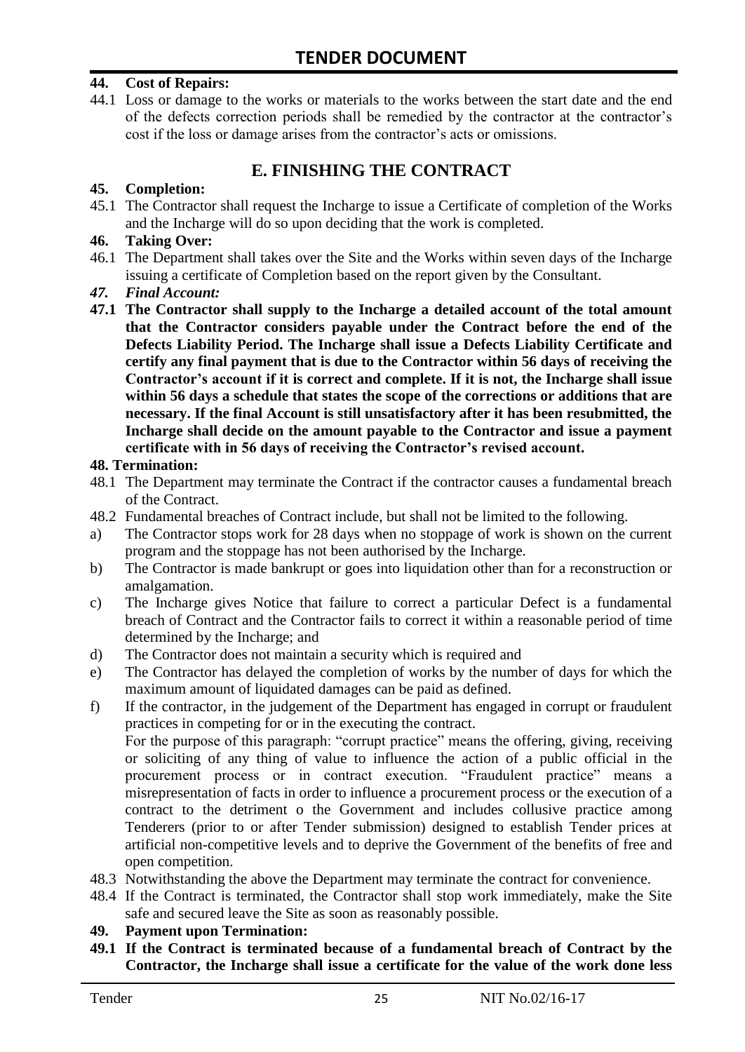**44. Cost of Repairs:**

44.1 Loss or damage to the works or materials to the works between the start date and the end of the defects correction periods shall be remedied by the contractor at the contractor's cost if the loss or damage arises from the contractor's acts or omissions.

## E. FINISHING THE CONTRACT

**45. Completion:**

45.1 The Contractor shall request the Incharge to issue a Certificate of completion of the Works and the Incharge will do so upon deciding that the work is completed.

**46. Taking Over:**

46.1 The Department shall takes over the Site and the Works within seven days of the Incharge issuing a certificate of Completion based on the report given by the Consultant.

***47. Final Account:***

**47.1 The Contractor shall supply to the Incharge a detailed account of the total amount that the Contractor considers payable under the Contract before the end of the Defects Liability Period. The Incharge shall issue a Defects Liability Certificate and certify any final payment that is due to the Contractor within 56 days of receiving the Contractor's account if it is correct and complete. If it is not, the Incharge shall issue within 56 days a schedule that states the scope of the corrections or additions that are necessary. If the final Account is still unsatisfactory after it has been resubmitted, the Incharge shall decide on the amount payable to the Contractor and issue a payment certificate with in 56 days of receiving the Contractor's revised account.**

**48. Termination:**

48.1 The Department may terminate the Contract if the contractor causes a fundamental breach of the Contract.

48.2 Fundamental breaches of Contract include, but shall not be limited to the following.

a) The Contractor stops work for 28 days when no stoppage of work is shown on the current program and the stoppage has not been authorised by the Incharge.

b) The Contractor is made bankrupt or goes into liquidation other than for a reconstruction or amalgamation.

c) The Incharge gives Notice that failure to correct a particular Defect is a fundamental breach of Contract and the Contractor fails to correct it within a reasonable period of time determined by the Incharge; and

d) The Contractor does not maintain a security which is required and

e) The Contractor has delayed the completion of works by the number of days for which the maximum amount of liquidated damages can be paid as defined.

f) If the contractor, in the judgement of the Department has engaged in corrupt or fraudulent practices in competing for or in the executing the contract.

For the purpose of this paragraph: "corrupt practice" means the offering, giving, receiving or soliciting of any thing of value to influence the action of a public official in the procurement process or in contract execution. "Fraudulent practice" means a misrepresentation of facts in order to influence a procurement process or the execution of a contract to the detriment o the Government and includes collusive practice among Tenderers (prior to or after Tender submission) designed to establish Tender prices at artificial non-competitive levels and to deprive the Government of the benefits of free and open competition.

48.3 Notwithstanding the above the Department may terminate the contract for convenience.

48.4 If the Contract is terminated, the Contractor shall stop work immediately, make the Site safe and secured leave the Site as soon as reasonably possible.

**49. Payment upon Termination:**

**49.1 If the Contract is terminated because of a fundamental breach of Contract by the Contractor, the Incharge shall issue a certificate for the value of the work done less**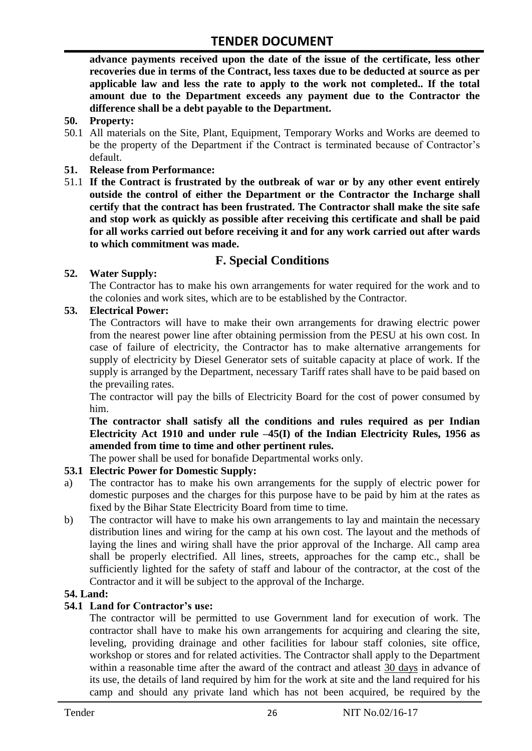**advance payments received upon the date of the issue of the certificate, less other recoveries due in terms of the Contract, less taxes due to be deducted at source as per applicable law and less the rate to apply to the work not completed.. If the total amount due to the Department exceeds any payment due to the Contractor the difference shall be a debt payable to the Department.**

**50. Property:**

50.1 All materials on the Site, Plant, Equipment, Temporary Works and Works are deemed to be the property of the Department if the Contract is terminated because of Contractor's default.

**51. Release from Performance:**

51.1 **If the Contract is frustrated by the outbreak of war or by any other event entirely outside the control of either the Department or the Contractor the Incharge shall certify that the contract has been frustrated. The Contractor shall make the site safe and stop work as quickly as possible after receiving this certificate and shall be paid for all works carried out before receiving it and for any work carried out after wards to which commitment was made.**

## F. Special Conditions

**52. Water Supply:**

The Contractor has to make his own arrangements for water required for the work and to the colonies and work sites, which are to be established by the Contractor.

**53. Electrical Power:**

The Contractors will have to make their own arrangements for drawing electric power from the nearest power line after obtaining permission from the PESU at his own cost. In case of failure of electricity, the Contractor has to make alternative arrangements for supply of electricity by Diesel Generator sets of suitable capacity at place of work. If the supply is arranged by the Department, necessary Tariff rates shall have to be paid based on the prevailing rates.

The contractor will pay the bills of Electricity Board for the cost of power consumed by him.

**The contractor shall satisfy all the conditions and rules required as per Indian Electricity Act 1910 and under rule –45(I) of the Indian Electricity Rules, 1956 as amended from time to time and other pertinent rules.**

The power shall be used for bonafide Departmental works only.

**53.1 Electric Power for Domestic Supply:**

a) The contractor has to make his own arrangements for the supply of electric power for domestic purposes and the charges for this purpose have to be paid by him at the rates as fixed by the Bihar State Electricity Board from time to time.

b) The contractor will have to make his own arrangements to lay and maintain the necessary distribution lines and wiring for the camp at his own cost. The layout and the methods of laying the lines and wiring shall have the prior approval of the Incharge. All camp area shall be properly electrified. All lines, streets, approaches for the camp etc., shall be sufficiently lighted for the safety of staff and labour of the contractor, at the cost of the Contractor and it will be subject to the approval of the Incharge.

**54. Land:**

**54.1 Land for Contractor's use:**

The contractor will be permitted to use Government land for execution of work. The contractor shall have to make his own arrangements for acquiring and clearing the site, leveling, providing drainage and other facilities for labour staff colonies, site office, workshop or stores and for related activities. The Contractor shall apply to the Department within a reasonable time after the award of the contract and atleast 30 days in advance of its use, the details of land required by him for the work at site and the land required for his camp and should any private land which has not been acquired, be required by the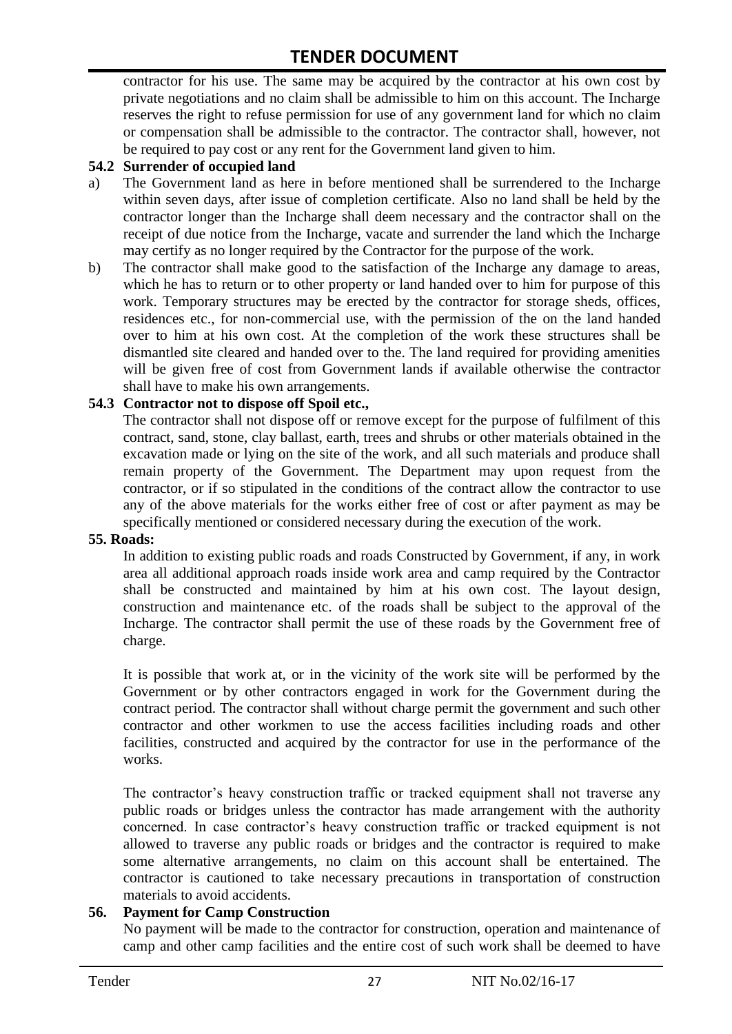contractor for his use. The same may be acquired by the contractor at his own cost by private negotiations and no claim shall be admissible to him on this account. The Incharge reserves the right to refuse permission for use of any government land for which no claim or compensation shall be admissible to the contractor. The contractor shall, however, not be required to pay cost or any rent for the Government land given to him.

**54.2 Surrender of occupied land**

a) The Government land as here in before mentioned shall be surrendered to the Incharge within seven days, after issue of completion certificate. Also no land shall be held by the contractor longer than the Incharge shall deem necessary and the contractor shall on the receipt of due notice from the Incharge, vacate and surrender the land which the Incharge may certify as no longer required by the Contractor for the purpose of the work.

b) The contractor shall make good to the satisfaction of the Incharge any damage to areas, which he has to return or to other property or land handed over to him for purpose of this work. Temporary structures may be erected by the contractor for storage sheds, offices, residences etc., for non-commercial use, with the permission of the on the land handed over to him at his own cost. At the completion of the work these structures shall be dismantled site cleared and handed over to the. The land required for providing amenities will be given free of cost from Government lands if available otherwise the contractor shall have to make his own arrangements.

**54.3 Contractor not to dispose off Spoil etc.,**

The contractor shall not dispose off or remove except for the purpose of fulfilment of this contract, sand, stone, clay ballast, earth, trees and shrubs or other materials obtained in the excavation made or lying on the site of the work, and all such materials and produce shall remain property of the Government. The Department may upon request from the contractor, or if so stipulated in the conditions of the contract allow the contractor to use any of the above materials for the works either free of cost or after payment as may be specifically mentioned or considered necessary during the execution of the work.

**55. Roads:**

In addition to existing public roads and roads Constructed by Government, if any, in work area all additional approach roads inside work area and camp required by the Contractor shall be constructed and maintained by him at his own cost. The layout design, construction and maintenance etc. of the roads shall be subject to the approval of the Incharge. The contractor shall permit the use of these roads by the Government free of charge.

It is possible that work at, or in the vicinity of the work site will be performed by the Government or by other contractors engaged in work for the Government during the contract period. The contractor shall without charge permit the government and such other contractor and other workmen to use the access facilities including roads and other facilities, constructed and acquired by the contractor for use in the performance of the works.

The contractor's heavy construction traffic or tracked equipment shall not traverse any public roads or bridges unless the contractor has made arrangement with the authority concerned. In case contractor's heavy construction traffic or tracked equipment is not allowed to traverse any public roads or bridges and the contractor is required to make some alternative arrangements, no claim on this account shall be entertained. The contractor is cautioned to take necessary precautions in transportation of construction materials to avoid accidents.

**56. Payment for Camp Construction**

No payment will be made to the contractor for construction, operation and maintenance of camp and other camp facilities and the entire cost of such work shall be deemed to have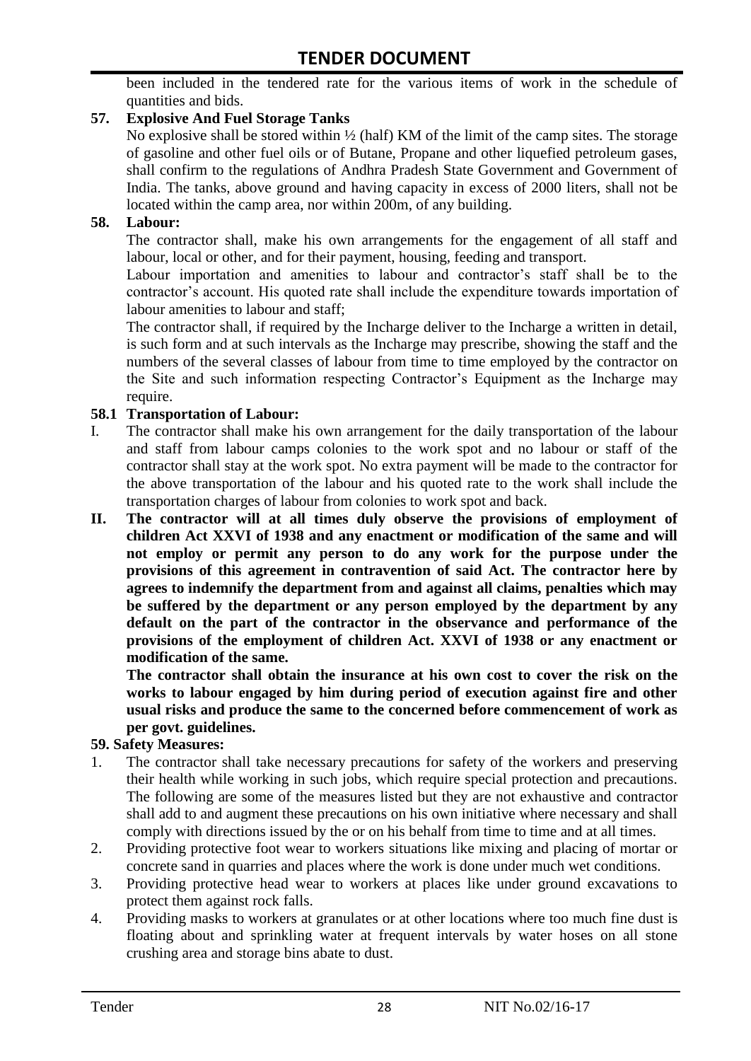been included in the tendered rate for the various items of work in the schedule of quantities and bids.

**57. Explosive And Fuel Storage Tanks**

No explosive shall be stored within ½ (half) KM of the limit of the camp sites. The storage of gasoline and other fuel oils or of Butane, Propane and other liquefied petroleum gases, shall confirm to the regulations of Andhra Pradesh State Government and Government of India. The tanks, above ground and having capacity in excess of 2000 liters, shall not be located within the camp area, nor within 200m, of any building.

**58. Labour:**

The contractor shall, make his own arrangements for the engagement of all staff and labour, local or other, and for their payment, housing, feeding and transport.

Labour importation and amenities to labour and contractor's staff shall be to the contractor's account. His quoted rate shall include the expenditure towards importation of labour amenities to labour and staff;

The contractor shall, if required by the Incharge deliver to the Incharge a written in detail, is such form and at such intervals as the Incharge may prescribe, showing the staff and the numbers of the several classes of labour from time to time employed by the contractor on the Site and such information respecting Contractor's Equipment as the Incharge may require.

**58.1 Transportation of Labour:**

I. The contractor shall make his own arrangement for the daily transportation of the labour and staff from labour camps colonies to the work spot and no labour or staff of the contractor shall stay at the work spot. No extra payment will be made to the contractor for the above transportation of the labour and his quoted rate to the work shall include the transportation charges of labour from colonies to work spot and back.

**II. The contractor will at all times duly observe the provisions of employment of children Act XXVI of 1938 and any enactment or modification of the same and will not employ or permit any person to do any work for the purpose under the provisions of this agreement in contravention of said Act. The contractor here by agrees to indemnify the department from and against all claims, penalties which may be suffered by the department or any person employed by the department by any default on the part of the contractor in the observance and performance of the provisions of the employment of children Act. XXVI of 1938 or any enactment or modification of the same.**

**The contractor shall obtain the insurance at his own cost to cover the risk on the works to labour engaged by him during period of execution against fire and other usual risks and produce the same to the concerned before commencement of work as per govt. guidelines.**

**59. Safety Measures:**

1. The contractor shall take necessary precautions for safety of the workers and preserving their health while working in such jobs, which require special protection and precautions. The following are some of the measures listed but they are not exhaustive and contractor shall add to and augment these precautions on his own initiative where necessary and shall comply with directions issued by the or on his behalf from time to time and at all times.
2. Providing protective foot wear to workers situations like mixing and placing of mortar or concrete sand in quarries and places where the work is done under much wet conditions.
3. Providing protective head wear to workers at places like under ground excavations to protect them against rock falls.
4. Providing masks to workers at granulates or at other locations where too much fine dust is floating about and sprinkling water at frequent intervals by water hoses on all stone crushing area and storage bins abate to dust.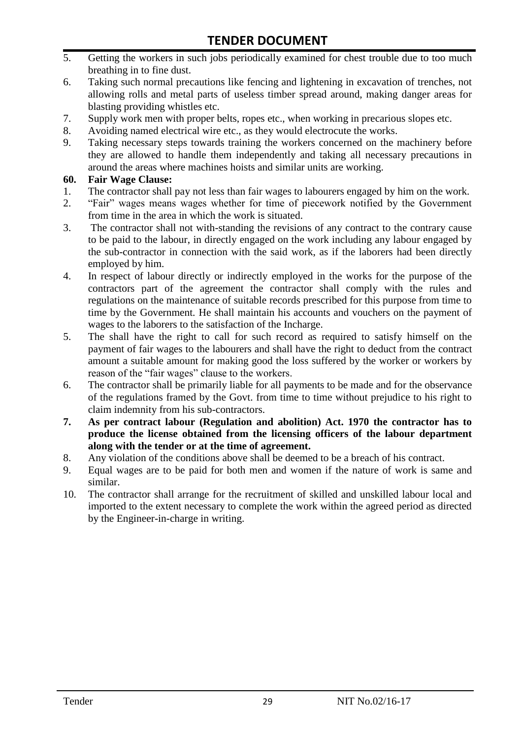5. Getting the workers in such jobs periodically examined for chest trouble due to too much breathing in to fine dust.
6. Taking such normal precautions like fencing and lightening in excavation of trenches, not allowing rolls and metal parts of useless timber spread around, making danger areas for blasting providing whistles etc.
7. Supply work men with proper belts, ropes etc., when working in precarious slopes etc.
8. Avoiding named electrical wire etc., as they would electrocute the works.
9. Taking necessary steps towards training the workers concerned on the machinery before they are allowed to handle them independently and taking all necessary precautions in around the areas where machines hoists and similar units are working.

**60. Fair Wage Clause:**

1. The contractor shall pay not less than fair wages to labourers engaged by him on the work.
2. "Fair" wages means wages whether for time of piecework notified by the Government from time in the area in which the work is situated.
3. The contractor shall not with-standing the revisions of any contract to the contrary cause to be paid to the labour, in directly engaged on the work including any labour engaged by the sub-contractor in connection with the said work, as if the laborers had been directly employed by him.
4. In respect of labour directly or indirectly employed in the works for the purpose of the contractors part of the agreement the contractor shall comply with the rules and regulations on the maintenance of suitable records prescribed for this purpose from time to time by the Government. He shall maintain his accounts and vouchers on the payment of wages to the laborers to the satisfaction of the Incharge.
5. The shall have the right to call for such record as required to satisfy himself on the payment of fair wages to the labourers and shall have the right to deduct from the contract amount a suitable amount for making good the loss suffered by the worker or workers by reason of the "fair wages" clause to the workers.
6. The contractor shall be primarily liable for all payments to be made and for the observance of the regulations framed by the Govt. from time to time without prejudice to his right to claim indemnity from his sub-contractors.
7. **As per contract labour (Regulation and abolition) Act. 1970 the contractor has to produce the license obtained from the licensing officers of the labour department along with the tender or at the time of agreement.**
8. Any violation of the conditions above shall be deemed to be a breach of his contract.
9. Equal wages are to be paid for both men and women if the nature of work is same and similar.
10. The contractor shall arrange for the recruitment of skilled and unskilled labour local and imported to the extent necessary to complete the work within the agreed period as directed by the Engineer-in-charge in writing.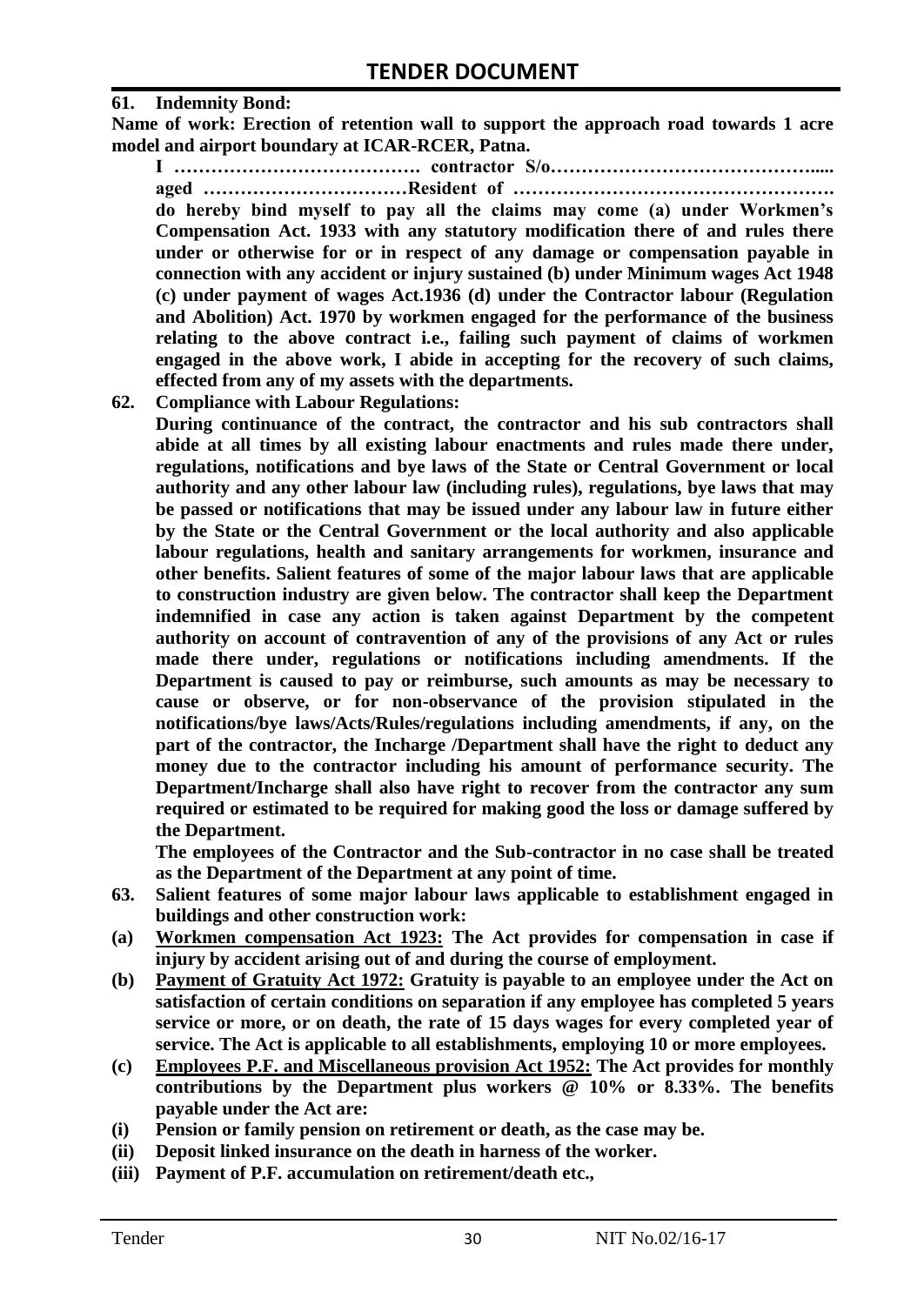**61. Indemnity Bond:**

**Name of work: Erection of retention wall to support the approach road towards 1 acre model and airport boundary at ICAR-RCER, Patna.**

**I …………………………………. contractor S/o……………………………………..... aged ……………………………Resident of ……………………………………………. do hereby bind myself to pay all the claims may come (a) under Workmen's Compensation Act. 1933 with any statutory modification there of and rules there under or otherwise for or in respect of any damage or compensation payable in connection with any accident or injury sustained (b) under Minimum wages Act 1948 (c) under payment of wages Act.1936 (d) under the Contractor labour (Regulation and Abolition) Act. 1970 by workmen engaged for the performance of the business relating to the above contract i.e., failing such payment of claims of workmen engaged in the above work, I abide in accepting for the recovery of such claims, effected from any of my assets with the departments.**

**62. Compliance with Labour Regulations:**

**During continuance of the contract, the contractor and his sub contractors shall abide at all times by all existing labour enactments and rules made there under, regulations, notifications and bye laws of the State or Central Government or local authority and any other labour law (including rules), regulations, bye laws that may be passed or notifications that may be issued under any labour law in future either by the State or the Central Government or the local authority and also applicable labour regulations, health and sanitary arrangements for workmen, insurance and other benefits. Salient features of some of the major labour laws that are applicable to construction industry are given below. The contractor shall keep the Department indemnified in case any action is taken against Department by the competent authority on account of contravention of any of the provisions of any Act or rules made there under, regulations or notifications including amendments. If the Department is caused to pay or reimburse, such amounts as may be necessary to cause or observe, or for non-observance of the provision stipulated in the notifications/bye laws/Acts/Rules/regulations including amendments, if any, on the part of the contractor, the Incharge /Department shall have the right to deduct any money due to the contractor including his amount of performance security. The Department/Incharge shall also have right to recover from the contractor any sum required or estimated to be required for making good the loss or damage suffered by the Department.**

**The employees of the Contractor and the Sub-contractor in no case shall be treated as the Department of the Department at any point of time.**

**63. Salient features of some major labour laws applicable to establishment engaged in buildings and other construction work:**

**(a) <u>Workmen compensation Act 1923:</u> The Act provides for compensation in case if injury by accident arising out of and during the course of employment.**

**(b) <u>Payment of Gratuity Act 1972:</u> Gratuity is payable to an employee under the Act on satisfaction of certain conditions on separation if any employee has completed 5 years service or more, or on death, the rate of 15 days wages for every completed year of service. The Act is applicable to all establishments, employing 10 or more employees.**

**(c) <u>Employees P.F. and Miscellaneous provision Act 1952:</u> The Act provides for monthly contributions by the Department plus workers @ 10% or 8.33%. The benefits payable under the Act are:**

**(i) Pension or family pension on retirement or death, as the case may be.**

**(ii) Deposit linked insurance on the death in harness of the worker.**

**(iii) Payment of P.F. accumulation on retirement/death etc.,**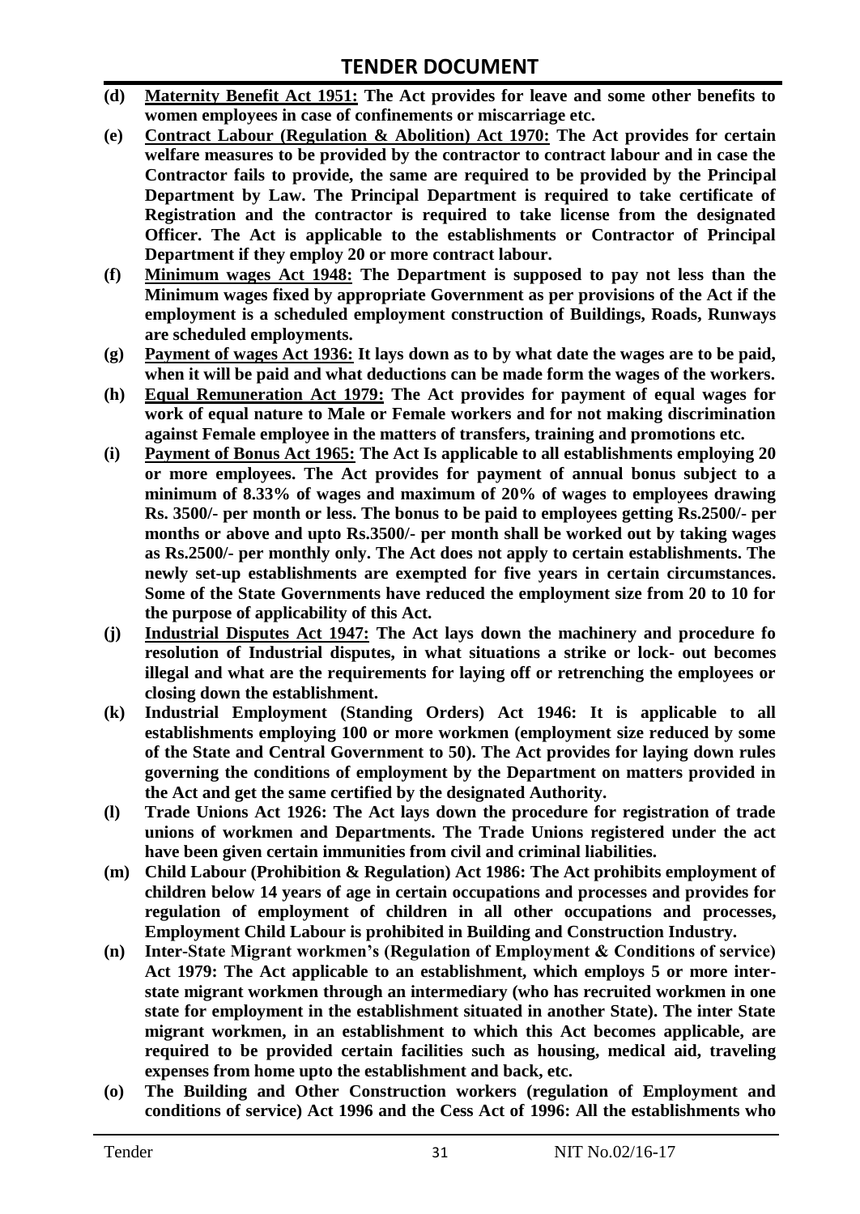- **(d)** **Maternity Benefit Act 1951: The Act provides for leave and some other benefits to women employees in case of confinements or miscarriage etc.**
- **(e)** **Contract Labour (Regulation & Abolition) Act 1970: The Act provides for certain welfare measures to be provided by the contractor to contract labour and in case the Contractor fails to provide, the same are required to be provided by the Principal Department by Law. The Principal Department is required to take certificate of Registration and the contractor is required to take license from the designated Officer. The Act is applicable to the establishments or Contractor of Principal Department if they employ 20 or more contract labour.**
- **(f)** **Minimum wages Act 1948: The Department is supposed to pay not less than the Minimum wages fixed by appropriate Government as per provisions of the Act if the employment is a scheduled employment construction of Buildings, Roads, Runways are scheduled employments.**
- **(g)** **Payment of wages Act 1936: It lays down as to by what date the wages are to be paid, when it will be paid and what deductions can be made form the wages of the workers.**
- **(h)** **Equal Remuneration Act 1979: The Act provides for payment of equal wages for work of equal nature to Male or Female workers and for not making discrimination against Female employee in the matters of transfers, training and promotions etc.**
- **(i)** **Payment of Bonus Act 1965: The Act Is applicable to all establishments employing 20 or more employees. The Act provides for payment of annual bonus subject to a minimum of 8.33% of wages and maximum of 20% of wages to employees drawing Rs. 3500/- per month or less. The bonus to be paid to employees getting Rs.2500/- per months or above and upto Rs.3500/- per month shall be worked out by taking wages as Rs.2500/- per monthly only. The Act does not apply to certain establishments. The newly set-up establishments are exempted for five years in certain circumstances. Some of the State Governments have reduced the employment size from 20 to 10 for the purpose of applicability of this Act.**
- **(j)** **Industrial Disputes Act 1947: The Act lays down the machinery and procedure fo resolution of Industrial disputes, in what situations a strike or lock- out becomes illegal and what are the requirements for laying off or retrenching the employees or closing down the establishment.**
- **(k)** **Industrial Employment (Standing Orders) Act 1946: It is applicable to all establishments employing 100 or more workmen (employment size reduced by some of the State and Central Government to 50). The Act provides for laying down rules governing the conditions of employment by the Department on matters provided in the Act and get the same certified by the designated Authority.**
- **(l)** **Trade Unions Act 1926: The Act lays down the procedure for registration of trade unions of workmen and Departments. The Trade Unions registered under the act have been given certain immunities from civil and criminal liabilities.**
- **(m)** **Child Labour (Prohibition & Regulation) Act 1986: The Act prohibits employment of children below 14 years of age in certain occupations and processes and provides for regulation of employment of children in all other occupations and processes, Employment Child Labour is prohibited in Building and Construction Industry.**
- **(n)** **Inter-State Migrant workmen's (Regulation of Employment & Conditions of service) Act 1979: The Act applicable to an establishment, which employs 5 or more inter-state migrant workmen through an intermediary (who has recruited workmen in one state for employment in the establishment situated in another State). The inter State migrant workmen, in an establishment to which this Act becomes applicable, are required to be provided certain facilities such as housing, medical aid, traveling expenses from home upto the establishment and back, etc.**
- **(o)** **The Building and Other Construction workers (regulation of Employment and conditions of service) Act 1996 and the Cess Act of 1996: All the establishments who**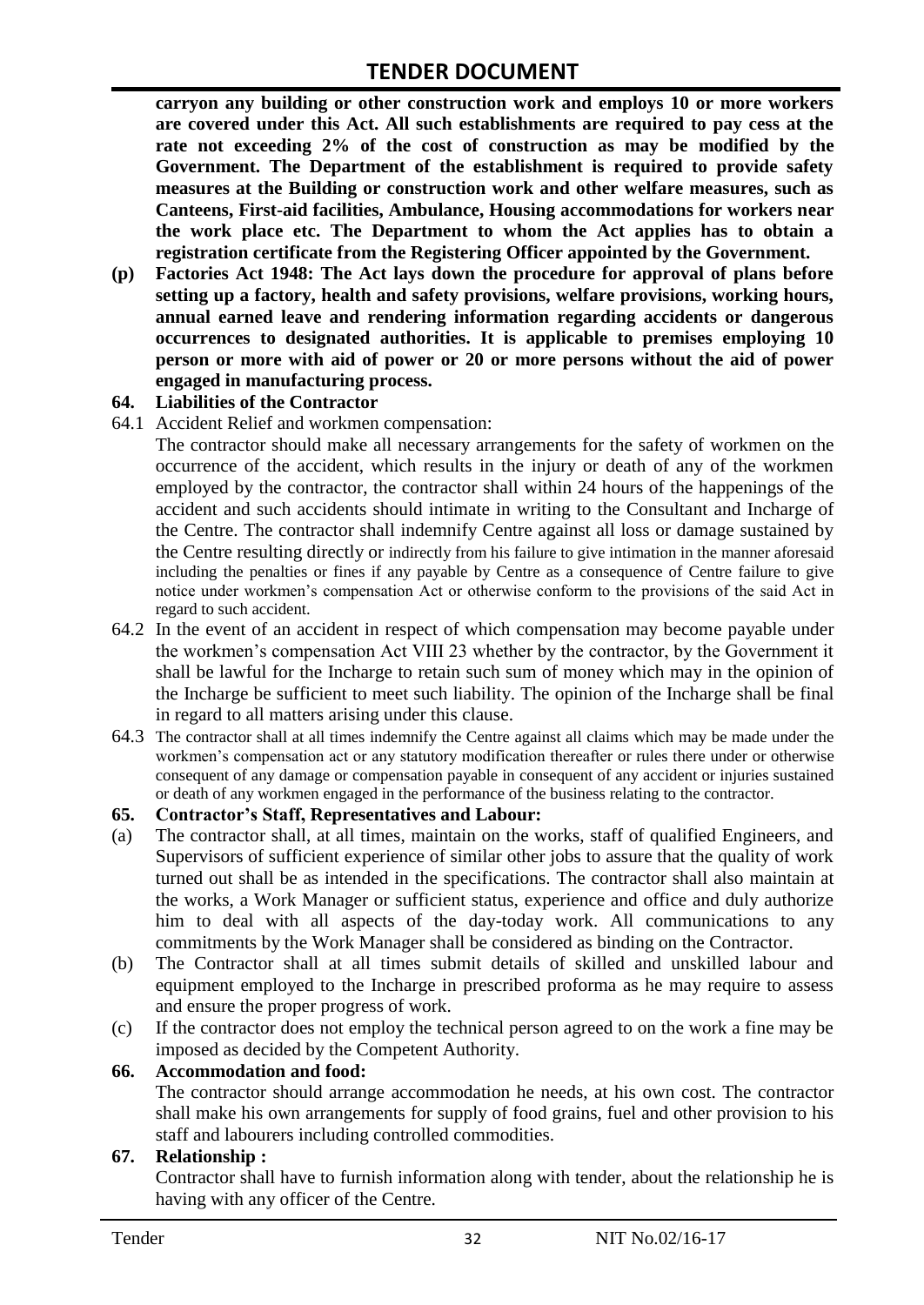**carryon any building or other construction work and employs 10 or more workers are covered under this Act. All such establishments are required to pay cess at the rate not exceeding 2% of the cost of construction as may be modified by the Government. The Department of the establishment is required to provide safety measures at the Building or construction work and other welfare measures, such as Canteens, First-aid facilities, Ambulance, Housing accommodations for workers near the work place etc. The Department to whom the Act applies has to obtain a registration certificate from the Registering Officer appointed by the Government.**

**(p) Factories Act 1948: The Act lays down the procedure for approval of plans before setting up a factory, health and safety provisions, welfare provisions, working hours, annual earned leave and rendering information regarding accidents or dangerous occurrences to designated authorities. It is applicable to premises employing 10 person or more with aid of power or 20 or more persons without the aid of power engaged in manufacturing process.**

**64. Liabilities of the Contractor**

64.1 Accident Relief and workmen compensation:

The contractor should make all necessary arrangements for the safety of workmen on the occurrence of the accident, which results in the injury or death of any of the workmen employed by the contractor, the contractor shall within 24 hours of the happenings of the accident and such accidents should intimate in writing to the Consultant and Incharge of the Centre. The contractor shall indemnify Centre against all loss or damage sustained by the Centre resulting directly or indirectly from his failure to give intimation in the manner aforesaid including the penalties or fines if any payable by Centre as a consequence of Centre failure to give notice under workmen's compensation Act or otherwise conform to the provisions of the said Act in regard to such accident.

64.2 In the event of an accident in respect of which compensation may become payable under the workmen's compensation Act VIII 23 whether by the contractor, by the Government it shall be lawful for the Incharge to retain such sum of money which may in the opinion of the Incharge be sufficient to meet such liability. The opinion of the Incharge shall be final in regard to all matters arising under this clause.

64.3 The contractor shall at all times indemnify the Centre against all claims which may be made under the workmen's compensation act or any statutory modification thereafter or rules there under or otherwise consequent of any damage or compensation payable in consequent of any accident or injuries sustained or death of any workmen engaged in the performance of the business relating to the contractor.

**65. Contractor's Staff, Representatives and Labour:**

(a) The contractor shall, at all times, maintain on the works, staff of qualified Engineers, and Supervisors of sufficient experience of similar other jobs to assure that the quality of work turned out shall be as intended in the specifications. The contractor shall also maintain at the works, a Work Manager or sufficient status, experience and office and duly authorize him to deal with all aspects of the day-today work. All communications to any commitments by the Work Manager shall be considered as binding on the Contractor.

(b) The Contractor shall at all times submit details of skilled and unskilled labour and equipment employed to the Incharge in prescribed proforma as he may require to assess and ensure the proper progress of work.

(c) If the contractor does not employ the technical person agreed to on the work a fine may be imposed as decided by the Competent Authority.

**66. Accommodation and food:**

The contractor should arrange accommodation he needs, at his own cost. The contractor shall make his own arrangements for supply of food grains, fuel and other provision to his staff and labourers including controlled commodities.

**67. Relationship :**

Contractor shall have to furnish information along with tender, about the relationship he is having with any officer of the Centre.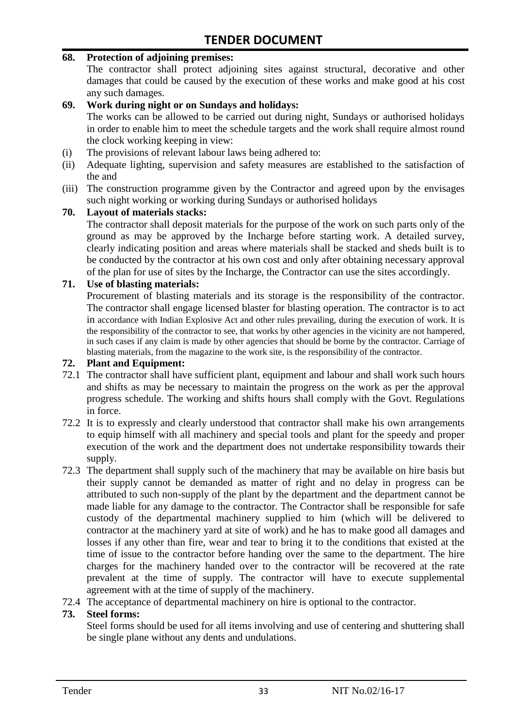**68. Protection of adjoining premises:**

The contractor shall protect adjoining sites against structural, decorative and other damages that could be caused by the execution of these works and make good at his cost any such damages.

**69. Work during night or on Sundays and holidays:**

The works can be allowed to be carried out during night, Sundays or authorised holidays in order to enable him to meet the schedule targets and the work shall require almost round the clock working keeping in view:

(i) The provisions of relevant labour laws being adhered to:

(ii) Adequate lighting, supervision and safety measures are established to the satisfaction of the and

(iii) The construction programme given by the Contractor and agreed upon by the envisages such night working or working during Sundays or authorised holidays

**70. Layout of materials stacks:**

The contractor shall deposit materials for the purpose of the work on such parts only of the ground as may be approved by the Incharge before starting work. A detailed survey, clearly indicating position and areas where materials shall be stacked and sheds built is to be conducted by the contractor at his own cost and only after obtaining necessary approval of the plan for use of sites by the Incharge, the Contractor can use the sites accordingly.

**71. Use of blasting materials:**

Procurement of blasting materials and its storage is the responsibility of the contractor. The contractor shall engage licensed blaster for blasting operation. The contractor is to act in accordance with Indian Explosive Act and other rules prevailing, during the execution of work. It is the responsibility of the contractor to see, that works by other agencies in the vicinity are not hampered, in such cases if any claim is made by other agencies that should be borne by the contractor. Carriage of blasting materials, from the magazine to the work site, is the responsibility of the contractor.

**72. Plant and Equipment:**

72.1 The contractor shall have sufficient plant, equipment and labour and shall work such hours and shifts as may be necessary to maintain the progress on the work as per the approval progress schedule. The working and shifts hours shall comply with the Govt. Regulations in force.

72.2 It is to expressly and clearly understood that contractor shall make his own arrangements to equip himself with all machinery and special tools and plant for the speedy and proper execution of the work and the department does not undertake responsibility towards their supply.

72.3 The department shall supply such of the machinery that may be available on hire basis but their supply cannot be demanded as matter of right and no delay in progress can be attributed to such non-supply of the plant by the department and the department cannot be made liable for any damage to the contractor. The Contractor shall be responsible for safe custody of the departmental machinery supplied to him (which will be delivered to contractor at the machinery yard at site of work) and he has to make good all damages and losses if any other than fire, wear and tear to bring it to the conditions that existed at the time of issue to the contractor before handing over the same to the department. The hire charges for the machinery handed over to the contractor will be recovered at the rate prevalent at the time of supply. The contractor will have to execute supplemental agreement with at the time of supply of the machinery.

72.4 The acceptance of departmental machinery on hire is optional to the contractor.

**73. Steel forms:**

Steel forms should be used for all items involving and use of centering and shuttering shall be single plane without any dents and undulations.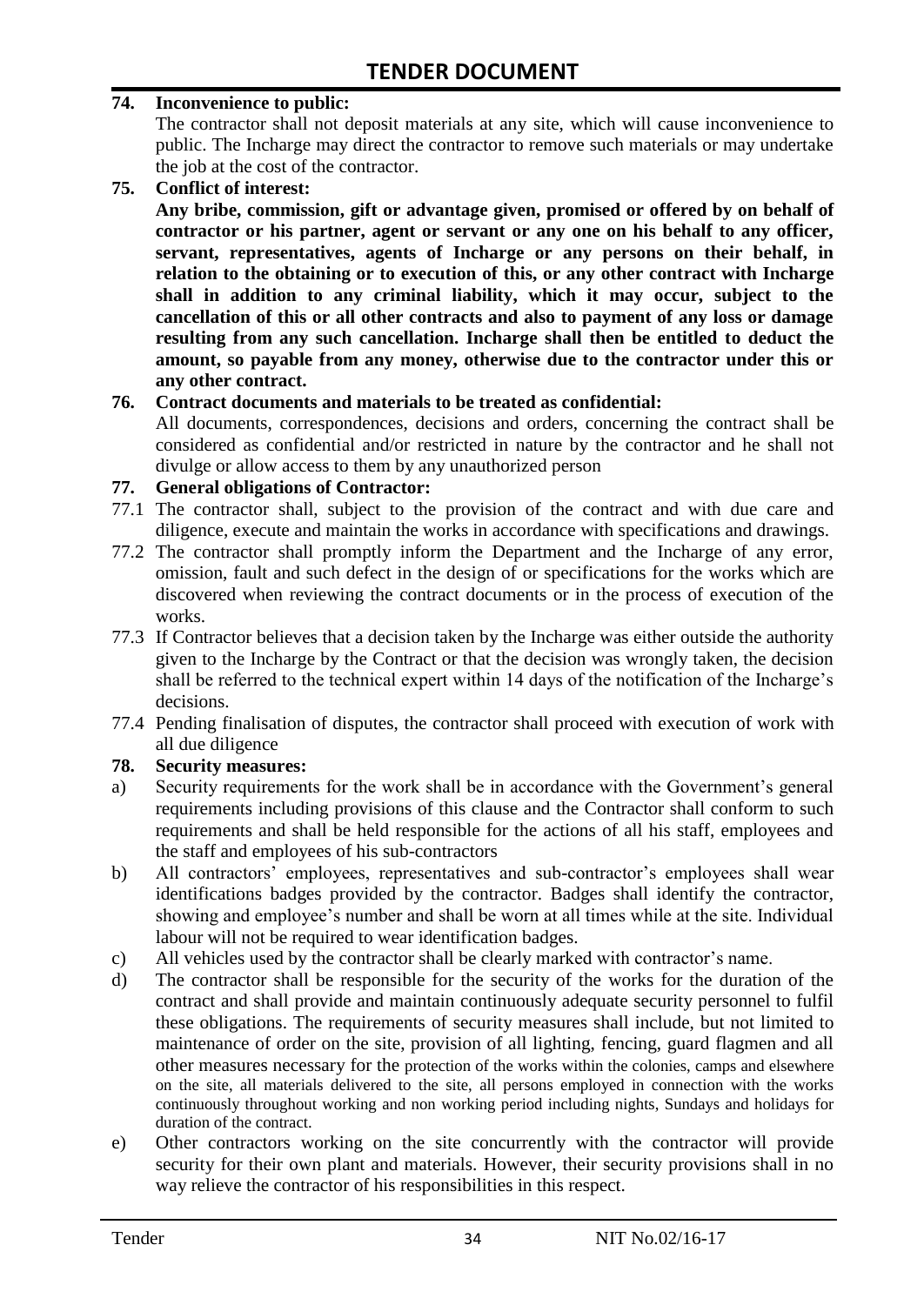**74. Inconvenience to public:**

The contractor shall not deposit materials at any site, which will cause inconvenience to public. The Incharge may direct the contractor to remove such materials or may undertake the job at the cost of the contractor.

**75. Conflict of interest:**

**Any bribe, commission, gift or advantage given, promised or offered by on behalf of contractor or his partner, agent or servant or any one on his behalf to any officer, servant, representatives, agents of Incharge or any persons on their behalf, in relation to the obtaining or to execution of this, or any other contract with Incharge shall in addition to any criminal liability, which it may occur, subject to the cancellation of this or all other contracts and also to payment of any loss or damage resulting from any such cancellation. Incharge shall then be entitled to deduct the amount, so payable from any money, otherwise due to the contractor under this or any other contract.**

**76. Contract documents and materials to be treated as confidential:**

All documents, correspondences, decisions and orders, concerning the contract shall be considered as confidential and/or restricted in nature by the contractor and he shall not divulge or allow access to them by any unauthorized person

**77. General obligations of Contractor:**

77.1 The contractor shall, subject to the provision of the contract and with due care and diligence, execute and maintain the works in accordance with specifications and drawings.

77.2 The contractor shall promptly inform the Department and the Incharge of any error, omission, fault and such defect in the design of or specifications for the works which are discovered when reviewing the contract documents or in the process of execution of the works.

77.3 If Contractor believes that a decision taken by the Incharge was either outside the authority given to the Incharge by the Contract or that the decision was wrongly taken, the decision shall be referred to the technical expert within 14 days of the notification of the Incharge's decisions.

77.4 Pending finalisation of disputes, the contractor shall proceed with execution of work with all due diligence

**78. Security measures:**

a) Security requirements for the work shall be in accordance with the Government's general requirements including provisions of this clause and the Contractor shall conform to such requirements and shall be held responsible for the actions of all his staff, employees and the staff and employees of his sub-contractors

b) All contractors' employees, representatives and sub-contractor's employees shall wear identifications badges provided by the contractor. Badges shall identify the contractor, showing and employee's number and shall be worn at all times while at the site. Individual labour will not be required to wear identification badges.

c) All vehicles used by the contractor shall be clearly marked with contractor's name.

d) The contractor shall be responsible for the security of the works for the duration of the contract and shall provide and maintain continuously adequate security personnel to fulfil these obligations. The requirements of security measures shall include, but not limited to maintenance of order on the site, provision of all lighting, fencing, guard flagmen and all other measures necessary for the protection of the works within the colonies, camps and elsewhere on the site, all materials delivered to the site, all persons employed in connection with the works continuously throughout working and non working period including nights, Sundays and holidays for duration of the contract.

e) Other contractors working on the site concurrently with the contractor will provide security for their own plant and materials. However, their security provisions shall in no way relieve the contractor of his responsibilities in this respect.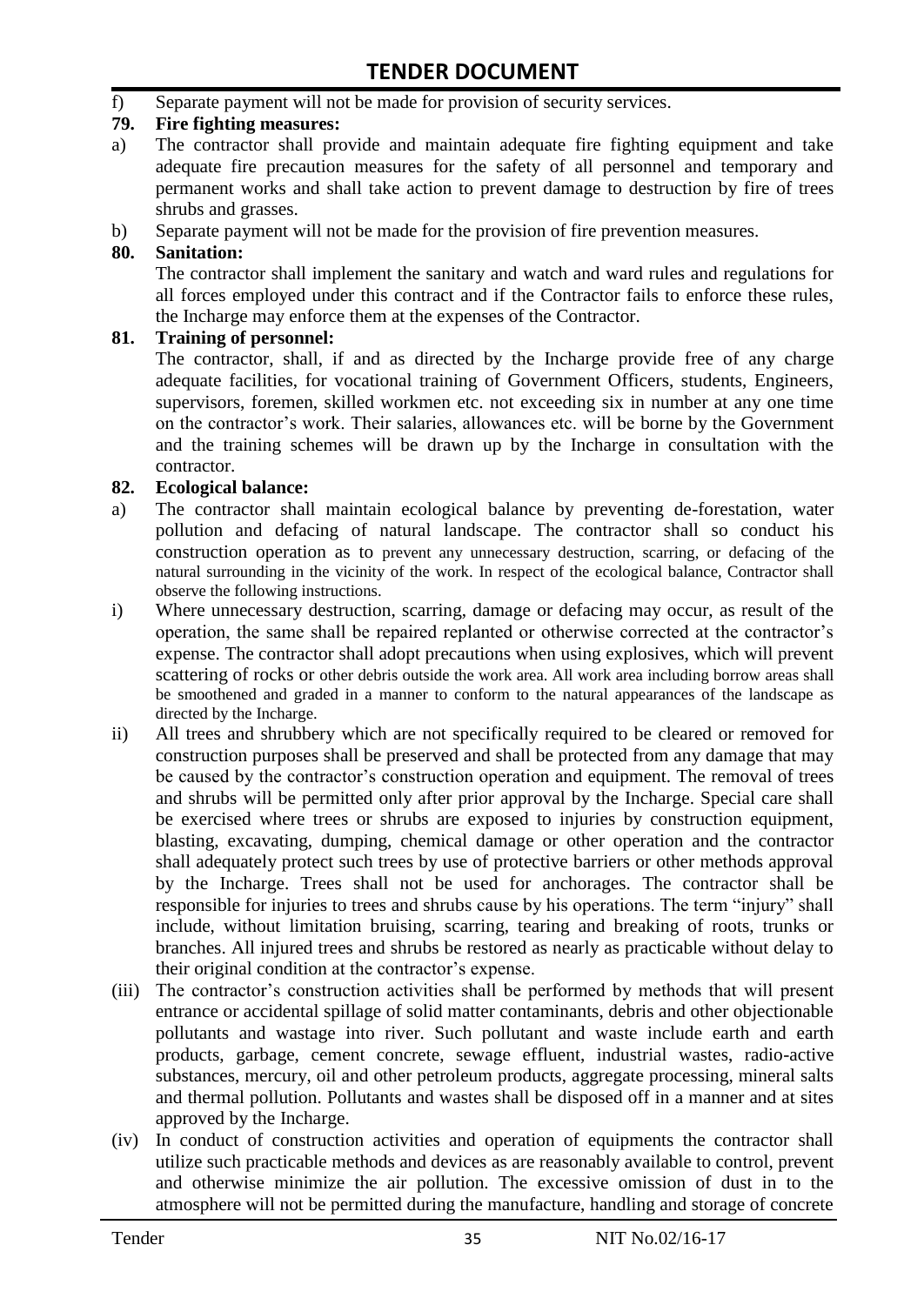f) Separate payment will not be made for provision of security services.

**79. Fire fighting measures:**

a) The contractor shall provide and maintain adequate fire fighting equipment and take adequate fire precaution measures for the safety of all personnel and temporary and permanent works and shall take action to prevent damage to destruction by fire of trees shrubs and grasses.

b) Separate payment will not be made for the provision of fire prevention measures.

**80. Sanitation:**

The contractor shall implement the sanitary and watch and ward rules and regulations for all forces employed under this contract and if the Contractor fails to enforce these rules, the Incharge may enforce them at the expenses of the Contractor.

**81. Training of personnel:**

The contractor, shall, if and as directed by the Incharge provide free of any charge adequate facilities, for vocational training of Government Officers, students, Engineers, supervisors, foremen, skilled workmen etc. not exceeding six in number at any one time on the contractor's work. Their salaries, allowances etc. will be borne by the Government and the training schemes will be drawn up by the Incharge in consultation with the contractor.

**82. Ecological balance:**

a) The contractor shall maintain ecological balance by preventing de-forestation, water pollution and defacing of natural landscape. The contractor shall so conduct his construction operation as to prevent any unnecessary destruction, scarring, or defacing of the natural surrounding in the vicinity of the work. In respect of the ecological balance, Contractor shall observe the following instructions.

i) Where unnecessary destruction, scarring, damage or defacing may occur, as result of the operation, the same shall be repaired replanted or otherwise corrected at the contractor's expense. The contractor shall adopt precautions when using explosives, which will prevent scattering of rocks or other debris outside the work area. All work area including borrow areas shall be smoothened and graded in a manner to conform to the natural appearances of the landscape as directed by the Incharge.

ii) All trees and shrubbery which are not specifically required to be cleared or removed for construction purposes shall be preserved and shall be protected from any damage that may be caused by the contractor's construction operation and equipment. The removal of trees and shrubs will be permitted only after prior approval by the Incharge. Special care shall be exercised where trees or shrubs are exposed to injuries by construction equipment, blasting, excavating, dumping, chemical damage or other operation and the contractor shall adequately protect such trees by use of protective barriers or other methods approval by the Incharge. Trees shall not be used for anchorages. The contractor shall be responsible for injuries to trees and shrubs cause by his operations. The term "injury" shall include, without limitation bruising, scarring, tearing and breaking of roots, trunks or branches. All injured trees and shrubs be restored as nearly as practicable without delay to their original condition at the contractor's expense.

(iii) The contractor's construction activities shall be performed by methods that will present entrance or accidental spillage of solid matter contaminants, debris and other objectionable pollutants and wastage into river. Such pollutant and waste include earth and earth products, garbage, cement concrete, sewage effluent, industrial wastes, radio-active substances, mercury, oil and other petroleum products, aggregate processing, mineral salts and thermal pollution. Pollutants and wastes shall be disposed off in a manner and at sites approved by the Incharge.

(iv) In conduct of construction activities and operation of equipments the contractor shall utilize such practicable methods and devices as are reasonably available to control, prevent and otherwise minimize the air pollution. The excessive omission of dust in to the atmosphere will not be permitted during the manufacture, handling and storage of concrete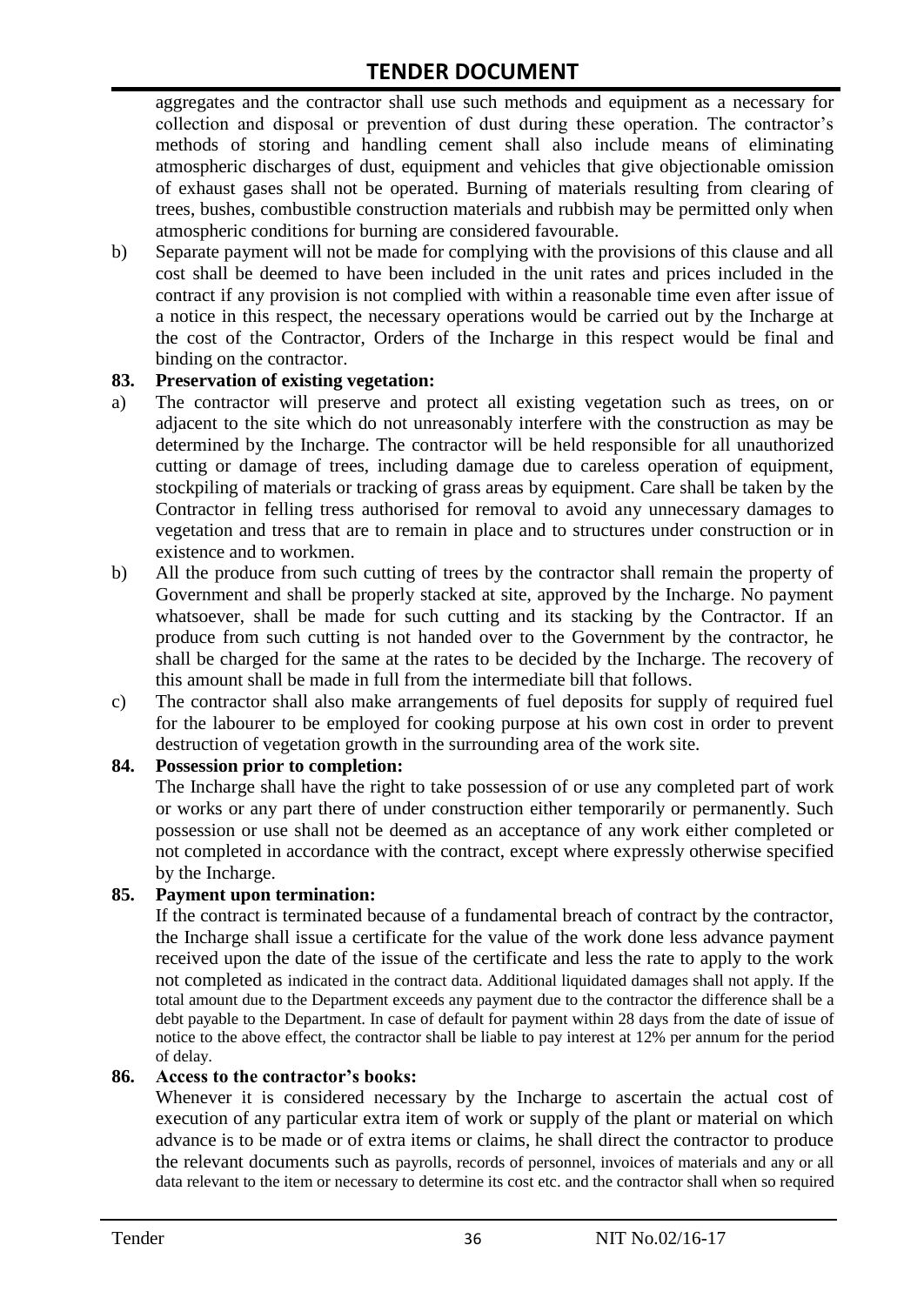aggregates and the contractor shall use such methods and equipment as a necessary for collection and disposal or prevention of dust during these operation. The contractor's methods of storing and handling cement shall also include means of eliminating atmospheric discharges of dust, equipment and vehicles that give objectionable omission of exhaust gases shall not be operated. Burning of materials resulting from clearing of trees, bushes, combustible construction materials and rubbish may be permitted only when atmospheric conditions for burning are considered favourable.

b) Separate payment will not be made for complying with the provisions of this clause and all cost shall be deemed to have been included in the unit rates and prices included in the contract if any provision is not complied with within a reasonable time even after issue of a notice in this respect, the necessary operations would be carried out by the Incharge at the cost of the Contractor, Orders of the Incharge in this respect would be final and binding on the contractor.

**83. Preservation of existing vegetation:**

a) The contractor will preserve and protect all existing vegetation such as trees, on or adjacent to the site which do not unreasonably interfere with the construction as may be determined by the Incharge. The contractor will be held responsible for all unauthorized cutting or damage of trees, including damage due to careless operation of equipment, stockpiling of materials or tracking of grass areas by equipment. Care shall be taken by the Contractor in felling tress authorised for removal to avoid any unnecessary damages to vegetation and tress that are to remain in place and to structures under construction or in existence and to workmen.

b) All the produce from such cutting of trees by the contractor shall remain the property of Government and shall be properly stacked at site, approved by the Incharge. No payment whatsoever, shall be made for such cutting and its stacking by the Contractor. If an produce from such cutting is not handed over to the Government by the contractor, he shall be charged for the same at the rates to be decided by the Incharge. The recovery of this amount shall be made in full from the intermediate bill that follows.

c) The contractor shall also make arrangements of fuel deposits for supply of required fuel for the labourer to be employed for cooking purpose at his own cost in order to prevent destruction of vegetation growth in the surrounding area of the work site.

**84. Possession prior to completion:**

The Incharge shall have the right to take possession of or use any completed part of work or works or any part there of under construction either temporarily or permanently. Such possession or use shall not be deemed as an acceptance of any work either completed or not completed in accordance with the contract, except where expressly otherwise specified by the Incharge.

**85. Payment upon termination:**

If the contract is terminated because of a fundamental breach of contract by the contractor, the Incharge shall issue a certificate for the value of the work done less advance payment received upon the date of the issue of the certificate and less the rate to apply to the work not completed as indicated in the contract data. Additional liquidated damages shall not apply. If the total amount due to the Department exceeds any payment due to the contractor the difference shall be a debt payable to the Department. In case of default for payment within 28 days from the date of issue of notice to the above effect, the contractor shall be liable to pay interest at 12% per annum for the period of delay.

**86. Access to the contractor's books:**

Whenever it is considered necessary by the Incharge to ascertain the actual cost of execution of any particular extra item of work or supply of the plant or material on which advance is to be made or of extra items or claims, he shall direct the contractor to produce the relevant documents such as payrolls, records of personnel, invoices of materials and any or all data relevant to the item or necessary to determine its cost etc. and the contractor shall when so required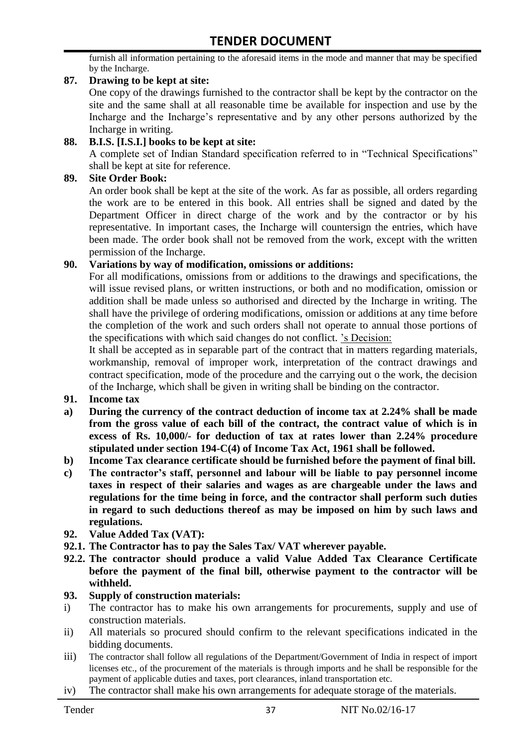furnish all information pertaining to the aforesaid items in the mode and manner that may be specified by the Incharge.

**87. Drawing to be kept at site:**

One copy of the drawings furnished to the contractor shall be kept by the contractor on the site and the same shall at all reasonable time be available for inspection and use by the Incharge and the Incharge's representative and by any other persons authorized by the Incharge in writing.

**88. B.I.S. [I.S.I.] books to be kept at site:**

A complete set of Indian Standard specification referred to in "Technical Specifications" shall be kept at site for reference.

**89. Site Order Book:**

An order book shall be kept at the site of the work. As far as possible, all orders regarding the work are to be entered in this book. All entries shall be signed and dated by the Department Officer in direct charge of the work and by the contractor or by his representative. In important cases, the Incharge will countersign the entries, which have been made. The order book shall not be removed from the work, except with the written permission of the Incharge.

**90. Variations by way of modification, omissions or additions:**

For all modifications, omissions from or additions to the drawings and specifications, the will issue revised plans, or written instructions, or both and no modification, omission or addition shall be made unless so authorised and directed by the Incharge in writing. The shall have the privilege of ordering modifications, omission or additions at any time before the completion of the work and such orders shall not operate to annual those portions of the specifications with which said changes do not conflict. 's Decision:

It shall be accepted as in separable part of the contract that in matters regarding materials, workmanship, removal of improper work, interpretation of the contract drawings and contract specification, mode of the procedure and the carrying out o the work, the decision of the Incharge, which shall be given in writing shall be binding on the contractor.

**91. Income tax**

**a) During the currency of the contract deduction of income tax at 2.24% shall be made from the gross value of each bill of the contract, the contract value of which is in excess of Rs. 10,000/- for deduction of tax at rates lower than 2.24% procedure stipulated under section 194-C(4) of Income Tax Act, 1961 shall be followed.**

**b) Income Tax clearance certificate should be furnished before the payment of final bill.**

**c) The contractor's staff, personnel and labour will be liable to pay personnel income taxes in respect of their salaries and wages as are chargeable under the laws and regulations for the time being in force, and the contractor shall perform such duties in regard to such deductions thereof as may be imposed on him by such laws and regulations.**

**92. Value Added Tax (VAT):**

**92.1. The Contractor has to pay the Sales Tax/ VAT wherever payable.**

**92.2. The contractor should produce a valid Value Added Tax Clearance Certificate before the payment of the final bill, otherwise payment to the contractor will be withheld.**

**93. Supply of construction materials:**

i) The contractor has to make his own arrangements for procurements, supply and use of construction materials.

ii) All materials so procured should confirm to the relevant specifications indicated in the bidding documents.

iii) The contractor shall follow all regulations of the Department/Government of India in respect of import licenses etc., of the procurement of the materials is through imports and he shall be responsible for the payment of applicable duties and taxes, port clearances, inland transportation etc.

iv) The contractor shall make his own arrangements for adequate storage of the materials.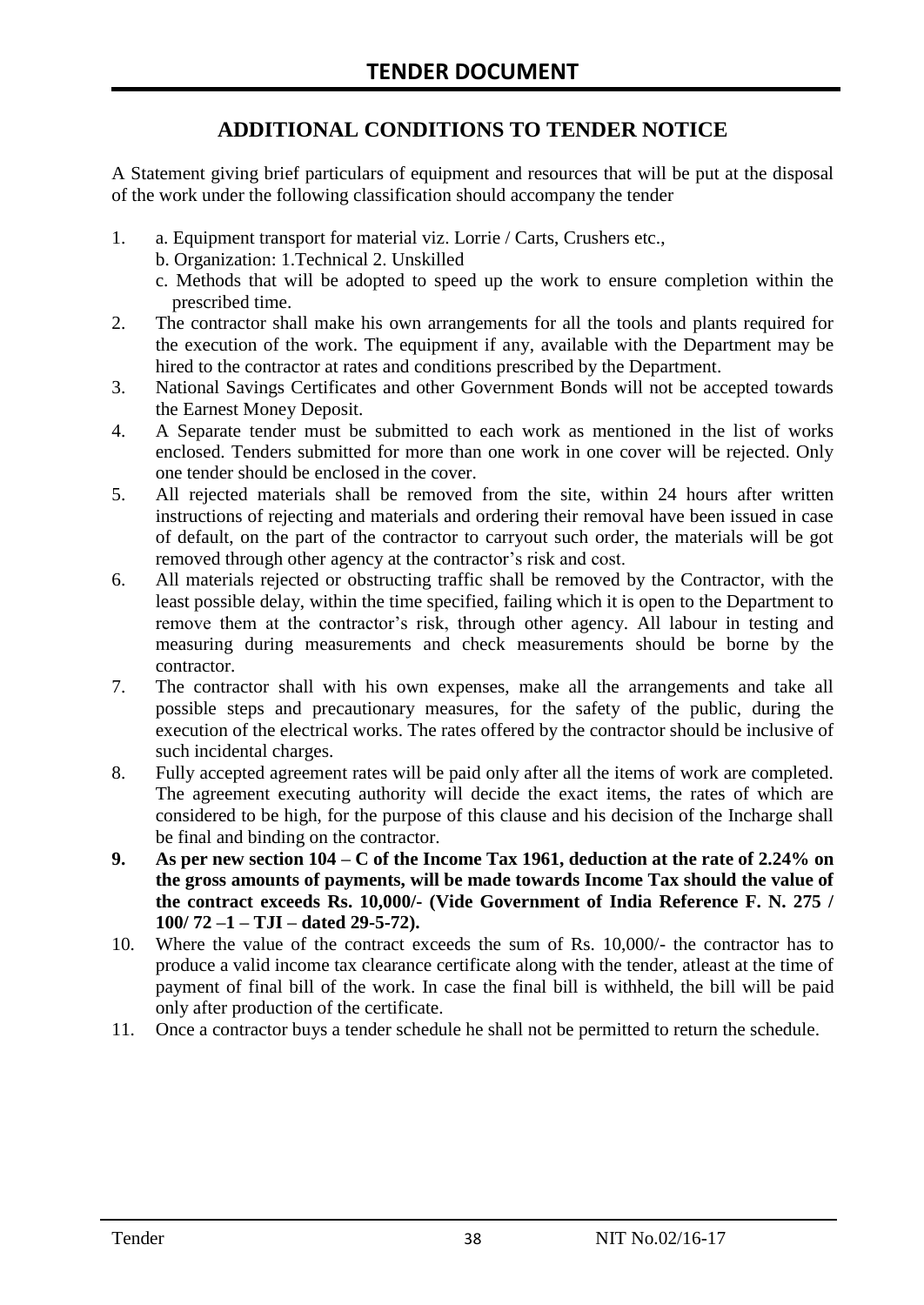# TENDER DOCUMENT

## ADDITIONAL CONDITIONS TO TENDER NOTICE

A Statement giving brief particulars of equipment and resources that will be put at the disposal of the work under the following classification should accompany the tender

1. a. Equipment transport for material viz. Lorrie / Carts, Crushers etc.,
   b. Organization: 1.Technical 2. Unskilled
   c. Methods that will be adopted to speed up the work to ensure completion within the prescribed time.
2. The contractor shall make his own arrangements for all the tools and plants required for the execution of the work. The equipment if any, available with the Department may be hired to the contractor at rates and conditions prescribed by the Department.
3. National Savings Certificates and other Government Bonds will not be accepted towards the Earnest Money Deposit.
4. A Separate tender must be submitted to each work as mentioned in the list of works enclosed. Tenders submitted for more than one work in one cover will be rejected. Only one tender should be enclosed in the cover.
5. All rejected materials shall be removed from the site, within 24 hours after written instructions of rejecting and materials and ordering their removal have been issued in case of default, on the part of the contractor to carryout such order, the materials will be got removed through other agency at the contractor's risk and cost.
6. All materials rejected or obstructing traffic shall be removed by the Contractor, with the least possible delay, within the time specified, failing which it is open to the Department to remove them at the contractor's risk, through other agency. All labour in testing and measuring during measurements and check measurements should be borne by the contractor.
7. The contractor shall with his own expenses, make all the arrangements and take all possible steps and precautionary measures, for the safety of the public, during the execution of the electrical works. The rates offered by the contractor should be inclusive of such incidental charges.
8. Fully accepted agreement rates will be paid only after all the items of work are completed. The agreement executing authority will decide the exact items, the rates of which are considered to be high, for the purpose of this clause and his decision of the Incharge shall be final and binding on the contractor.
9. **As per new section 104 – C of the Income Tax 1961, deduction at the rate of 2.24% on the gross amounts of payments, will be made towards Income Tax should the value of the contract exceeds Rs. 10,000/- (Vide Government of India Reference F. N. 275 / 100/ 72 –1 – TJI – dated 29-5-72).**
10. Where the value of the contract exceeds the sum of Rs. 10,000/- the contractor has to produce a valid income tax clearance certificate along with the tender, atleast at the time of payment of final bill of the work. In case the final bill is withheld, the bill will be paid only after production of the certificate.
11. Once a contractor buys a tender schedule he shall not be permitted to return the schedule.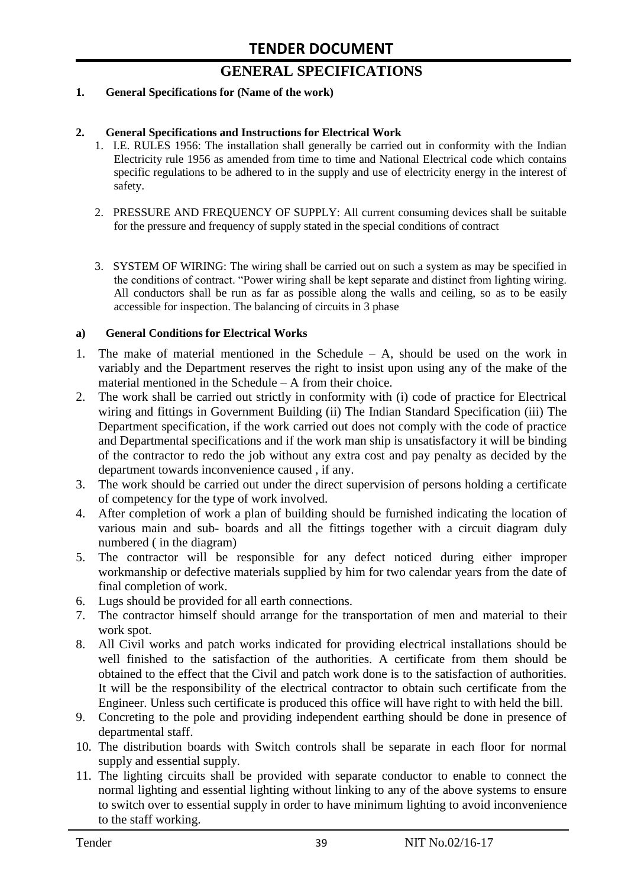# GENERAL SPECIFICATIONS

**1. General Specifications for (Name of the work)**

**2. General Specifications and Instructions for Electrical Work**

1. I.E. RULES 1956: The installation shall generally be carried out in conformity with the Indian Electricity rule 1956 as amended from time to time and National Electrical code which contains specific regulations to be adhered to in the supply and use of electricity energy in the interest of safety.

2. PRESSURE AND FREQUENCY OF SUPPLY: All current consuming devices shall be suitable for the pressure and frequency of supply stated in the special conditions of contract

3. SYSTEM OF WIRING: The wiring shall be carried out on such a system as may be specified in the conditions of contract. "Power wiring shall be kept separate and distinct from lighting wiring. All conductors shall be run as far as possible along the walls and ceiling, so as to be easily accessible for inspection. The balancing of circuits in 3 phase

**a) General Conditions for Electrical Works**

1. The make of material mentioned in the Schedule – A, should be used on the work in variably and the Department reserves the right to insist upon using any of the make of the material mentioned in the Schedule – A from their choice.
2. The work shall be carried out strictly in conformity with (i) code of practice for Electrical wiring and fittings in Government Building (ii) The Indian Standard Specification (iii) The Department specification, if the work carried out does not comply with the code of practice and Departmental specifications and if the work man ship is unsatisfactory it will be binding of the contractor to redo the job without any extra cost and pay penalty as decided by the department towards inconvenience caused , if any.
3. The work should be carried out under the direct supervision of persons holding a certificate of competency for the type of work involved.
4. After completion of work a plan of building should be furnished indicating the location of various main and sub- boards and all the fittings together with a circuit diagram duly numbered ( in the diagram)
5. The contractor will be responsible for any defect noticed during either improper workmanship or defective materials supplied by him for two calendar years from the date of final completion of work.
6. Lugs should be provided for all earth connections.
7. The contractor himself should arrange for the transportation of men and material to their work spot.
8. All Civil works and patch works indicated for providing electrical installations should be well finished to the satisfaction of the authorities. A certificate from them should be obtained to the effect that the Civil and patch work done is to the satisfaction of authorities. It will be the responsibility of the electrical contractor to obtain such certificate from the Engineer. Unless such certificate is produced this office will have right to with held the bill.
9. Concreting to the pole and providing independent earthing should be done in presence of departmental staff.
10. The distribution boards with Switch controls shall be separate in each floor for normal supply and essential supply.
11. The lighting circuits shall be provided with separate conductor to enable to connect the normal lighting and essential lighting without linking to any of the above systems to ensure to switch over to essential supply in order to have minimum lighting to avoid inconvenience to the staff working.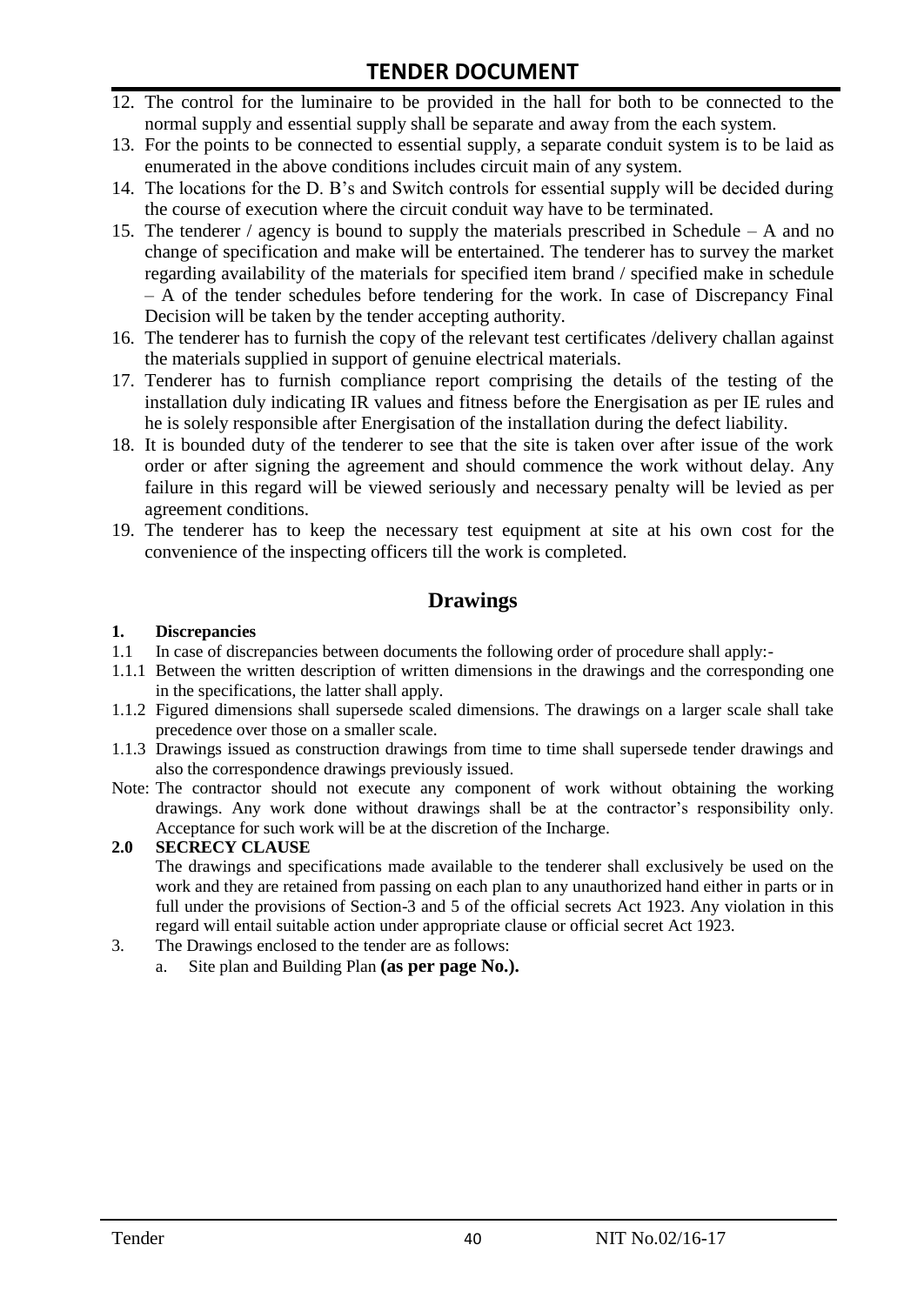12. The control for the luminaire to be provided in the hall for both to be connected to the normal supply and essential supply shall be separate and away from the each system.
13. For the points to be connected to essential supply, a separate conduit system is to be laid as enumerated in the above conditions includes circuit main of any system.
14. The locations for the D. B's and Switch controls for essential supply will be decided during the course of execution where the circuit conduit way have to be terminated.
15. The tenderer / agency is bound to supply the materials prescribed in Schedule – A and no change of specification and make will be entertained. The tenderer has to survey the market regarding availability of the materials for specified item brand / specified make in schedule – A of the tender schedules before tendering for the work. In case of Discrepancy Final Decision will be taken by the tender accepting authority.
16. The tenderer has to furnish the copy of the relevant test certificates /delivery challan against the materials supplied in support of genuine electrical materials.
17. Tenderer has to furnish compliance report comprising the details of the testing of the installation duly indicating IR values and fitness before the Energisation as per IE rules and he is solely responsible after Energisation of the installation during the defect liability.
18. It is bounded duty of the tenderer to see that the site is taken over after issue of the work order or after signing the agreement and should commence the work without delay. Any failure in this regard will be viewed seriously and necessary penalty will be levied as per agreement conditions.
19. The tenderer has to keep the necessary test equipment at site at his own cost for the convenience of the inspecting officers till the work is completed.

## Drawings

**1. Discrepancies**

1.1 In case of discrepancies between documents the following order of procedure shall apply:-

1.1.1 Between the written description of written dimensions in the drawings and the corresponding one in the specifications, the latter shall apply.

1.1.2 Figured dimensions shall supersede scaled dimensions. The drawings on a larger scale shall take precedence over those on a smaller scale.

1.1.3 Drawings issued as construction drawings from time to time shall supersede tender drawings and also the correspondence drawings previously issued.

Note: The contractor should not execute any component of work without obtaining the working drawings. Any work done without drawings shall be at the contractor's responsibility only. Acceptance for such work will be at the discretion of the Incharge.

**2.0 SECRECY CLAUSE**

The drawings and specifications made available to the tenderer shall exclusively be used on the work and they are retained from passing on each plan to any unauthorized hand either in parts or in full under the provisions of Section-3 and 5 of the official secrets Act 1923. Any violation in this regard will entail suitable action under appropriate clause or official secret Act 1923.

3. The Drawings enclosed to the tender are as follows:
   a. Site plan and Building Plan **(as per page No.).**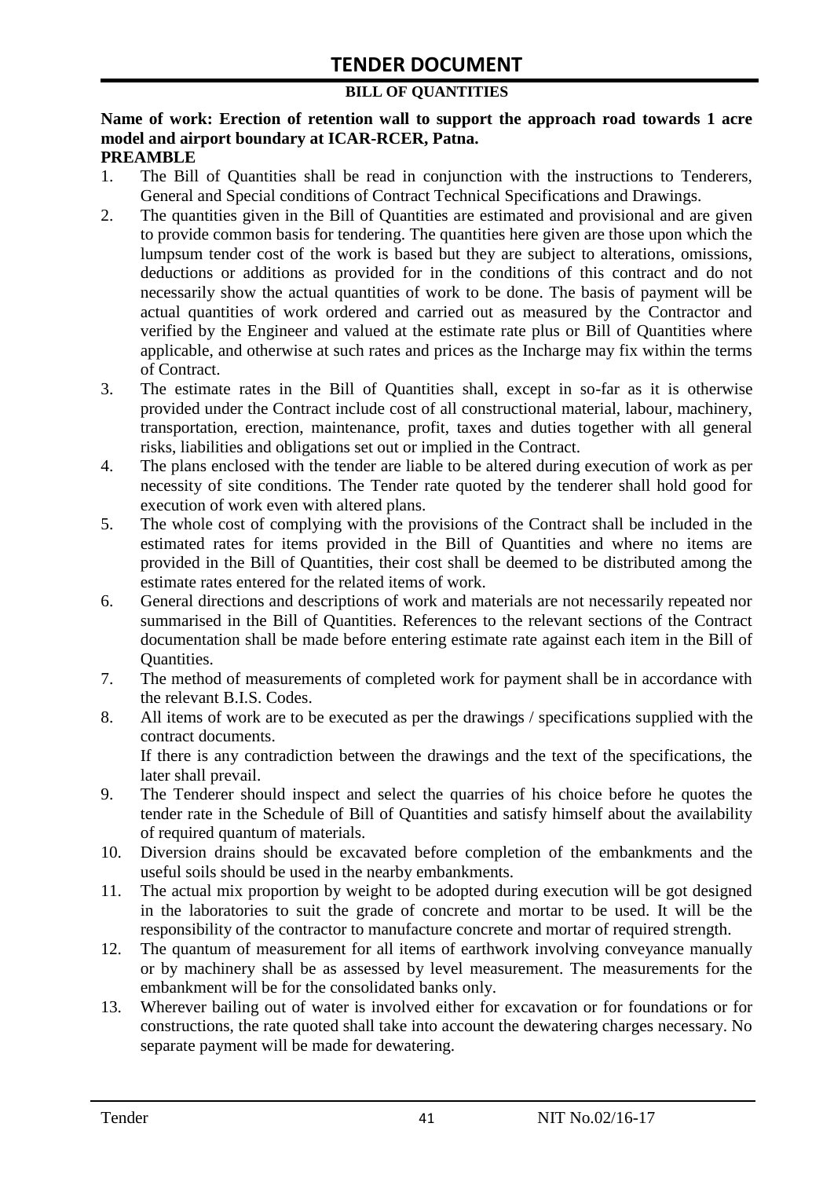# TENDER DOCUMENT

**BILL OF QUANTITIES**

**Name of work: Erection of retention wall to support the approach road towards 1 acre model and airport boundary at ICAR-RCER, Patna.**

**PREAMBLE**

1. The Bill of Quantities shall be read in conjunction with the instructions to Tenderers, General and Special conditions of Contract Technical Specifications and Drawings.
2. The quantities given in the Bill of Quantities are estimated and provisional and are given to provide common basis for tendering. The quantities here given are those upon which the lumpsum tender cost of the work is based but they are subject to alterations, omissions, deductions or additions as provided for in the conditions of this contract and do not necessarily show the actual quantities of work to be done. The basis of payment will be actual quantities of work ordered and carried out as measured by the Contractor and verified by the Engineer and valued at the estimate rate plus or Bill of Quantities where applicable, and otherwise at such rates and prices as the Incharge may fix within the terms of Contract.
3. The estimate rates in the Bill of Quantities shall, except in so-far as it is otherwise provided under the Contract include cost of all constructional material, labour, machinery, transportation, erection, maintenance, profit, taxes and duties together with all general risks, liabilities and obligations set out or implied in the Contract.
4. The plans enclosed with the tender are liable to be altered during execution of work as per necessity of site conditions. The Tender rate quoted by the tenderer shall hold good for execution of work even with altered plans.
5. The whole cost of complying with the provisions of the Contract shall be included in the estimated rates for items provided in the Bill of Quantities and where no items are provided in the Bill of Quantities, their cost shall be deemed to be distributed among the estimate rates entered for the related items of work.
6. General directions and descriptions of work and materials are not necessarily repeated nor summarised in the Bill of Quantities. References to the relevant sections of the Contract documentation shall be made before entering estimate rate against each item in the Bill of Quantities.
7. The method of measurements of completed work for payment shall be in accordance with the relevant B.I.S. Codes.
8. All items of work are to be executed as per the drawings / specifications supplied with the contract documents.
   If there is any contradiction between the drawings and the text of the specifications, the later shall prevail.
9. The Tenderer should inspect and select the quarries of his choice before he quotes the tender rate in the Schedule of Bill of Quantities and satisfy himself about the availability of required quantum of materials.
10. Diversion drains should be excavated before completion of the embankments and the useful soils should be used in the nearby embankments.
11. The actual mix proportion by weight to be adopted during execution will be got designed in the laboratories to suit the grade of concrete and mortar to be used. It will be the responsibility of the contractor to manufacture concrete and mortar of required strength.
12. The quantum of measurement for all items of earthwork involving conveyance manually or by machinery shall be as assessed by level measurement. The measurements for the embankment will be for the consolidated banks only.
13. Wherever bailing out of water is involved either for excavation or for foundations or for constructions, the rate quoted shall take into account the dewatering charges necessary. No separate payment will be made for dewatering.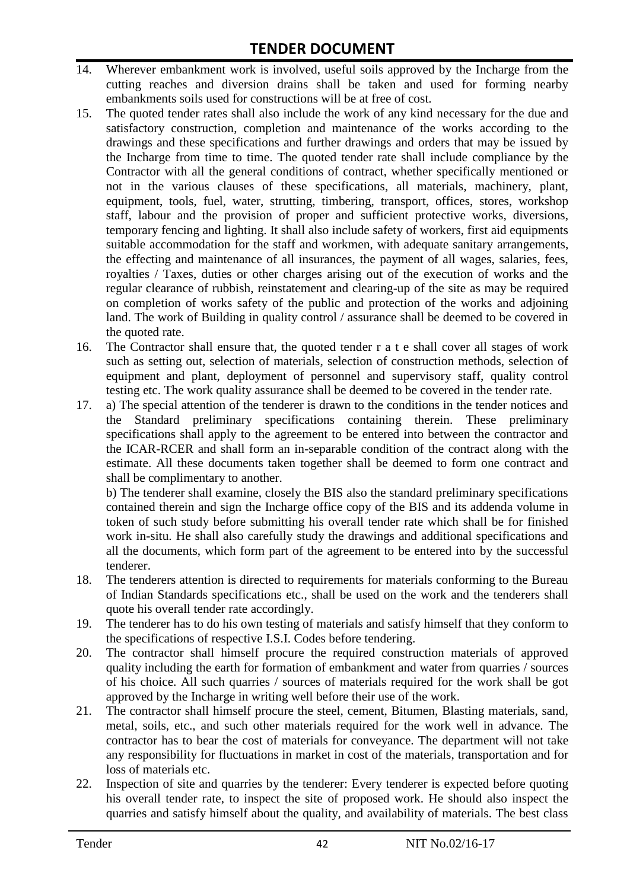14. Wherever embankment work is involved, useful soils approved by the Incharge from the cutting reaches and diversion drains shall be taken and used for forming nearby embankments soils used for constructions will be at free of cost.
15. The quoted tender rates shall also include the work of any kind necessary for the due and satisfactory construction, completion and maintenance of the works according to the drawings and these specifications and further drawings and orders that may be issued by the Incharge from time to time. The quoted tender rate shall include compliance by the Contractor with all the general conditions of contract, whether specifically mentioned or not in the various clauses of these specifications, all materials, machinery, plant, equipment, tools, fuel, water, strutting, timbering, transport, offices, stores, workshop staff, labour and the provision of proper and sufficient protective works, diversions, temporary fencing and lighting. It shall also include safety of workers, first aid equipments suitable accommodation for the staff and workmen, with adequate sanitary arrangements, the effecting and maintenance of all insurances, the payment of all wages, salaries, fees, royalties / Taxes, duties or other charges arising out of the execution of works and the regular clearance of rubbish, reinstatement and clearing-up of the site as may be required on completion of works safety of the public and protection of the works and adjoining land. The work of Building in quality control / assurance shall be deemed to be covered in the quoted rate.
16. The Contractor shall ensure that, the quoted tender r a t e shall cover all stages of work such as setting out, selection of materials, selection of construction methods, selection of equipment and plant, deployment of personnel and supervisory staff, quality control testing etc. The work quality assurance shall be deemed to be covered in the tender rate.
17. a) The special attention of the tenderer is drawn to the conditions in the tender notices and the Standard preliminary specifications containing therein. These preliminary specifications shall apply to the agreement to be entered into between the contractor and the ICAR-RCER and shall form an in-separable condition of the contract along with the estimate. All these documents taken together shall be deemed to form one contract and shall be complimentary to another.

    b) The tenderer shall examine, closely the BIS also the standard preliminary specifications contained therein and sign the Incharge office copy of the BIS and its addenda volume in token of such study before submitting his overall tender rate which shall be for finished work in-situ. He shall also carefully study the drawings and additional specifications and all the documents, which form part of the agreement to be entered into by the successful tenderer.
18. The tenderers attention is directed to requirements for materials conforming to the Bureau of Indian Standards specifications etc., shall be used on the work and the tenderers shall quote his overall tender rate accordingly.
19. The tenderer has to do his own testing of materials and satisfy himself that they conform to the specifications of respective I.S.I. Codes before tendering.
20. The contractor shall himself procure the required construction materials of approved quality including the earth for formation of embankment and water from quarries / sources of his choice. All such quarries / sources of materials required for the work shall be got approved by the Incharge in writing well before their use of the work.
21. The contractor shall himself procure the steel, cement, Bitumen, Blasting materials, sand, metal, soils, etc., and such other materials required for the work well in advance. The contractor has to bear the cost of materials for conveyance. The department will not take any responsibility for fluctuations in market in cost of the materials, transportation and for loss of materials etc.
22. Inspection of site and quarries by the tenderer: Every tenderer is expected before quoting his overall tender rate, to inspect the site of proposed work. He should also inspect the quarries and satisfy himself about the quality, and availability of materials. The best class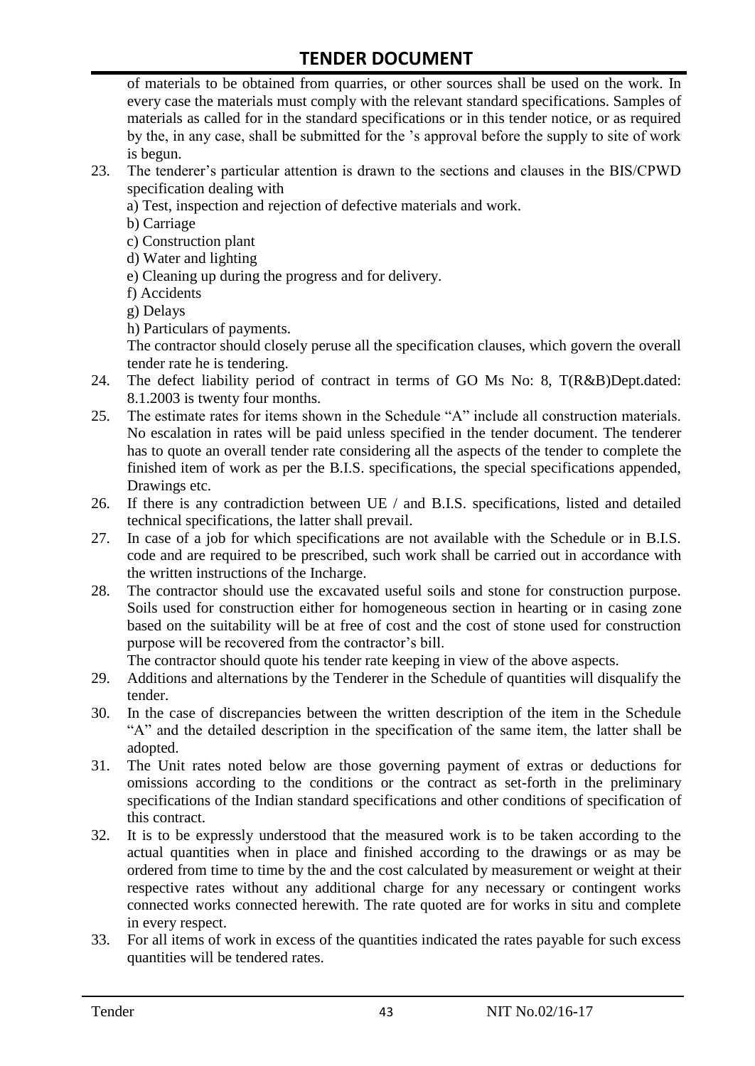of materials to be obtained from quarries, or other sources shall be used on the work. In every case the materials must comply with the relevant standard specifications. Samples of materials as called for in the standard specifications or in this tender notice, or as required by the, in any case, shall be submitted for the 's approval before the supply to site of work is begun.

23. The tenderer's particular attention is drawn to the sections and clauses in the BIS/CPWD specification dealing with
    a) Test, inspection and rejection of defective materials and work.
    b) Carriage
    c) Construction plant
    d) Water and lighting
    e) Cleaning up during the progress and for delivery.
    f) Accidents
    g) Delays
    h) Particulars of payments.

    The contractor should closely peruse all the specification clauses, which govern the overall tender rate he is tendering.
24. The defect liability period of contract in terms of GO Ms No: 8, T(R&B)Dept.dated: 8.1.2003 is twenty four months.
25. The estimate rates for items shown in the Schedule "A" include all construction materials. No escalation in rates will be paid unless specified in the tender document. The tenderer has to quote an overall tender rate considering all the aspects of the tender to complete the finished item of work as per the B.I.S. specifications, the special specifications appended, Drawings etc.
26. If there is any contradiction between UE / and B.I.S. specifications, listed and detailed technical specifications, the latter shall prevail.
27. In case of a job for which specifications are not available with the Schedule or in B.I.S. code and are required to be prescribed, such work shall be carried out in accordance with the written instructions of the Incharge.
28. The contractor should use the excavated useful soils and stone for construction purpose. Soils used for construction either for homogeneous section in hearting or in casing zone based on the suitability will be at free of cost and the cost of stone used for construction purpose will be recovered from the contractor's bill.

    The contractor should quote his tender rate keeping in view of the above aspects.
29. Additions and alternations by the Tenderer in the Schedule of quantities will disqualify the tender.
30. In the case of discrepancies between the written description of the item in the Schedule "A" and the detailed description in the specification of the same item, the latter shall be adopted.
31. The Unit rates noted below are those governing payment of extras or deductions for omissions according to the conditions or the contract as set-forth in the preliminary specifications of the Indian standard specifications and other conditions of specification of this contract.
32. It is to be expressly understood that the measured work is to be taken according to the actual quantities when in place and finished according to the drawings or as may be ordered from time to time by the and the cost calculated by measurement or weight at their respective rates without any additional charge for any necessary or contingent works connected works connected herewith. The rate quoted are for works in situ and complete in every respect.
33. For all items of work in excess of the quantities indicated the rates payable for such excess quantities will be tendered rates.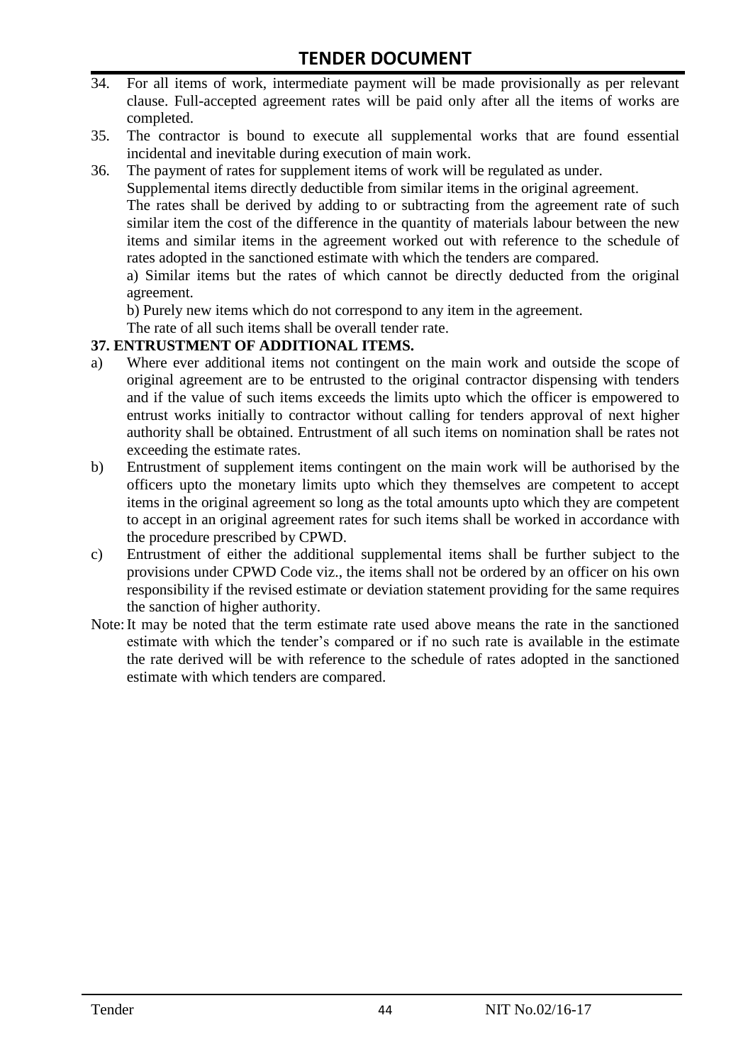34. For all items of work, intermediate payment will be made provisionally as per relevant clause. Full-accepted agreement rates will be paid only after all the items of works are completed.

35. The contractor is bound to execute all supplemental works that are found essential incidental and inevitable during execution of main work.

36. The payment of rates for supplement items of work will be regulated as under.

 Supplemental items directly deductible from similar items in the original agreement.

 The rates shall be derived by adding to or subtracting from the agreement rate of such similar item the cost of the difference in the quantity of materials labour between the new items and similar items in the agreement worked out with reference to the schedule of rates adopted in the sanctioned estimate with which the tenders are compared.

 a) Similar items but the rates of which cannot be directly deducted from the original agreement.

 b) Purely new items which do not correspond to any item in the agreement.

 The rate of all such items shall be overall tender rate.

**37. ENTRUSTMENT OF ADDITIONAL ITEMS.**

a) Where ever additional items not contingent on the main work and outside the scope of original agreement are to be entrusted to the original contractor dispensing with tenders and if the value of such items exceeds the limits upto which the officer is empowered to entrust works initially to contractor without calling for tenders approval of next higher authority shall be obtained. Entrustment of all such items on nomination shall be rates not exceeding the estimate rates.

b) Entrustment of supplement items contingent on the main work will be authorised by the officers upto the monetary limits upto which they themselves are competent to accept items in the original agreement so long as the total amounts upto which they are competent to accept in an original agreement rates for such items shall be worked in accordance with the procedure prescribed by CPWD.

c) Entrustment of either the additional supplemental items shall be further subject to the provisions under CPWD Code viz., the items shall not be ordered by an officer on his own responsibility if the revised estimate or deviation statement providing for the same requires the sanction of higher authority.

Note: It may be noted that the term estimate rate used above means the rate in the sanctioned estimate with which the tender's compared or if no such rate is available in the estimate the rate derived will be with reference to the schedule of rates adopted in the sanctioned estimate with which tenders are compared.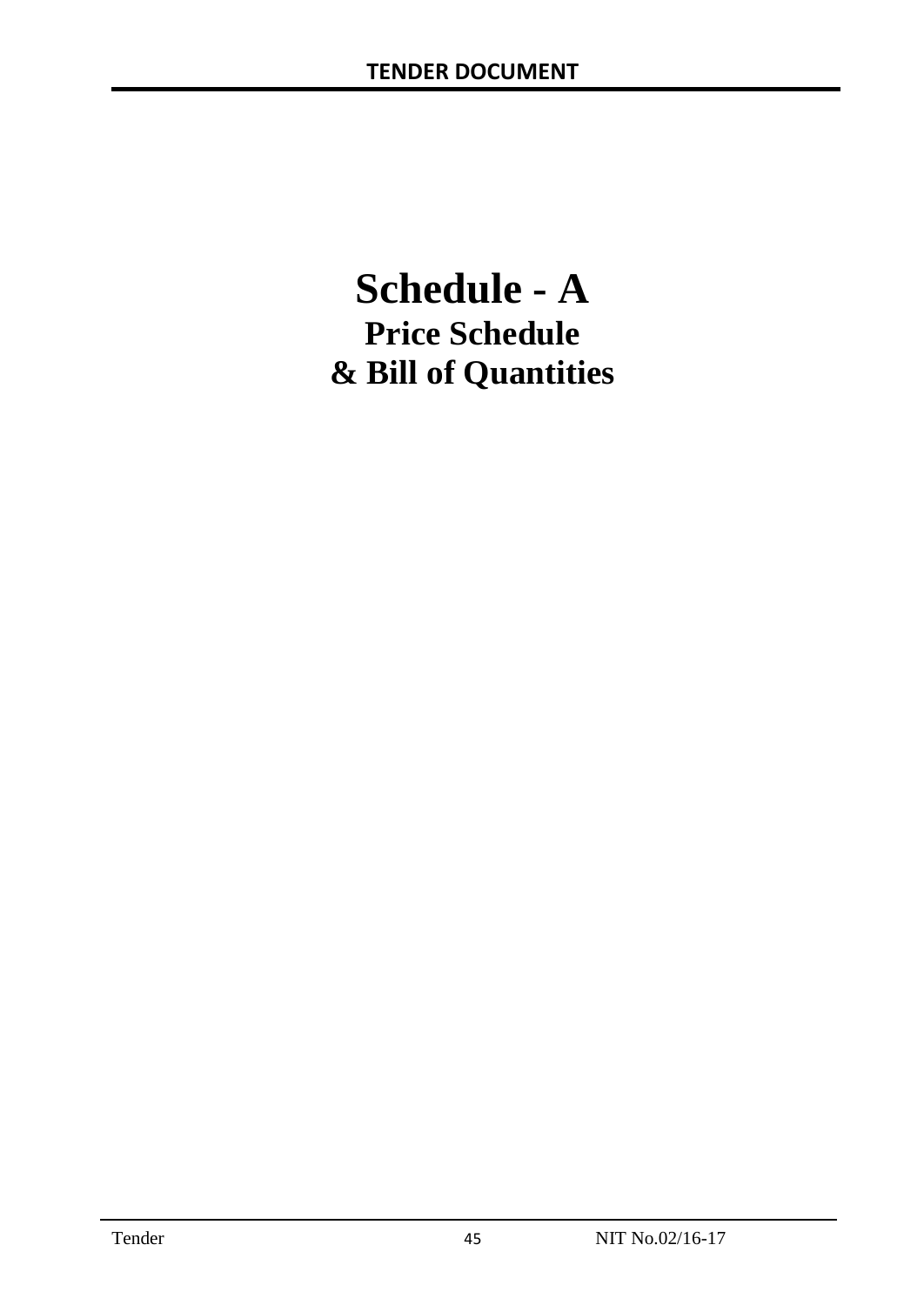# Schedule - A

## Price Schedule
## & Bill of Quantities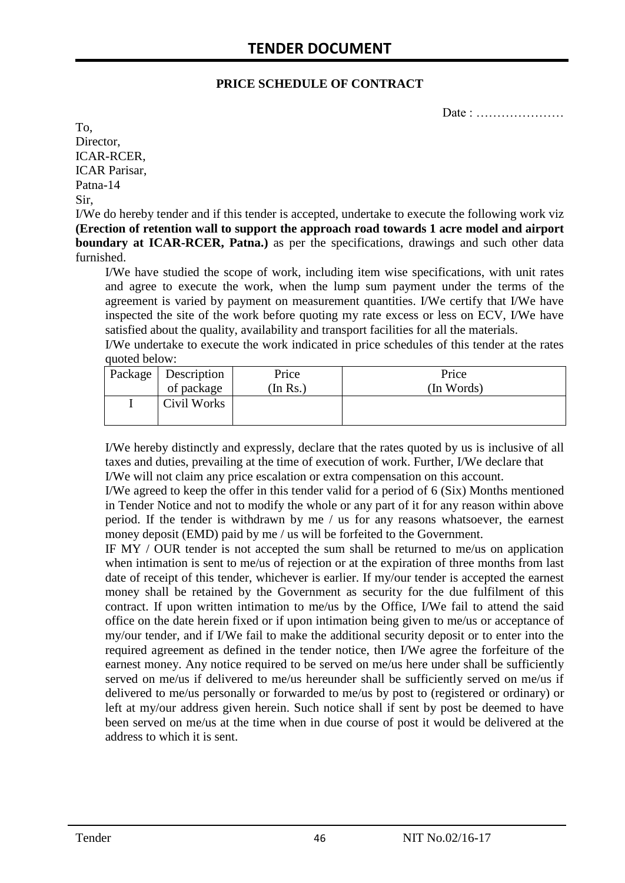## PRICE SCHEDULE OF CONTRACT

Date : …………………

To,
Director,
ICAR-RCER,
ICAR Parisar,
Patna-14
Sir,

I/We do hereby tender and if this tender is accepted, undertake to execute the following work viz **(Erection of retention wall to support the approach road towards 1 acre model and airport boundary at ICAR-RCER, Patna.)** as per the specifications, drawings and such other data furnished.

I/We have studied the scope of work, including item wise specifications, with unit rates and agree to execute the work, when the lump sum payment under the terms of the agreement is varied by payment on measurement quantities. I/We certify that I/We have inspected the site of the work before quoting my rate excess or less on ECV, I/We have satisfied about the quality, availability and transport facilities for all the materials.

I/We undertake to execute the work indicated in price schedules of this tender at the rates quoted below:

| Package | Description of package | Price (In Rs.) | Price (In Words) |
|---|---|---|---|
| I | Civil Works | | |

I/We hereby distinctly and expressly, declare that the rates quoted by us is inclusive of all taxes and duties, prevailing at the time of execution of work. Further, I/We declare that I/We will not claim any price escalation or extra compensation on this account.

I/We agreed to keep the offer in this tender valid for a period of 6 (Six) Months mentioned in Tender Notice and not to modify the whole or any part of it for any reason within above period. If the tender is withdrawn by me / us for any reasons whatsoever, the earnest money deposit (EMD) paid by me / us will be forfeited to the Government.

IF MY / OUR tender is not accepted the sum shall be returned to me/us on application when intimation is sent to me/us of rejection or at the expiration of three months from last date of receipt of this tender, whichever is earlier. If my/our tender is accepted the earnest money shall be retained by the Government as security for the due fulfilment of this contract. If upon written intimation to me/us by the Office, I/We fail to attend the said office on the date herein fixed or if upon intimation being given to me/us or acceptance of my/our tender, and if I/We fail to make the additional security deposit or to enter into the required agreement as defined in the tender notice, then I/We agree the forfeiture of the earnest money. Any notice required to be served on me/us here under shall be sufficiently served on me/us if delivered to me/us hereunder shall be sufficiently served on me/us if delivered to me/us personally or forwarded to me/us by post to (registered or ordinary) or left at my/our address given herein. Such notice shall if sent by post be deemed to have been served on me/us at the time when in due course of post it would be delivered at the address to which it is sent.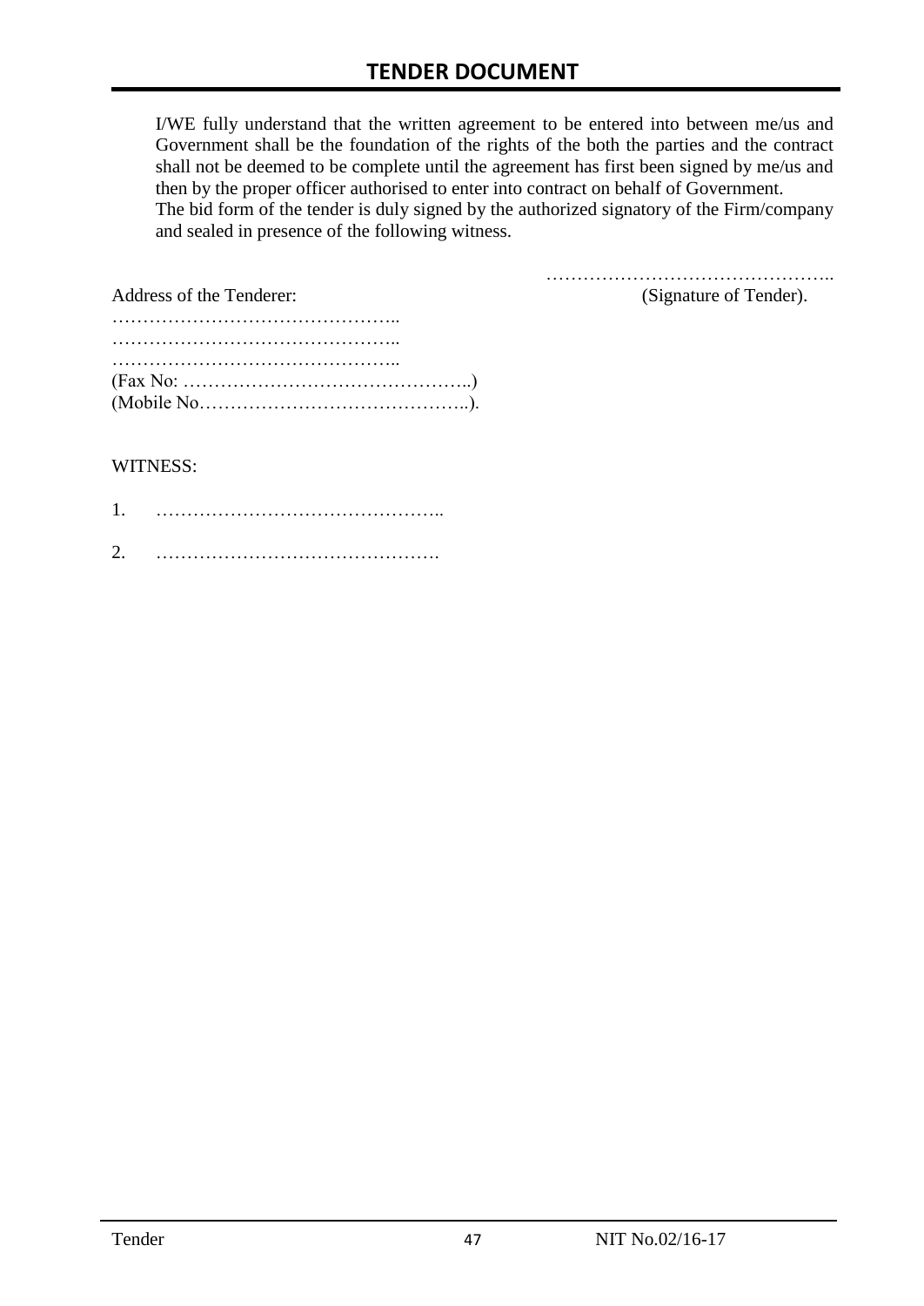I/WE fully understand that the written agreement to be entered into between me/us and Government shall be the foundation of the rights of the both the parties and the contract shall not be deemed to be complete until the agreement has first been signed by me/us and then by the proper officer authorised to enter into contract on behalf of Government.
The bid form of the tender is duly signed by the authorized signatory of the Firm/company and sealed in presence of the following witness.

……………………………………….. 
(Signature of Tender).

Address of the Tenderer:

………………………………………..
………………………………………..
………………………………………..
(Fax No: ………………………………………..)
(Mobile No……………………………………..).

WITNESS:

1. ………………………………………..

2. ……………………………………….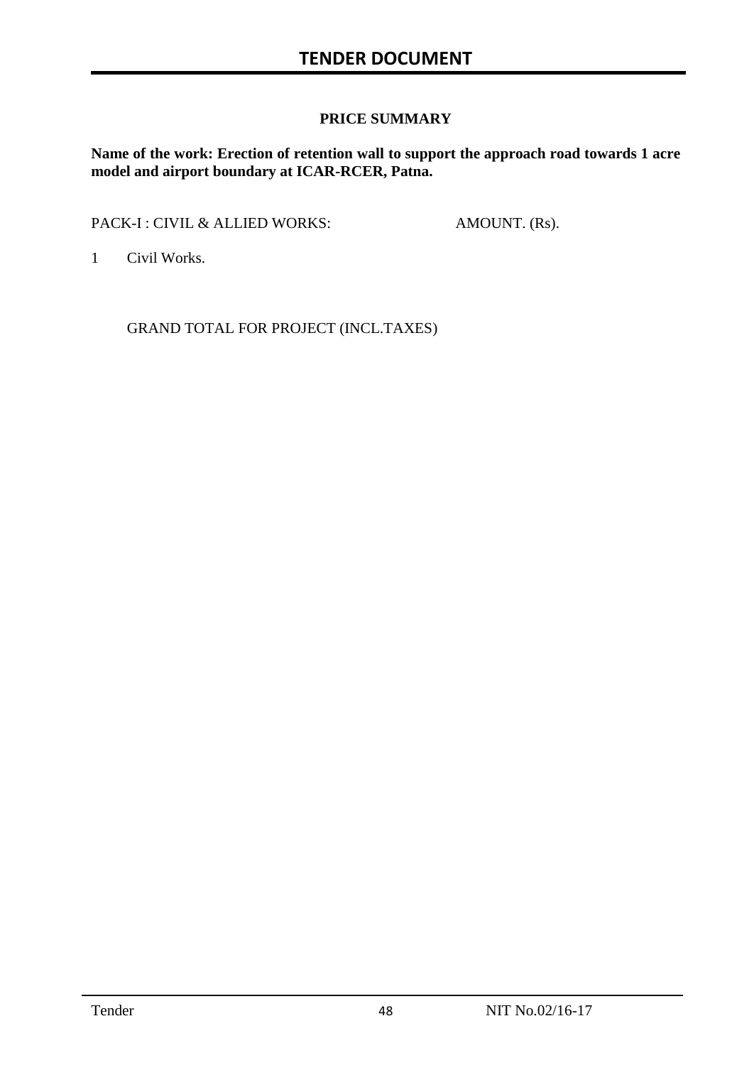## PRICE SUMMARY

**Name of the work: Erection of retention wall to support the approach road towards 1 acre model and airport boundary at ICAR-RCER, Patna.**

| PACK-I : CIVIL & ALLIED WORKS: | AMOUNT. (Rs). |
|---|---|
| 1 Civil Works. | |
| GRAND TOTAL FOR PROJECT (INCL.TAXES) | |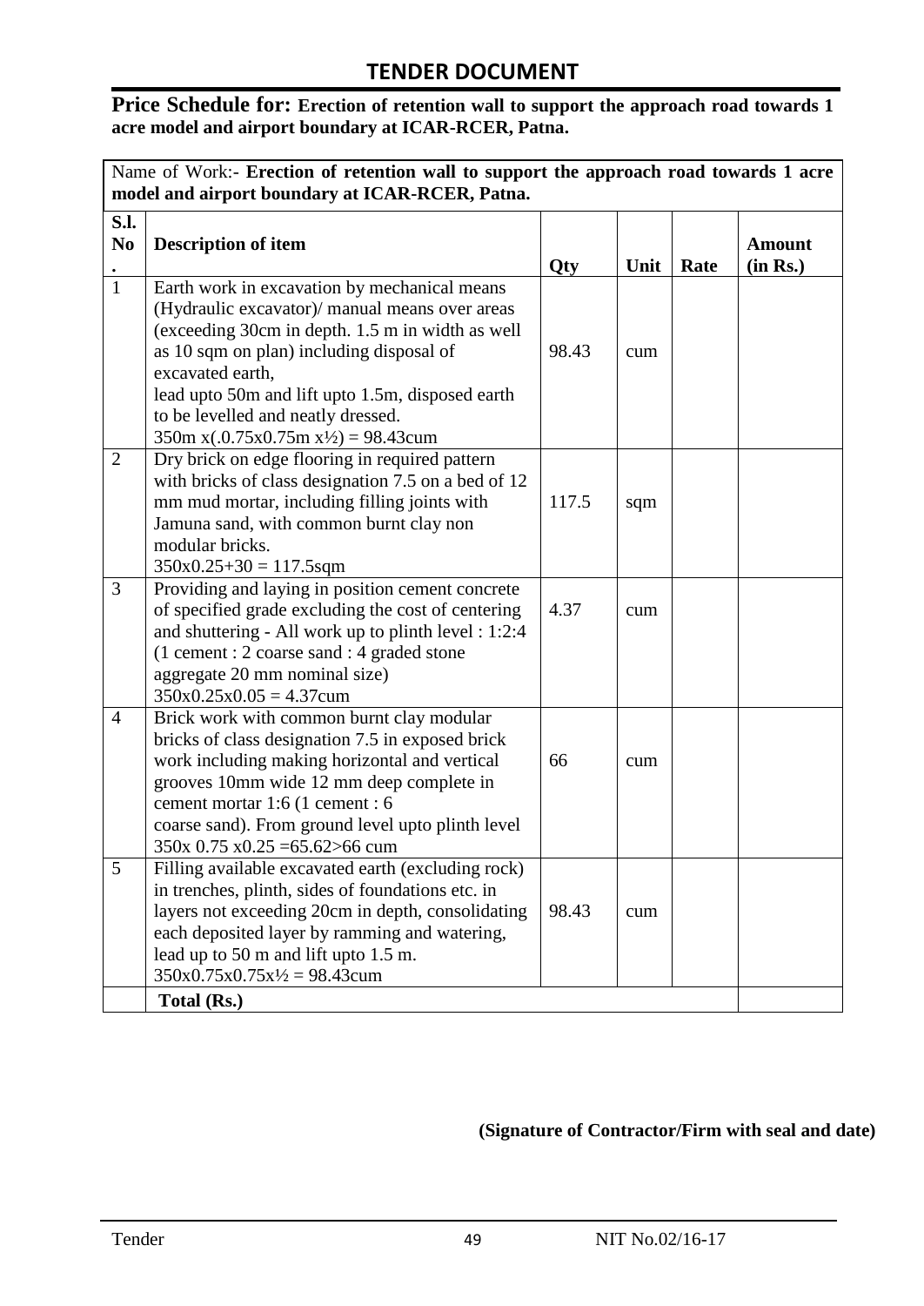## TENDER DOCUMENT

**Price Schedule for: Erection of retention wall to support the approach road towards 1 acre model and airport boundary at ICAR-RCER, Patna.**

| Name of Work:- **Erection of retention wall to support the approach road towards 1 acre model and airport boundary at ICAR-RCER, Patna.** | | | | | |
|---|---|---|---|---|---|
| **S.l. No.** | **Description of item** | **Qty** | **Unit** | **Rate** | **Amount (in Rs.)** |
| 1 | Earth work in excavation by mechanical means (Hydraulic excavator)/ manual means over areas (exceeding 30cm in depth. 1.5 m in width as well as 10 sqm on plan) including disposal of excavated earth, lead upto 50m and lift upto 1.5m, disposed earth to be levelled and neatly dressed. 350m x(.0.75x0.75m x½) = 98.43cum | 98.43 | cum | | |
| 2 | Dry brick on edge flooring in required pattern with bricks of class designation 7.5 on a bed of 12 mm mud mortar, including filling joints with Jamuna sand, with common burnt clay non modular bricks. 350x0.25+30 = 117.5sqm | 117.5 | sqm | | |
| 3 | Providing and laying in position cement concrete of specified grade excluding the cost of centering and shuttering - All work up to plinth level : 1:2:4 (1 cement : 2 coarse sand : 4 graded stone aggregate 20 mm nominal size) 350x0.25x0.05 = 4.37cum | 4.37 | cum | | |
| 4 | Brick work with common burnt clay modular bricks of class designation 7.5 in exposed brick work including making horizontal and vertical grooves 10mm wide 12 mm deep complete in cement mortar 1:6 (1 cement : 6 coarse sand). From ground level upto plinth level 350x 0.75 x0.25 =65.62>66 cum | 66 | cum | | |
| 5 | Filling available excavated earth (excluding rock) in trenches, plinth, sides of foundations etc. in layers not exceeding 20cm in depth, consolidating each deposited layer by ramming and watering, lead up to 50 m and lift upto 1.5 m. 350x0.75x0.75x½ = 98.43cum | 98.43 | cum | | |
| | **Total (Rs.)** | | | | |

**(Signature of Contractor/Firm with seal and date)**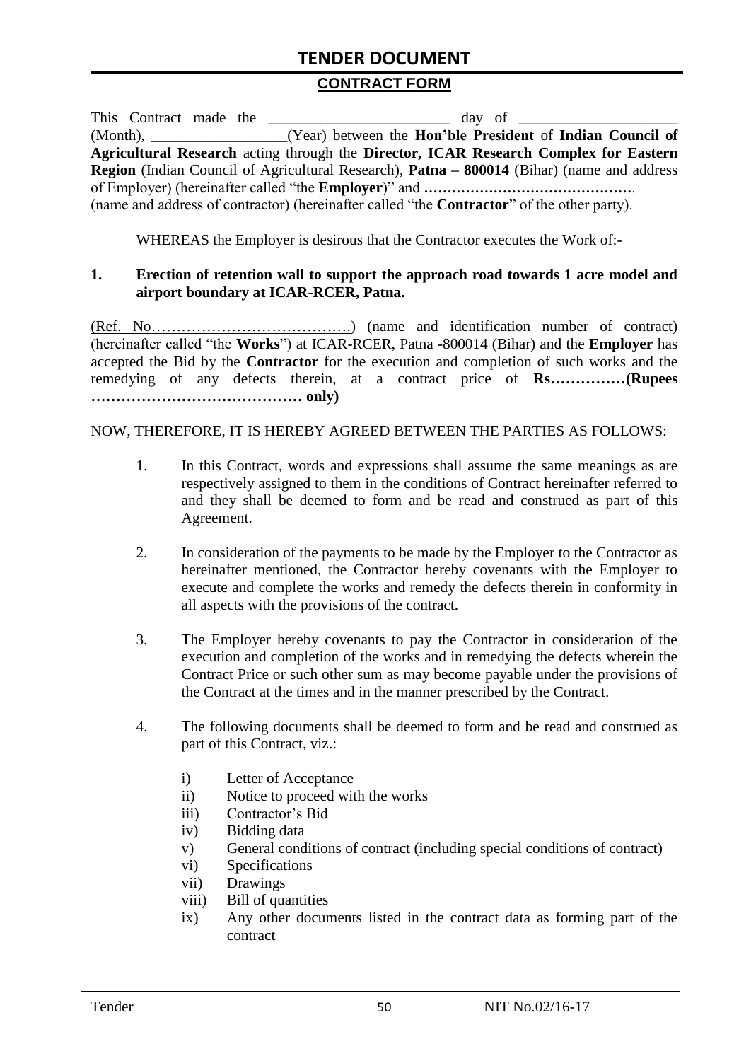## CONTRACT FORM

This Contract made the ________________________ day of ____________________ (Month), __________________(Year) between the **Hon'ble President** of **Indian Council of Agricultural Research** acting through the **Director, ICAR Research Complex for Eastern Region** (Indian Council of Agricultural Research), **Patna – 800014** (Bihar) (name and address of Employer) (hereinafter called "the **Employer**)" and **………………………………………**. (name and address of contractor) (hereinafter called "the **Contractor**" of the other party).

WHEREAS the Employer is desirous that the Contractor executes the Work of:-

**1. Erection of retention wall to support the approach road towards 1 acre model and airport boundary at ICAR-RCER, Patna.**

(Ref. No………………………………….) (name and identification number of contract) (hereinafter called "the **Works**") at ICAR-RCER, Patna -800014 (Bihar) and the **Employer** has accepted the Bid by the **Contractor** for the execution and completion of such works and the remedying of any defects therein, at a contract price of **Rs……………(Rupees …………………………………… only)**

NOW, THEREFORE, IT IS HEREBY AGREED BETWEEN THE PARTIES AS FOLLOWS:

1. In this Contract, words and expressions shall assume the same meanings as are respectively assigned to them in the conditions of Contract hereinafter referred to and they shall be deemed to form and be read and construed as part of this Agreement.

2. In consideration of the payments to be made by the Employer to the Contractor as hereinafter mentioned, the Contractor hereby covenants with the Employer to execute and complete the works and remedy the defects therein in conformity in all aspects with the provisions of the contract.

3. The Employer hereby covenants to pay the Contractor in consideration of the execution and completion of the works and in remedying the defects wherein the Contract Price or such other sum as may become payable under the provisions of the Contract at the times and in the manner prescribed by the Contract.

4. The following documents shall be deemed to form and be read and construed as part of this Contract, viz.:

   i) Letter of Acceptance
   ii) Notice to proceed with the works
   iii) Contractor's Bid
   iv) Bidding data
   v) General conditions of contract (including special conditions of contract)
   vi) Specifications
   vii) Drawings
   viii) Bill of quantities
   ix) Any other documents listed in the contract data as forming part of the contract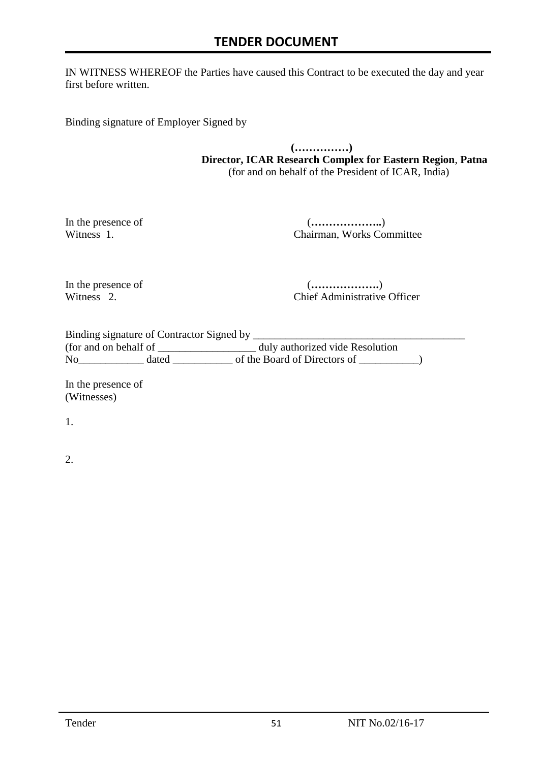IN WITNESS WHEREOF the Parties have caused this Contract to be executed the day and year first before written.

Binding signature of Employer Signed by

**(……………)**
**Director, ICAR Research Complex for Eastern Region**, **Patna**
(for and on behalf of the President of ICAR, India)

In the presence of
Witness 1.

(**………………..**)
Chairman, Works Committee

In the presence of
Witness 2.

(**……………….**)
Chief Administrative Officer

Binding signature of Contractor Signed by ________________________________________
(for and on behalf of __________________ duly authorized vide Resolution
No____________ dated ___________ of the Board of Directors of ___________)

In the presence of
(Witnesses)

1.

2.